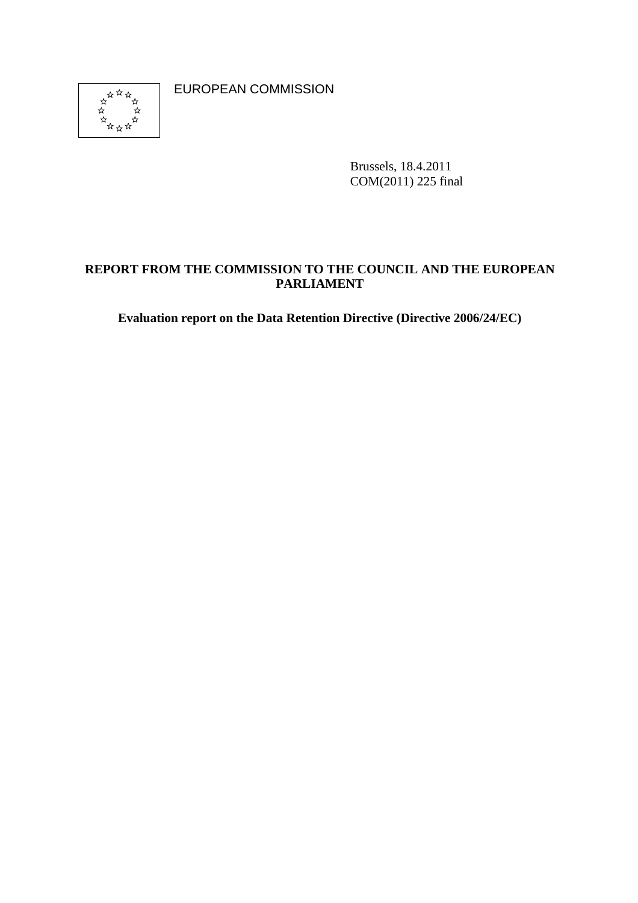EUROPEAN COMMISSION

Brussels, 18.4.2011
COM(2011) 225 final

**REPORT FROM THE COMMISSION TO THE COUNCIL AND THE EUROPEAN PARLIAMENT**

**Evaluation report on the Data Retention Directive (Directive 2006/24/EC)**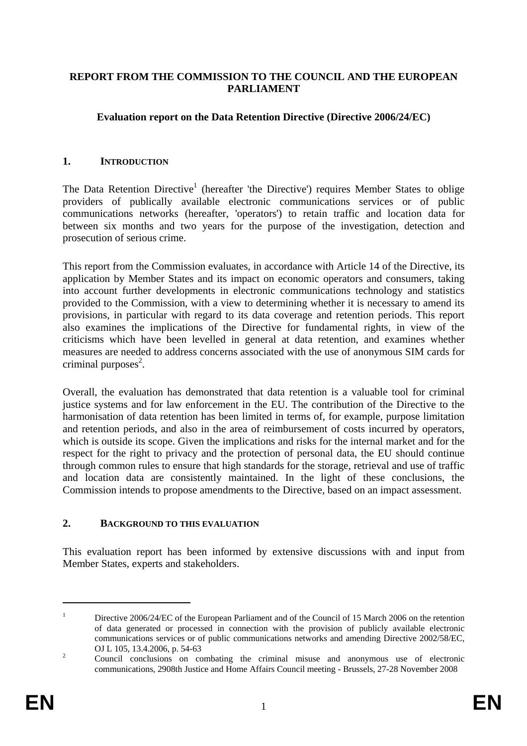**REPORT FROM THE COMMISSION TO THE COUNCIL AND THE EUROPEAN PARLIAMENT**

**Evaluation report on the Data Retention Directive (Directive 2006/24/EC)**

## 1. INTRODUCTION

The Data Retention Directive[1] (hereafter 'the Directive') requires Member States to oblige providers of publically available electronic communications services or of public communications networks (hereafter, 'operators') to retain traffic and location data for between six months and two years for the purpose of the investigation, detection and prosecution of serious crime.

This report from the Commission evaluates, in accordance with Article 14 of the Directive, its application by Member States and its impact on economic operators and consumers, taking into account further developments in electronic communications technology and statistics provided to the Commission, with a view to determining whether it is necessary to amend its provisions, in particular with regard to its data coverage and retention periods. This report also examines the implications of the Directive for fundamental rights, in view of the criticisms which have been levelled in general at data retention, and examines whether measures are needed to address concerns associated with the use of anonymous SIM cards for criminal purposes[2].

Overall, the evaluation has demonstrated that data retention is a valuable tool for criminal justice systems and for law enforcement in the EU. The contribution of the Directive to the harmonisation of data retention has been limited in terms of, for example, purpose limitation and retention periods, and also in the area of reimbursement of costs incurred by operators, which is outside its scope. Given the implications and risks for the internal market and for the respect for the right to privacy and the protection of personal data, the EU should continue through common rules to ensure that high standards for the storage, retrieval and use of traffic and location data are consistently maintained. In the light of these conclusions, the Commission intends to propose amendments to the Directive, based on an impact assessment.

## 2. BACKGROUND TO THIS EVALUATION

This evaluation report has been informed by extensive discussions with and input from Member States, experts and stakeholders.

---

[1] Directive 2006/24/EC of the European Parliament and of the Council of 15 March 2006 on the retention of data generated or processed in connection with the provision of publicly available electronic communications services or of public communications networks and amending Directive 2002/58/EC, OJ L 105, 13.4.2006, p. 54-63

[2] Council conclusions on combating the criminal misuse and anonymous use of electronic communications, 2908th Justice and Home Affairs Council meeting - Brussels, 27-28 November 2008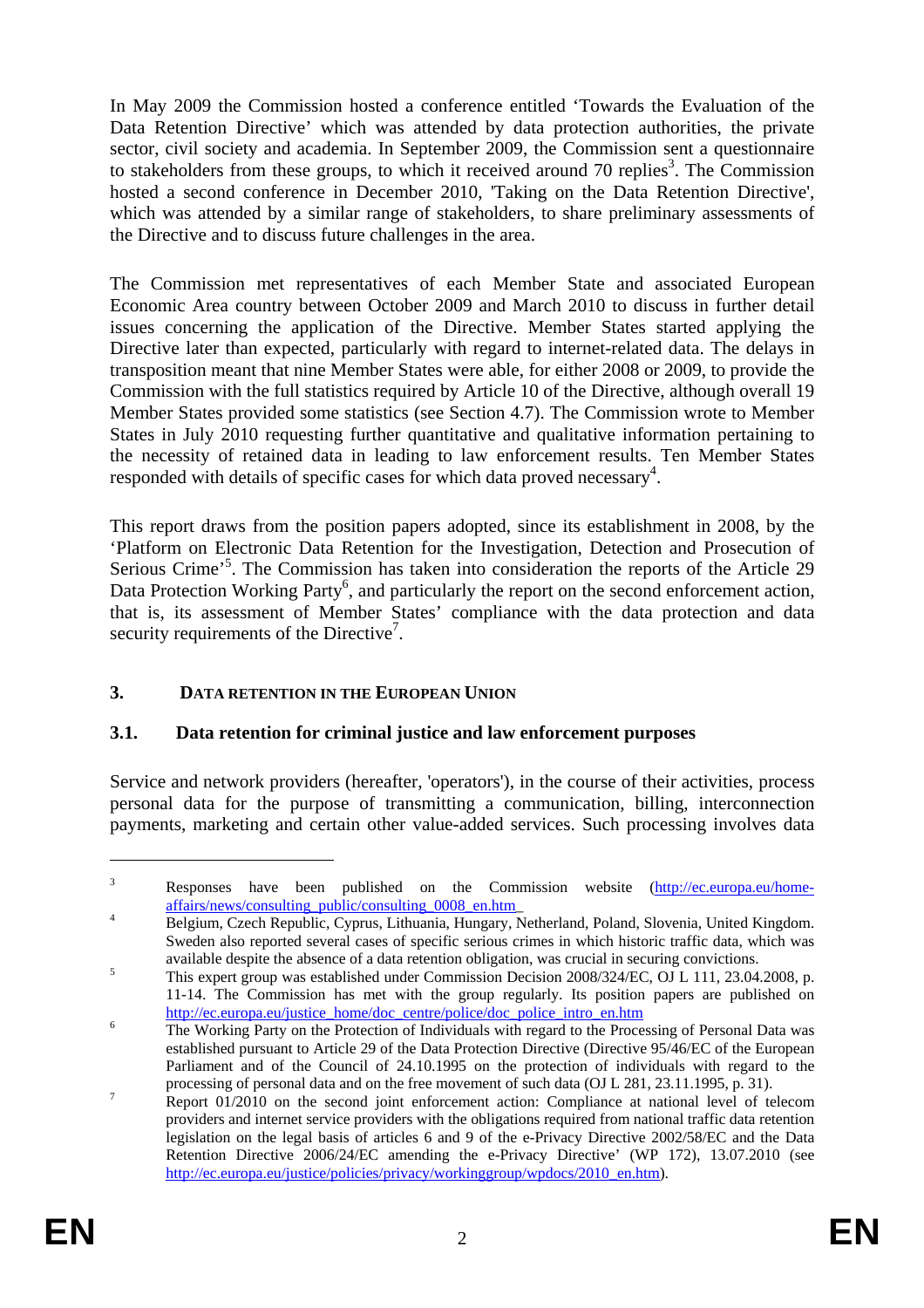In May 2009 the Commission hosted a conference entitled 'Towards the Evaluation of the Data Retention Directive' which was attended by data protection authorities, the private sector, civil society and academia. In September 2009, the Commission sent a questionnaire to stakeholders from these groups, to which it received around 70 replies[3]. The Commission hosted a second conference in December 2010, 'Taking on the Data Retention Directive', which was attended by a similar range of stakeholders, to share preliminary assessments of the Directive and to discuss future challenges in the area.

The Commission met representatives of each Member State and associated European Economic Area country between October 2009 and March 2010 to discuss in further detail issues concerning the application of the Directive. Member States started applying the Directive later than expected, particularly with regard to internet-related data. The delays in transposition meant that nine Member States were able, for either 2008 or 2009, to provide the Commission with the full statistics required by Article 10 of the Directive, although overall 19 Member States provided some statistics (see Section 4.7). The Commission wrote to Member States in July 2010 requesting further quantitative and qualitative information pertaining to the necessity of retained data in leading to law enforcement results. Ten Member States responded with details of specific cases for which data proved necessary[4].

This report draws from the position papers adopted, since its establishment in 2008, by the 'Platform on Electronic Data Retention for the Investigation, Detection and Prosecution of Serious Crime'[5]. The Commission has taken into consideration the reports of the Article 29 Data Protection Working Party[6], and particularly the report on the second enforcement action, that is, its assessment of Member States' compliance with the data protection and data security requirements of the Directive[7].

## 3. DATA RETENTION IN THE EUROPEAN UNION

### 3.1. Data retention for criminal justice and law enforcement purposes

Service and network providers (hereafter, 'operators'), in the course of their activities, process personal data for the purpose of transmitting a communication, billing, interconnection payments, marketing and certain other value-added services. Such processing involves data

---

[3] Responses have been published on the Commission website (http://ec.europa.eu/home-affairs/news/consulting_public/consulting_0008_en.htm

[4] Belgium, Czech Republic, Cyprus, Lithuania, Hungary, Netherland, Poland, Slovenia, United Kingdom. Sweden also reported several cases of specific serious crimes in which historic traffic data, which was available despite the absence of a data retention obligation, was crucial in securing convictions.

[5] This expert group was established under Commission Decision 2008/324/EC, OJ L 111, 23.04.2008, p. 11-14. The Commission has met with the group regularly. Its position papers are published on http://ec.europa.eu/justice_home/doc_centre/police/doc_police_intro_en.htm

[6] The Working Party on the Protection of Individuals with regard to the Processing of Personal Data was established pursuant to Article 29 of the Data Protection Directive (Directive 95/46/EC of the European Parliament and of the Council of 24.10.1995 on the protection of individuals with regard to the processing of personal data and on the free movement of such data (OJ L 281, 23.11.1995, p. 31).

[7] Report 01/2010 on the second joint enforcement action: Compliance at national level of telecom providers and internet service providers with the obligations required from national traffic data retention legislation on the legal basis of articles 6 and 9 of the e-Privacy Directive 2002/58/EC and the Data Retention Directive 2006/24/EC amending the e-Privacy Directive' (WP 172), 13.07.2010 (see http://ec.europa.eu/justice/policies/privacy/workinggroup/wpdocs/2010_en.htm).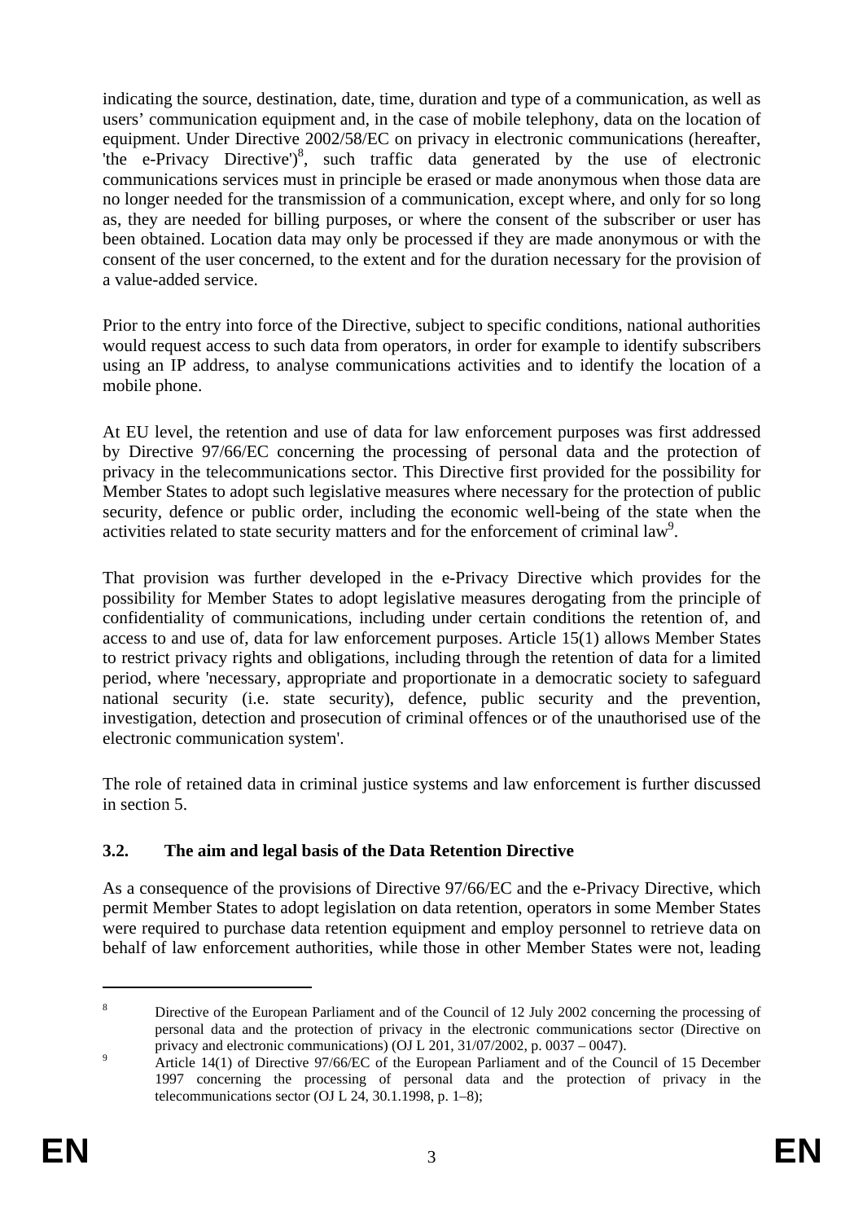indicating the source, destination, date, time, duration and type of a communication, as well as users' communication equipment and, in the case of mobile telephony, data on the location of equipment. Under Directive 2002/58/EC on privacy in electronic communications (hereafter, 'the e-Privacy Directive')[8], such traffic data generated by the use of electronic communications services must in principle be erased or made anonymous when those data are no longer needed for the transmission of a communication, except where, and only for so long as, they are needed for billing purposes, or where the consent of the subscriber or user has been obtained. Location data may only be processed if they are made anonymous or with the consent of the user concerned, to the extent and for the duration necessary for the provision of a value-added service.

Prior to the entry into force of the Directive, subject to specific conditions, national authorities would request access to such data from operators, in order for example to identify subscribers using an IP address, to analyse communications activities and to identify the location of a mobile phone.

At EU level, the retention and use of data for law enforcement purposes was first addressed by Directive 97/66/EC concerning the processing of personal data and the protection of privacy in the telecommunications sector. This Directive first provided for the possibility for Member States to adopt such legislative measures where necessary for the protection of public security, defence or public order, including the economic well-being of the state when the activities related to state security matters and for the enforcement of criminal law[9].

That provision was further developed in the e-Privacy Directive which provides for the possibility for Member States to adopt legislative measures derogating from the principle of confidentiality of communications, including under certain conditions the retention of, and access to and use of, data for law enforcement purposes. Article 15(1) allows Member States to restrict privacy rights and obligations, including through the retention of data for a limited period, where 'necessary, appropriate and proportionate in a democratic society to safeguard national security (i.e. state security), defence, public security and the prevention, investigation, detection and prosecution of criminal offences or of the unauthorised use of the electronic communication system'.

The role of retained data in criminal justice systems and law enforcement is further discussed in section 5.

### 3.2. The aim and legal basis of the Data Retention Directive

As a consequence of the provisions of Directive 97/66/EC and the e-Privacy Directive, which permit Member States to adopt legislation on data retention, operators in some Member States were required to purchase data retention equipment and employ personnel to retrieve data on behalf of law enforcement authorities, while those in other Member States were not, leading

---

[8] Directive of the European Parliament and of the Council of 12 July 2002 concerning the processing of personal data and the protection of privacy in the electronic communications sector (Directive on privacy and electronic communications) (OJ L 201, 31/07/2002, p. 0037 – 0047).

[9] Article 14(1) of Directive 97/66/EC of the European Parliament and of the Council of 15 December 1997 concerning the processing of personal data and the protection of privacy in the telecommunications sector (OJ L 24, 30.1.1998, p. 1–8);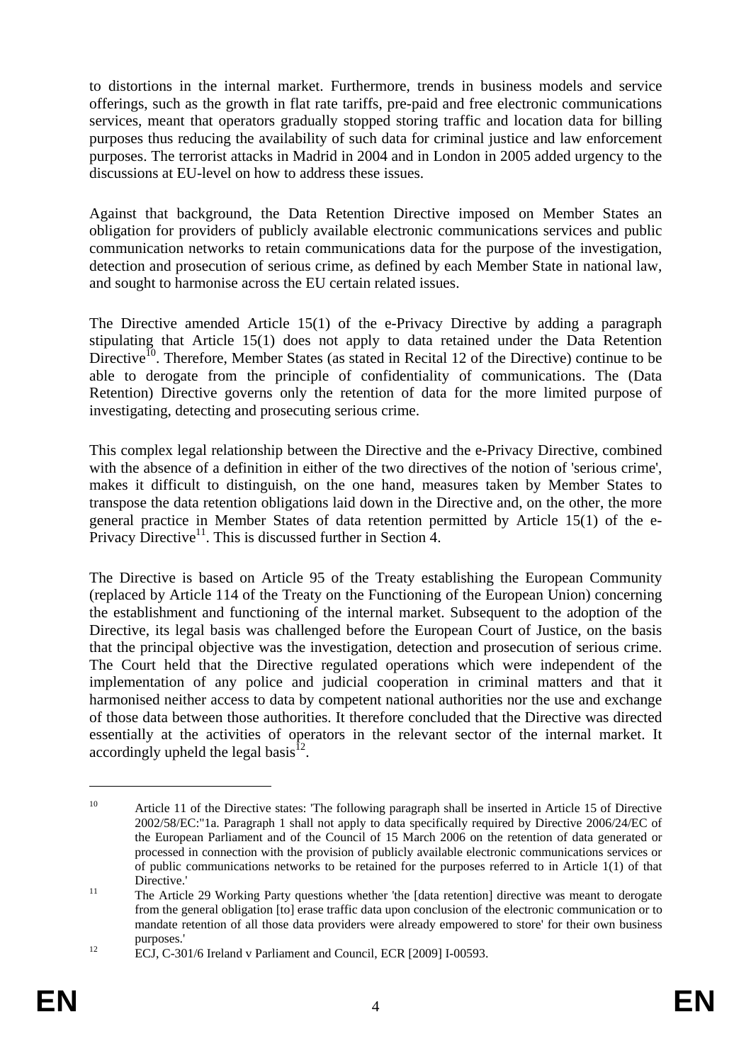to distortions in the internal market. Furthermore, trends in business models and service offerings, such as the growth in flat rate tariffs, pre-paid and free electronic communications services, meant that operators gradually stopped storing traffic and location data for billing purposes thus reducing the availability of such data for criminal justice and law enforcement purposes. The terrorist attacks in Madrid in 2004 and in London in 2005 added urgency to the discussions at EU-level on how to address these issues.

Against that background, the Data Retention Directive imposed on Member States an obligation for providers of publicly available electronic communications services and public communication networks to retain communications data for the purpose of the investigation, detection and prosecution of serious crime, as defined by each Member State in national law, and sought to harmonise across the EU certain related issues.

The Directive amended Article 15(1) of the e-Privacy Directive by adding a paragraph stipulating that Article 15(1) does not apply to data retained under the Data Retention Directive[10]. Therefore, Member States (as stated in Recital 12 of the Directive) continue to be able to derogate from the principle of confidentiality of communications. The (Data Retention) Directive governs only the retention of data for the more limited purpose of investigating, detecting and prosecuting serious crime.

This complex legal relationship between the Directive and the e-Privacy Directive, combined with the absence of a definition in either of the two directives of the notion of 'serious crime', makes it difficult to distinguish, on the one hand, measures taken by Member States to transpose the data retention obligations laid down in the Directive and, on the other, the more general practice in Member States of data retention permitted by Article 15(1) of the e-Privacy Directive[11]. This is discussed further in Section 4.

The Directive is based on Article 95 of the Treaty establishing the European Community (replaced by Article 114 of the Treaty on the Functioning of the European Union) concerning the establishment and functioning of the internal market. Subsequent to the adoption of the Directive, its legal basis was challenged before the European Court of Justice, on the basis that the principal objective was the investigation, detection and prosecution of serious crime. The Court held that the Directive regulated operations which were independent of the implementation of any police and judicial cooperation in criminal matters and that it harmonised neither access to data by competent national authorities nor the use and exchange of those data between those authorities. It therefore concluded that the Directive was directed essentially at the activities of operators in the relevant sector of the internal market. It accordingly upheld the legal basis[12].

---

[10] Article 11 of the Directive states: 'The following paragraph shall be inserted in Article 15 of Directive 2002/58/EC:"1a. Paragraph 1 shall not apply to data specifically required by Directive 2006/24/EC of the European Parliament and of the Council of 15 March 2006 on the retention of data generated or processed in connection with the provision of publicly available electronic communications services or of public communications networks to be retained for the purposes referred to in Article 1(1) of that Directive.'

[11] The Article 29 Working Party questions whether 'the [data retention] directive was meant to derogate from the general obligation [to] erase traffic data upon conclusion of the electronic communication or to mandate retention of all those data providers were already empowered to store' for their own business purposes.'

[12] ECJ, C-301/6 Ireland v Parliament and Council, ECR [2009] I-00593.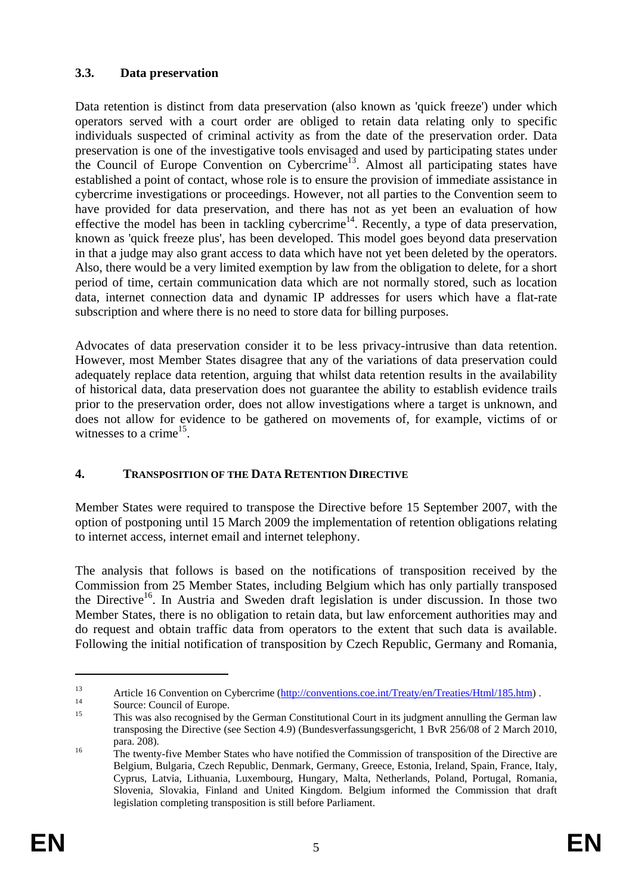### 3.3. Data preservation

Data retention is distinct from data preservation (also known as 'quick freeze') under which operators served with a court order are obliged to retain data relating only to specific individuals suspected of criminal activity as from the date of the preservation order. Data preservation is one of the investigative tools envisaged and used by participating states under the Council of Europe Convention on Cybercrime[13]. Almost all participating states have established a point of contact, whose role is to ensure the provision of immediate assistance in cybercrime investigations or proceedings. However, not all parties to the Convention seem to have provided for data preservation, and there has not as yet been an evaluation of how effective the model has been in tackling cybercrime[14]. Recently, a type of data preservation, known as 'quick freeze plus', has been developed. This model goes beyond data preservation in that a judge may also grant access to data which have not yet been deleted by the operators. Also, there would be a very limited exemption by law from the obligation to delete, for a short period of time, certain communication data which are not normally stored, such as location data, internet connection data and dynamic IP addresses for users which have a flat-rate subscription and where there is no need to store data for billing purposes.

Advocates of data preservation consider it to be less privacy-intrusive than data retention. However, most Member States disagree that any of the variations of data preservation could adequately replace data retention, arguing that whilst data retention results in the availability of historical data, data preservation does not guarantee the ability to establish evidence trails prior to the preservation order, does not allow investigations where a target is unknown, and does not allow for evidence to be gathered on movements of, for example, victims of or witnesses to a crime[15].

## 4. TRANSPOSITION OF THE DATA RETENTION DIRECTIVE

Member States were required to transpose the Directive before 15 September 2007, with the option of postponing until 15 March 2009 the implementation of retention obligations relating to internet access, internet email and internet telephony.

The analysis that follows is based on the notifications of transposition received by the Commission from 25 Member States, including Belgium which has only partially transposed the Directive[16]. In Austria and Sweden draft legislation is under discussion. In those two Member States, there is no obligation to retain data, but law enforcement authorities may and do request and obtain traffic data from operators to the extent that such data is available. Following the initial notification of transposition by Czech Republic, Germany and Romania,

---

[13] Article 16 Convention on Cybercrime (http://conventions.coe.int/Treaty/en/Treaties/Html/185.htm) .

[14] Source: Council of Europe.

[15] This was also recognised by the German Constitutional Court in its judgment annulling the German law transposing the Directive (see Section 4.9) (Bundesverfassungsgericht, 1 BvR 256/08 of 2 March 2010, para. 208).

[16] The twenty-five Member States who have notified the Commission of transposition of the Directive are Belgium, Bulgaria, Czech Republic, Denmark, Germany, Greece, Estonia, Ireland, Spain, France, Italy, Cyprus, Latvia, Lithuania, Luxembourg, Hungary, Malta, Netherlands, Poland, Portugal, Romania, Slovenia, Slovakia, Finland and United Kingdom. Belgium informed the Commission that draft legislation completing transposition is still before Parliament.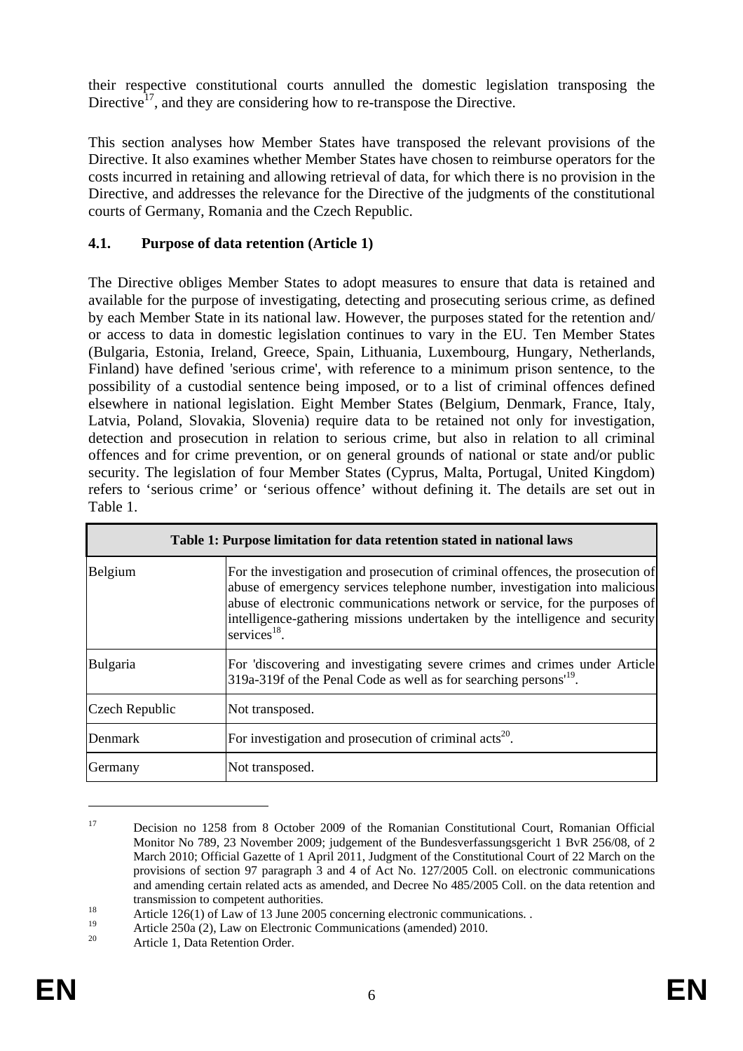their respective constitutional courts annulled the domestic legislation transposing the Directive[17], and they are considering how to re-transpose the Directive.

This section analyses how Member States have transposed the relevant provisions of the Directive. It also examines whether Member States have chosen to reimburse operators for the costs incurred in retaining and allowing retrieval of data, for which there is no provision in the Directive, and addresses the relevance for the Directive of the judgments of the constitutional courts of Germany, Romania and the Czech Republic.

### 4.1. Purpose of data retention (Article 1)

The Directive obliges Member States to adopt measures to ensure that data is retained and available for the purpose of investigating, detecting and prosecuting serious crime, as defined by each Member State in its national law. However, the purposes stated for the retention and/ or access to data in domestic legislation continues to vary in the EU. Ten Member States (Bulgaria, Estonia, Ireland, Greece, Spain, Lithuania, Luxembourg, Hungary, Netherlands, Finland) have defined 'serious crime', with reference to a minimum prison sentence, to the possibility of a custodial sentence being imposed, or to a list of criminal offences defined elsewhere in national legislation. Eight Member States (Belgium, Denmark, France, Italy, Latvia, Poland, Slovakia, Slovenia) require data to be retained not only for investigation, detection and prosecution in relation to serious crime, but also in relation to all criminal offences and for crime prevention, or on general grounds of national or state and/or public security. The legislation of four Member States (Cyprus, Malta, Portugal, United Kingdom) refers to 'serious crime' or 'serious offence' without defining it. The details are set out in Table 1.

| Table 1: Purpose limitation for data retention stated in national laws | |
|---|---|
| Belgium | For the investigation and prosecution of criminal offences, the prosecution of abuse of emergency services telephone number, investigation into malicious abuse of electronic communications network or service, for the purposes of intelligence-gathering missions undertaken by the intelligence and security services[18]. |
| Bulgaria | For 'discovering and investigating severe crimes and crimes under Article 319a-319f of the Penal Code as well as for searching persons'[19]. |
| Czech Republic | Not transposed. |
| Denmark | For investigation and prosecution of criminal acts[20]. |
| Germany | Not transposed. |

[17] Decision no 1258 from 8 October 2009 of the Romanian Constitutional Court, Romanian Official Monitor No 789, 23 November 2009; judgement of the Bundesverfassungsgericht 1 BvR 256/08, of 2 March 2010; Official Gazette of 1 April 2011, Judgment of the Constitutional Court of 22 March on the provisions of section 97 paragraph 3 and 4 of Act No. 127/2005 Coll. on electronic communications and amending certain related acts as amended, and Decree No 485/2005 Coll. on the data retention and transmission to competent authorities.

[18] Article 126(1) of Law of 13 June 2005 concerning electronic communications. .

[19] Article 250a (2), Law on Electronic Communications (amended) 2010.

[20] Article 1, Data Retention Order.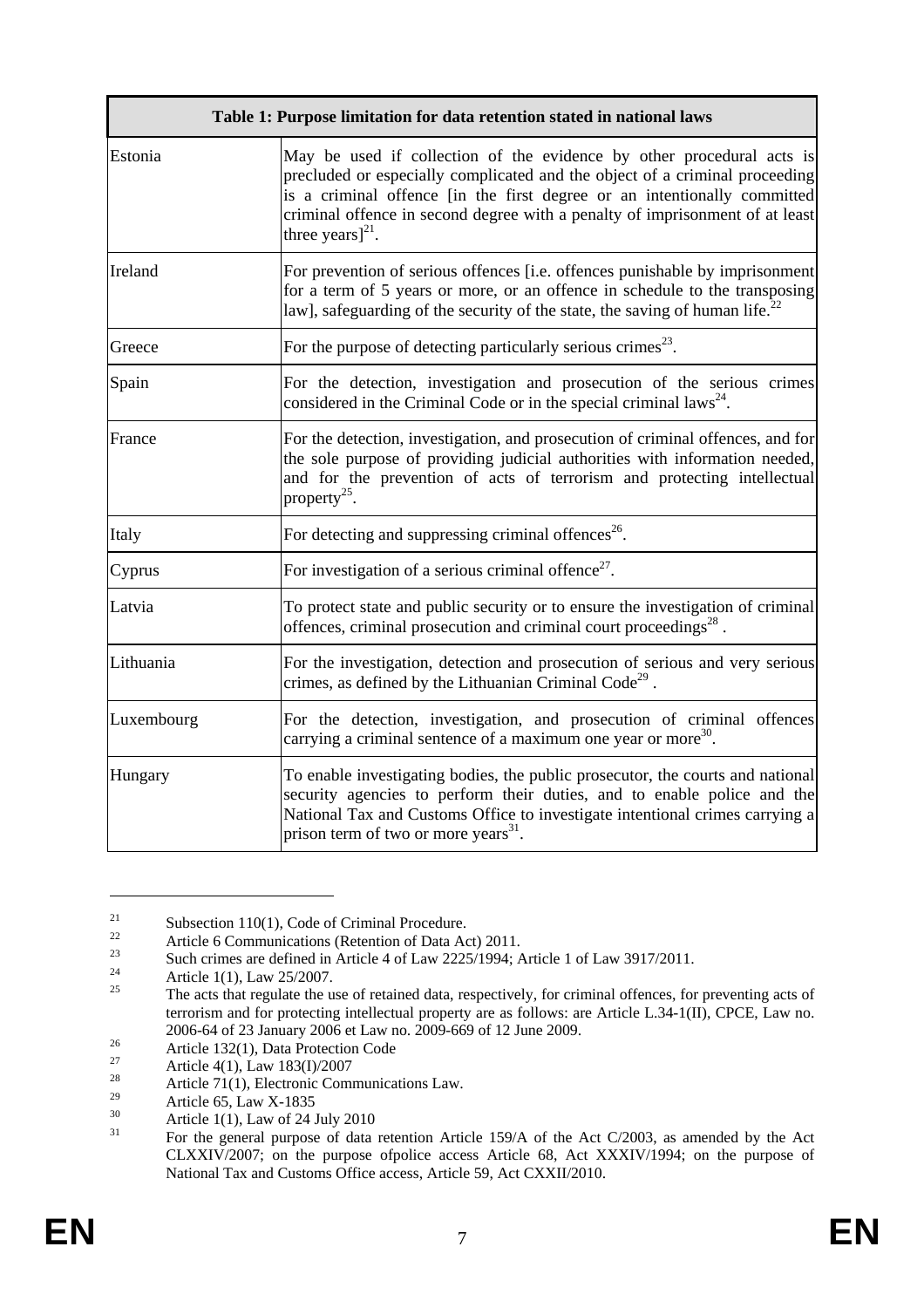| Table 1: Purpose limitation for data retention stated in national laws | |
|---|---|
| Estonia | May be used if collection of the evidence by other procedural acts is precluded or especially complicated and the object of a criminal proceeding is a criminal offence [in the first degree or an intentionally committed criminal offence in second degree with a penalty of imprisonment of at least three years][21]. |
| Ireland | For prevention of serious offences [i.e. offences punishable by imprisonment for a term of 5 years or more, or an offence in schedule to the transposing law], safeguarding of the security of the state, the saving of human life.[22] |
| Greece | For the purpose of detecting particularly serious crimes[23]. |
| Spain | For the detection, investigation and prosecution of the serious crimes considered in the Criminal Code or in the special criminal laws[24]. |
| France | For the detection, investigation, and prosecution of criminal offences, and for the sole purpose of providing judicial authorities with information needed, and for the prevention of acts of terrorism and protecting intellectual property[25]. |
| Italy | For detecting and suppressing criminal offences[26]. |
| Cyprus | For investigation of a serious criminal offence[27]. |
| Latvia | To protect state and public security or to ensure the investigation of criminal offences, criminal prosecution and criminal court proceedings[28] . |
| Lithuania | For the investigation, detection and prosecution of serious and very serious crimes, as defined by the Lithuanian Criminal Code[29] . |
| Luxembourg | For the detection, investigation, and prosecution of criminal offences carrying a criminal sentence of a maximum one year or more[30]. |
| Hungary | To enable investigating bodies, the public prosecutor, the courts and national security agencies to perform their duties, and to enable police and the National Tax and Customs Office to investigate intentional crimes carrying a prison term of two or more years[31]. |

[21] Subsection 110(1), Code of Criminal Procedure.

[22] Article 6 Communications (Retention of Data Act) 2011.

[23] Such crimes are defined in Article 4 of Law 2225/1994; Article 1 of Law 3917/2011.

[24] Article 1(1), Law 25/2007.

[25] The acts that regulate the use of retained data, respectively, for criminal offences, for preventing acts of terrorism and for protecting intellectual property are as follows: are Article L.34-1(II), CPCE, Law no. 2006-64 of 23 January 2006 et Law no. 2009-669 of 12 June 2009.

[26] Article 132(1), Data Protection Code

[27] Article 4(1), Law 183(I)/2007

[28] Article 71(1), Electronic Communications Law.

[29] Article 65, Law X-1835

[30] Article 1(1), Law of 24 July 2010

[31] For the general purpose of data retention Article 159/A of the Act C/2003, as amended by the Act CLXXIV/2007; on the purpose ofpolice access Article 68, Act XXXIV/1994; on the purpose of National Tax and Customs Office access, Article 59, Act CXXII/2010.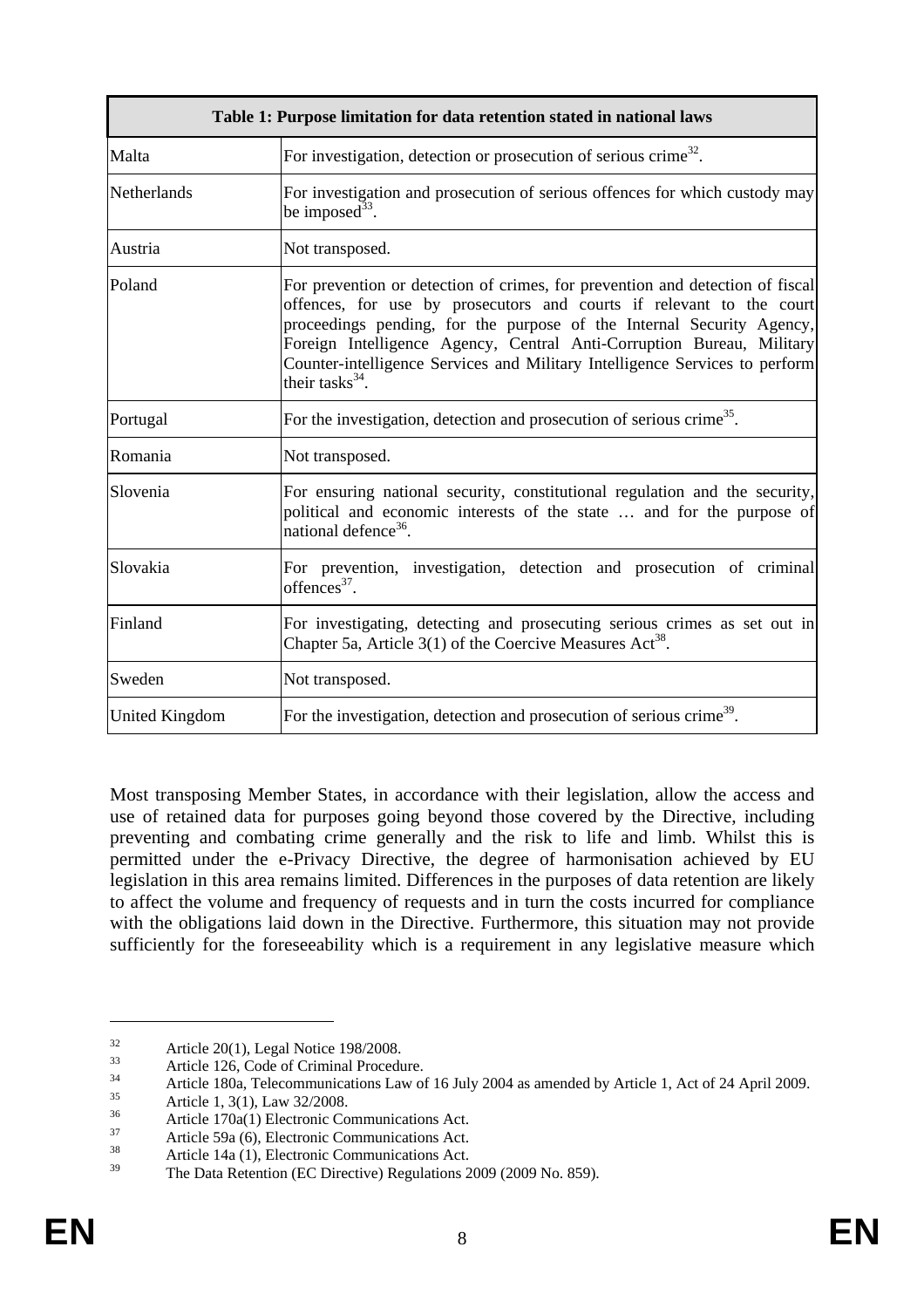| Table 1: Purpose limitation for data retention stated in national laws | |
|---|---|
| Malta | For investigation, detection or prosecution of serious crime[32]. |
| Netherlands | For investigation and prosecution of serious offences for which custody may be imposed[33]. |
| Austria | Not transposed. |
| Poland | For prevention or detection of crimes, for prevention and detection of fiscal offences, for use by prosecutors and courts if relevant to the court proceedings pending, for the purpose of the Internal Security Agency, Foreign Intelligence Agency, Central Anti-Corruption Bureau, Military Counter-intelligence Services and Military Intelligence Services to perform their tasks[34]. |
| Portugal | For the investigation, detection and prosecution of serious crime[35]. |
| Romania | Not transposed. |
| Slovenia | For ensuring national security, constitutional regulation and the security, political and economic interests of the state … and for the purpose of national defence[36]. |
| Slovakia | For prevention, investigation, detection and prosecution of criminal offences[37]. |
| Finland | For investigating, detecting and prosecuting serious crimes as set out in Chapter 5a, Article 3(1) of the Coercive Measures Act[38]. |
| Sweden | Not transposed. |
| United Kingdom | For the investigation, detection and prosecution of serious crime[39]. |

Most transposing Member States, in accordance with their legislation, allow the access and use of retained data for purposes going beyond those covered by the Directive, including preventing and combating crime generally and the risk to life and limb. Whilst this is permitted under the e-Privacy Directive, the degree of harmonisation achieved by EU legislation in this area remains limited. Differences in the purposes of data retention are likely to affect the volume and frequency of requests and in turn the costs incurred for compliance with the obligations laid down in the Directive. Furthermore, this situation may not provide sufficiently for the foreseeability which is a requirement in any legislative measure which

[32] Article 20(1), Legal Notice 198/2008.
[33] Article 126, Code of Criminal Procedure.
[34] Article 180a, Telecommunications Law of 16 July 2004 as amended by Article 1, Act of 24 April 2009.
[35] Article 1, 3(1), Law 32/2008.
[36] Article 170a(1) Electronic Communications Act.
[37] Article 59a (6), Electronic Communications Act.
[38] Article 14a (1), Electronic Communications Act.
[39] The Data Retention (EC Directive) Regulations 2009 (2009 No. 859).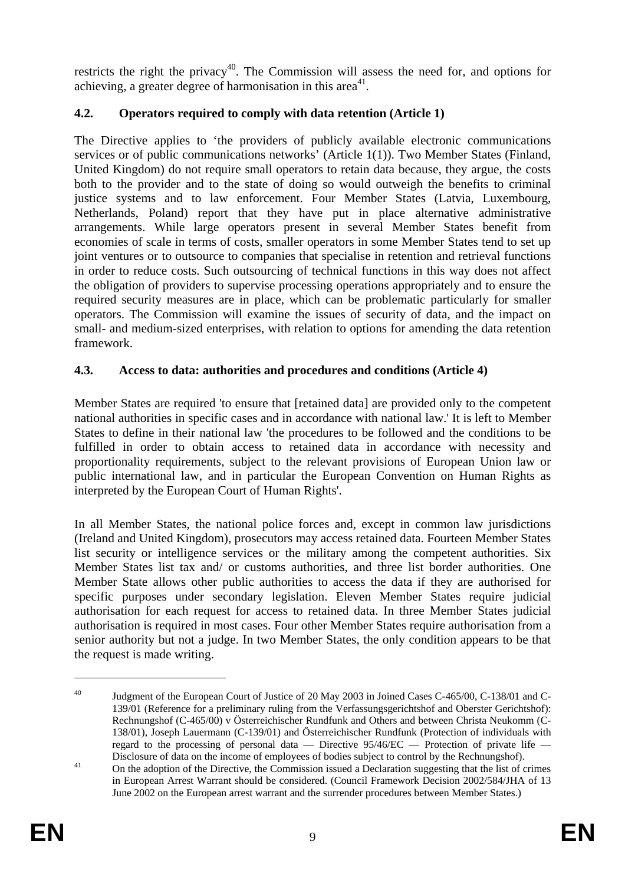restricts the right the privacy[40]. The Commission will assess the need for, and options for achieving, a greater degree of harmonisation in this area[41].

### 4.2. Operators required to comply with data retention (Article 1)

The Directive applies to 'the providers of publicly available electronic communications services or of public communications networks' (Article 1(1)). Two Member States (Finland, United Kingdom) do not require small operators to retain data because, they argue, the costs both to the provider and to the state of doing so would outweigh the benefits to criminal justice systems and to law enforcement. Four Member States (Latvia, Luxembourg, Netherlands, Poland) report that they have put in place alternative administrative arrangements. While large operators present in several Member States benefit from economies of scale in terms of costs, smaller operators in some Member States tend to set up joint ventures or to outsource to companies that specialise in retention and retrieval functions in order to reduce costs. Such outsourcing of technical functions in this way does not affect the obligation of providers to supervise processing operations appropriately and to ensure the required security measures are in place, which can be problematic particularly for smaller operators. The Commission will examine the issues of security of data, and the impact on small- and medium-sized enterprises, with relation to options for amending the data retention framework.

### 4.3. Access to data: authorities and procedures and conditions (Article 4)

Member States are required 'to ensure that [retained data] are provided only to the competent national authorities in specific cases and in accordance with national law.' It is left to Member States to define in their national law 'the procedures to be followed and the conditions to be fulfilled in order to obtain access to retained data in accordance with necessity and proportionality requirements, subject to the relevant provisions of European Union law or public international law, and in particular the European Convention on Human Rights as interpreted by the European Court of Human Rights'.

In all Member States, the national police forces and, except in common law jurisdictions (Ireland and United Kingdom), prosecutors may access retained data. Fourteen Member States list security or intelligence services or the military among the competent authorities. Six Member States list tax and/ or customs authorities, and three list border authorities. One Member State allows other public authorities to access the data if they are authorised for specific purposes under secondary legislation. Eleven Member States require judicial authorisation for each request for access to retained data. In three Member States judicial authorisation is required in most cases. Four other Member States require authorisation from a senior authority but not a judge. In two Member States, the only condition appears to be that the request is made writing.

---

[40] Judgment of the European Court of Justice of 20 May 2003 in Joined Cases C-465/00, C-138/01 and C-139/01 (Reference for a preliminary ruling from the Verfassungsgerichtshof and Oberster Gerichtshof): Rechnungshof (C-465/00) v Österreichischer Rundfunk and Others and between Christa Neukomm (C-138/01), Joseph Lauermann (C-139/01) and Österreichischer Rundfunk (Protection of individuals with regard to the processing of personal data — Directive 95/46/EC — Protection of private life — Disclosure of data on the income of employees of bodies subject to control by the Rechnungshof).

[41] On the adoption of the Directive, the Commission issued a Declaration suggesting that the list of crimes in European Arrest Warrant should be considered. (Council Framework Decision 2002/584/JHA of 13 June 2002 on the European arrest warrant and the surrender procedures between Member States.)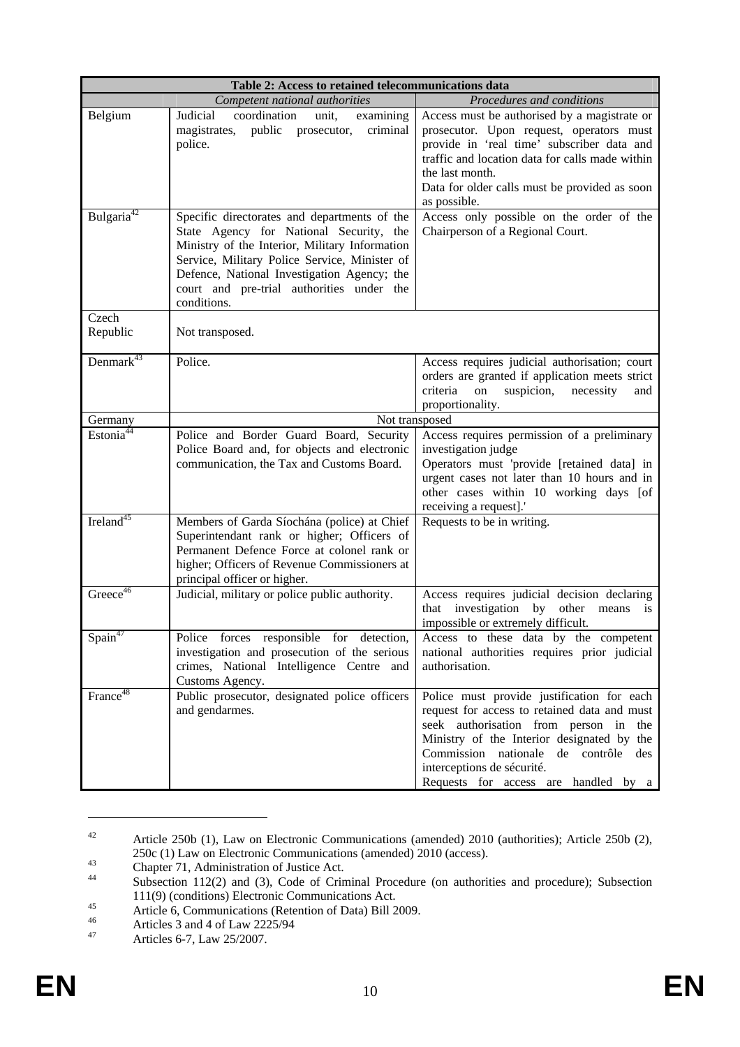| Table 2: Access to retained telecommunications data | | |
|---|---|---|
| | *Competent national authorities* | *Procedures and conditions* |
| Belgium | Judicial coordination unit, examining magistrates, public prosecutor, criminal police. | Access must be authorised by a magistrate or prosecutor. Upon request, operators must provide in 'real time' subscriber data and traffic and location data for calls made within the last month. Data for older calls must be provided as soon as possible. |
| Bulgaria[42] | Specific directorates and departments of the State Agency for National Security, the Ministry of the Interior, Military Information Service, Military Police Service, Minister of Defence, National Investigation Agency; the court and pre-trial authorities under the conditions. | Access only possible on the order of the Chairperson of a Regional Court. |
| Czech Republic | Not transposed. | |
| Denmark[43] | Police. | Access requires judicial authorisation; court orders are granted if application meets strict criteria on suspicion, necessity and proportionality. |
| Germany | Not transposed | |
| Estonia[44] | Police and Border Guard Board, Security Police Board and, for objects and electronic communication, the Tax and Customs Board. | Access requires permission of a preliminary investigation judge. Operators must 'provide [retained data] in urgent cases not later than 10 hours and in other cases within 10 working days [of receiving a request].' |
| Ireland[45] | Members of Garda Síochána (police) at Chief Superintendant rank or higher; Officers of Permanent Defence Force at colonel rank or higher; Officers of Revenue Commissioners at principal officer or higher. | Requests to be in writing. |
| Greece[46] | Judicial, military or police public authority. | Access requires judicial decision declaring that investigation by other means is impossible or extremely difficult. |
| Spain[47] | Police forces responsible for detection, investigation and prosecution of the serious crimes, National Intelligence Centre and Customs Agency. | Access to these data by the competent national authorities requires prior judicial authorisation. |
| France[48] | Public prosecutor, designated police officers and gendarmes. | Police must provide justification for each request for access to retained data and must seek authorisation from person in the Ministry of the Interior designated by the Commission nationale de contrôle des interceptions de sécurité. Requests for access are handled by a |

[42] Article 250b (1), Law on Electronic Communications (amended) 2010 (authorities); Article 250b (2), 250c (1) Law on Electronic Communications (amended) 2010 (access).

[43] Chapter 71, Administration of Justice Act.

[44] Subsection 112(2) and (3), Code of Criminal Procedure (on authorities and procedure); Subsection 111(9) (conditions) Electronic Communications Act.

[45] Article 6, Communications (Retention of Data) Bill 2009.

[46] Articles 3 and 4 of Law 2225/94

[47] Articles 6-7, Law 25/2007.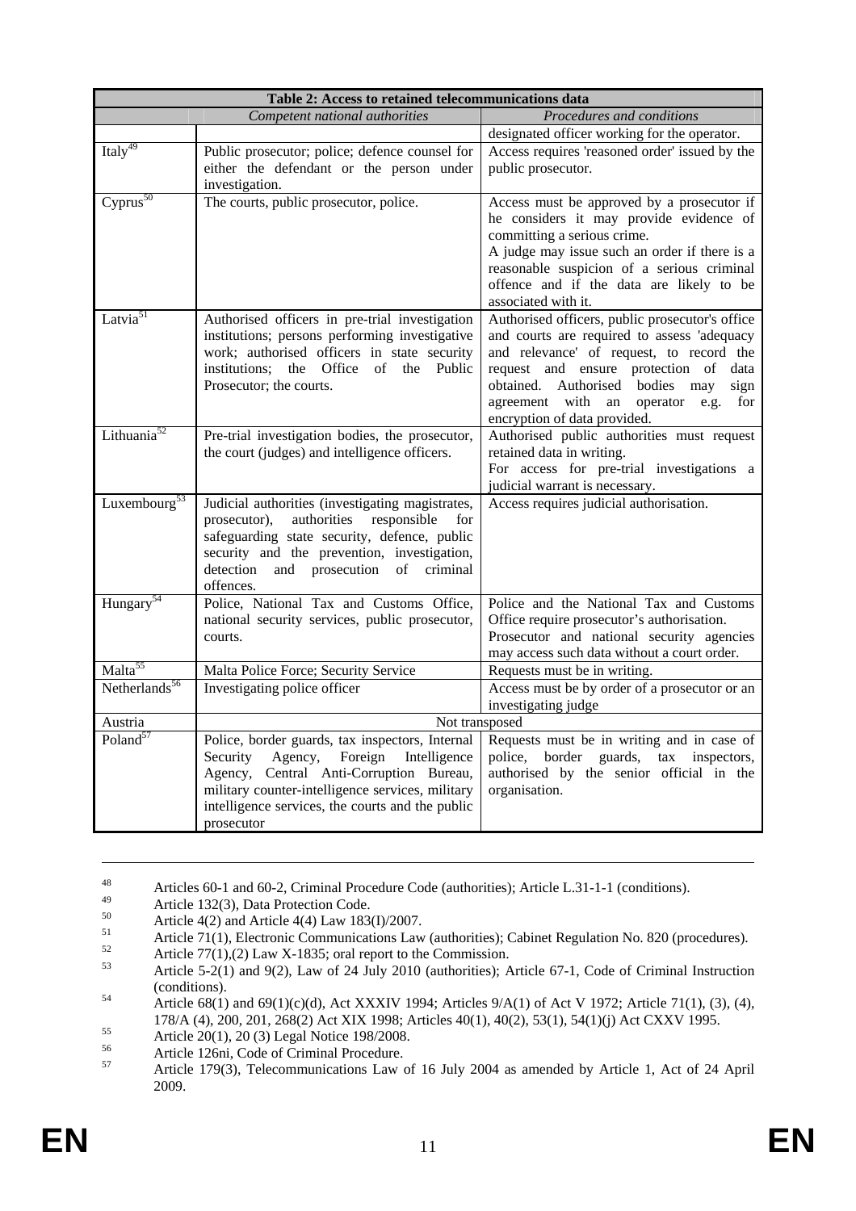| Table 2: Access to retained telecommunications data | | |
|---|---|---|
| | *Competent national authorities* | *Procedures and conditions* |
| | | designated officer working for the operator. |
| Italy[49] | Public prosecutor; police; defence counsel for either the defendant or the person under investigation. | Access requires 'reasoned order' issued by the public prosecutor. |
| Cyprus[50] | The courts, public prosecutor, police. | Access must be approved by a prosecutor if he considers it may provide evidence of committing a serious crime.<br>A judge may issue such an order if there is a reasonable suspicion of a serious criminal offence and if the data are likely to be associated with it. |
| Latvia[51] | Authorised officers in pre-trial investigation institutions; persons performing investigative work; authorised officers in state security institutions; the Office of the Public Prosecutor; the courts. | Authorised officers, public prosecutor's office and courts are required to assess 'adequacy and relevance' of request, to record the request and ensure protection of data obtained. Authorised bodies may sign agreement with an operator e.g. for encryption of data provided. |
| Lithuania[52] | Pre-trial investigation bodies, the prosecutor, the court (judges) and intelligence officers. | Authorised public authorities must request retained data in writing.<br>For access for pre-trial investigations a judicial warrant is necessary. |
| Luxembourg[53] | Judicial authorities (investigating magistrates, prosecutor), authorities responsible for safeguarding state security, defence, public security and the prevention, investigation, detection and prosecution of criminal offences. | Access requires judicial authorisation. |
| Hungary[54] | Police, National Tax and Customs Office, national security services, public prosecutor, courts. | Police and the National Tax and Customs Office require prosecutor's authorisation.<br>Prosecutor and national security agencies may access such data without a court order. |
| Malta[55] | Malta Police Force; Security Service | Requests must be in writing. |
| Netherlands[56] | Investigating police officer | Access must be by order of a prosecutor or an investigating judge |
| Austria | Not transposed | |
| Poland[57] | Police, border guards, tax inspectors, Internal Security Agency, Foreign Intelligence Agency, Central Anti-Corruption Bureau, military counter-intelligence services, military intelligence services, the courts and the public prosecutor | Requests must be in writing and in case of police, border guards, tax inspectors, authorised by the senior official in the organisation. |

---

48 Articles 60-1 and 60-2, Criminal Procedure Code (authorities); Article L.31-1-1 (conditions).

49 Article 132(3), Data Protection Code.

50 Article 4(2) and Article 4(4) Law 183(I)/2007.

51 Article 71(1), Electronic Communications Law (authorities); Cabinet Regulation No. 820 (procedures).

52 Article 77(1),(2) Law X-1835; oral report to the Commission.

53 Article 5-2(1) and 9(2), Law of 24 July 2010 (authorities); Article 67-1, Code of Criminal Instruction (conditions).

54 Article 68(1) and 69(1)(c)(d), Act XXXIV 1994; Articles 9/A(1) of Act V 1972; Article 71(1), (3), (4), 178/A (4), 200, 201, 268(2) Act XIX 1998; Articles 40(1), 40(2), 53(1), 54(1)(j) Act CXXV 1995.

55 Article 20(1), 20 (3) Legal Notice 198/2008.

56 Article 126ni, Code of Criminal Procedure.

57 Article 179(3), Telecommunications Law of 16 July 2004 as amended by Article 1, Act of 24 April 2009.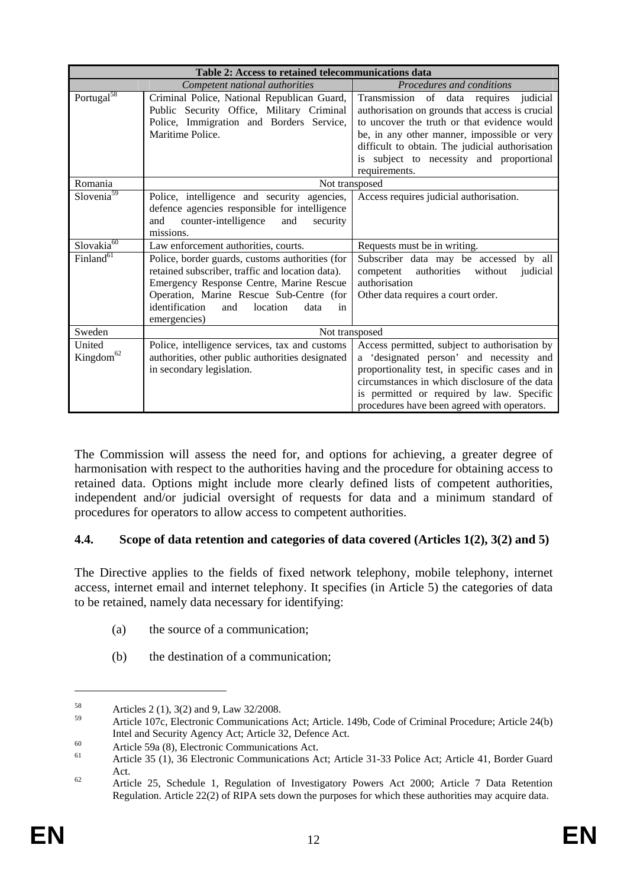| Table 2: Access to retained telecommunications data | | |
|---|---|---|
| | *Competent national authorities* | *Procedures and conditions* |
| Portugal[58] | Criminal Police, National Republican Guard, Public Security Office, Military Criminal Police, Immigration and Borders Service, Maritime Police. | Transmission of data requires judicial authorisation on grounds that access is crucial to uncover the truth or that evidence would be, in any other manner, impossible or very difficult to obtain. The judicial authorisation is subject to necessity and proportional requirements. |
| Romania | Not transposed | |
| Slovenia[59] | Police, intelligence and security agencies, defence agencies responsible for intelligence and counter-intelligence and security missions. | Access requires judicial authorisation. |
| Slovakia[60] | Law enforcement authorities, courts. | Requests must be in writing. |
| Finland[61] | Police, border guards, customs authorities (for retained subscriber, traffic and location data). Emergency Response Centre, Marine Rescue Operation, Marine Rescue Sub-Centre (for identification and location data in emergencies) | Subscriber data may be accessed by all competent authorities without judicial authorisation<br>Other data requires a court order. |
| Sweden | Not transposed | |
| United Kingdom[62] | Police, intelligence services, tax and customs authorities, other public authorities designated in secondary legislation. | Access permitted, subject to authorisation by a 'designated person' and necessity and proportionality test, in specific cases and in circumstances in which disclosure of the data is permitted or required by law. Specific procedures have been agreed with operators. |

The Commission will assess the need for, and options for achieving, a greater degree of harmonisation with respect to the authorities having and the procedure for obtaining access to retained data. Options might include more clearly defined lists of competent authorities, independent and/or judicial oversight of requests for data and a minimum standard of procedures for operators to allow access to competent authorities.

### 4.4. Scope of data retention and categories of data covered (Articles 1(2), 3(2) and 5)

The Directive applies to the fields of fixed network telephony, mobile telephony, internet access, internet email and internet telephony. It specifies (in Article 5) the categories of data to be retained, namely data necessary for identifying:

(a) the source of a communication;

(b) the destination of a communication;

---

[58] Articles 2 (1), 3(2) and 9, Law 32/2008.

[59] Article 107c, Electronic Communications Act; Article. 149b, Code of Criminal Procedure; Article 24(b) Intel and Security Agency Act; Article 32, Defence Act.

[60] Article 59a (8), Electronic Communications Act.

[61] Article 35 (1), 36 Electronic Communications Act; Article 31-33 Police Act; Article 41, Border Guard Act.

[62] Article 25, Schedule 1, Regulation of Investigatory Powers Act 2000; Article 7 Data Retention Regulation. Article 22(2) of RIPA sets down the purposes for which these authorities may acquire data.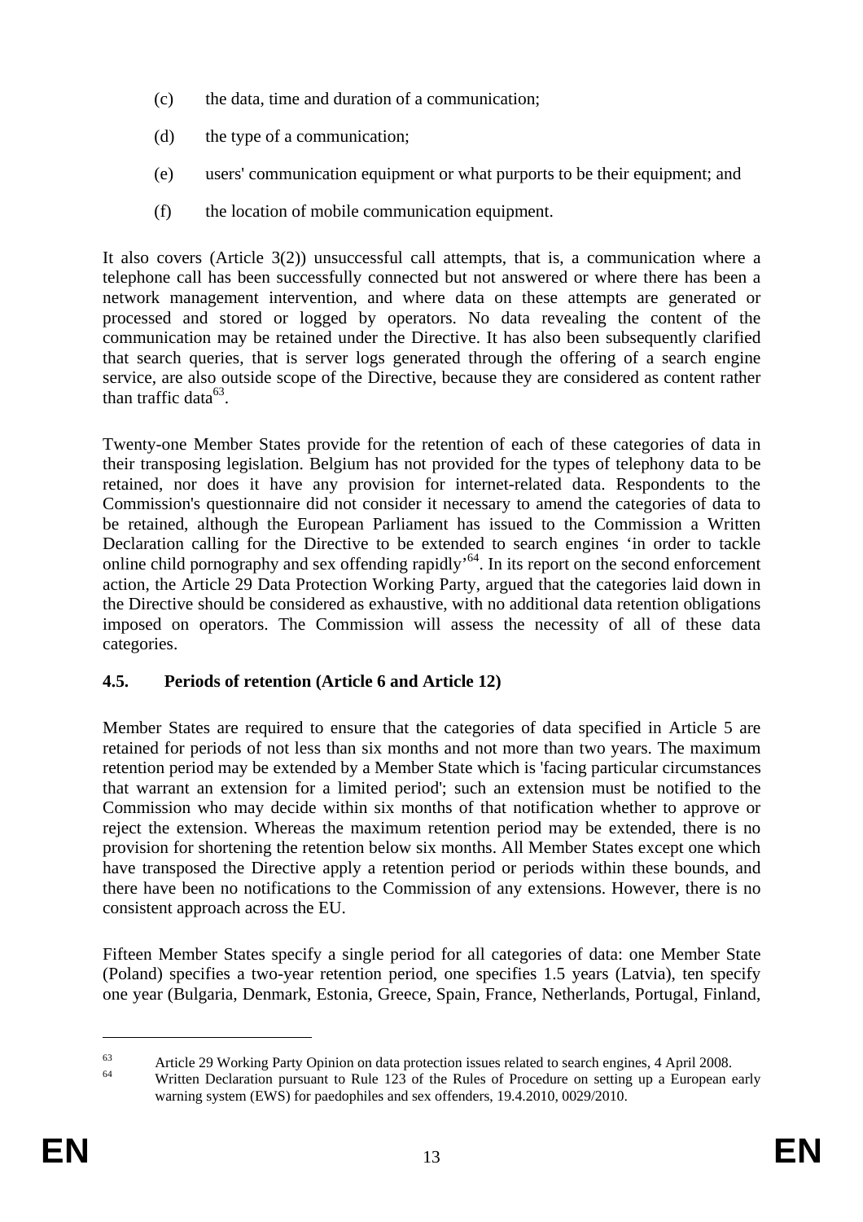(c) the data, time and duration of a communication;

(d) the type of a communication;

(e) users' communication equipment or what purports to be their equipment; and

(f) the location of mobile communication equipment.

It also covers (Article 3(2)) unsuccessful call attempts, that is, a communication where a telephone call has been successfully connected but not answered or where there has been a network management intervention, and where data on these attempts are generated or processed and stored or logged by operators. No data revealing the content of the communication may be retained under the Directive. It has also been subsequently clarified that search queries, that is server logs generated through the offering of a search engine service, are also outside scope of the Directive, because they are considered as content rather than traffic data[63].

Twenty-one Member States provide for the retention of each of these categories of data in their transposing legislation. Belgium has not provided for the types of telephony data to be retained, nor does it have any provision for internet-related data. Respondents to the Commission's questionnaire did not consider it necessary to amend the categories of data to be retained, although the European Parliament has issued to the Commission a Written Declaration calling for the Directive to be extended to search engines 'in order to tackle online child pornography and sex offending rapidly'[64]. In its report on the second enforcement action, the Article 29 Data Protection Working Party, argued that the categories laid down in the Directive should be considered as exhaustive, with no additional data retention obligations imposed on operators. The Commission will assess the necessity of all of these data categories.

### 4.5. Periods of retention (Article 6 and Article 12)

Member States are required to ensure that the categories of data specified in Article 5 are retained for periods of not less than six months and not more than two years. The maximum retention period may be extended by a Member State which is 'facing particular circumstances that warrant an extension for a limited period'; such an extension must be notified to the Commission who may decide within six months of that notification whether to approve or reject the extension. Whereas the maximum retention period may be extended, there is no provision for shortening the retention below six months. All Member States except one which have transposed the Directive apply a retention period or periods within these bounds, and there have been no notifications to the Commission of any extensions. However, there is no consistent approach across the EU.

Fifteen Member States specify a single period for all categories of data: one Member State (Poland) specifies a two-year retention period, one specifies 1.5 years (Latvia), ten specify one year (Bulgaria, Denmark, Estonia, Greece, Spain, France, Netherlands, Portugal, Finland,

---

[63] Article 29 Working Party Opinion on data protection issues related to search engines, 4 April 2008.

[64] Written Declaration pursuant to Rule 123 of the Rules of Procedure on setting up a European early warning system (EWS) for paedophiles and sex offenders, 19.4.2010, 0029/2010.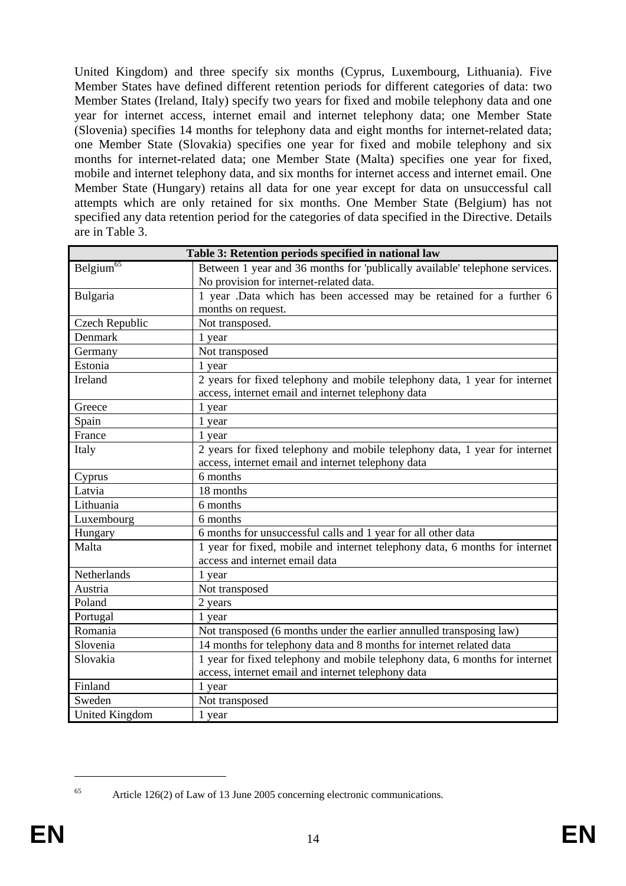United Kingdom) and three specify six months (Cyprus, Luxembourg, Lithuania). Five Member States have defined different retention periods for different categories of data: two Member States (Ireland, Italy) specify two years for fixed and mobile telephony data and one year for internet access, internet email and internet telephony data; one Member State (Slovenia) specifies 14 months for telephony data and eight months for internet-related data; one Member State (Slovakia) specifies one year for fixed and mobile telephony and six months for internet-related data; one Member State (Malta) specifies one year for fixed, mobile and internet telephony data, and six months for internet access and internet email. One Member State (Hungary) retains all data for one year except for data on unsuccessful call attempts which are only retained for six months. One Member State (Belgium) has not specified any data retention period for the categories of data specified in the Directive. Details are in Table 3.

| **Table 3: Retention periods specified in national law** | |
|---|---|
| Belgium[65] | Between 1 year and 36 months for 'publically available' telephone services. No provision for internet-related data. |
| Bulgaria | 1 year .Data which has been accessed may be retained for a further 6 months on request. |
| Czech Republic | Not transposed. |
| Denmark | 1 year |
| Germany | Not transposed |
| Estonia | 1 year |
| Ireland | 2 years for fixed telephony and mobile telephony data, 1 year for internet access, internet email and internet telephony data |
| Greece | 1 year |
| Spain | 1 year |
| France | 1 year |
| Italy | 2 years for fixed telephony and mobile telephony data, 1 year for internet access, internet email and internet telephony data |
| Cyprus | 6 months |
| Latvia | 18 months |
| Lithuania | 6 months |
| Luxembourg | 6 months |
| Hungary | 6 months for unsuccessful calls and 1 year for all other data |
| Malta | 1 year for fixed, mobile and internet telephony data, 6 months for internet access and internet email data |
| Netherlands | 1 year |
| Austria | Not transposed |
| Poland | 2 years |
| Portugal | 1 year |
| Romania | Not transposed (6 months under the earlier annulled transposing law) |
| Slovenia | 14 months for telephony data and 8 months for internet related data |
| Slovakia | 1 year for fixed telephony and mobile telephony data, 6 months for internet access, internet email and internet telephony data |
| Finland | 1 year |
| Sweden | Not transposed |
| United Kingdom | 1 year |

[65] Article 126(2) of Law of 13 June 2005 concerning electronic communications.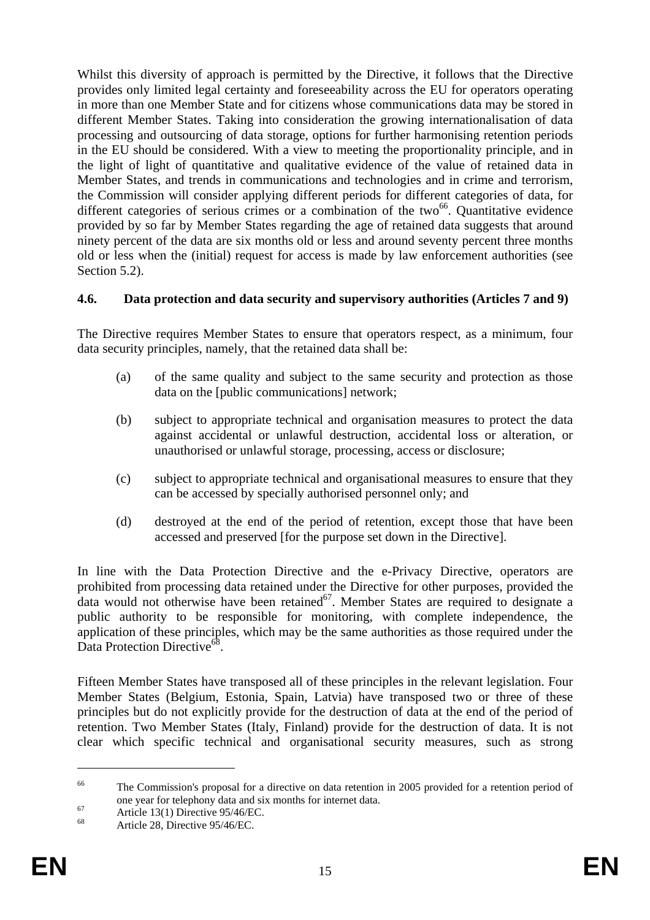Whilst this diversity of approach is permitted by the Directive, it follows that the Directive provides only limited legal certainty and foreseeability across the EU for operators operating in more than one Member State and for citizens whose communications data may be stored in different Member States. Taking into consideration the growing internationalisation of data processing and outsourcing of data storage, options for further harmonising retention periods in the EU should be considered. With a view to meeting the proportionality principle, and in the light of light of quantitative and qualitative evidence of the value of retained data in Member States, and trends in communications and technologies and in crime and terrorism, the Commission will consider applying different periods for different categories of data, for different categories of serious crimes or a combination of the two[66]. Quantitative evidence provided by so far by Member States regarding the age of retained data suggests that around ninety percent of the data are six months old or less and around seventy percent three months old or less when the (initial) request for access is made by law enforcement authorities (see Section 5.2).

### 4.6. Data protection and data security and supervisory authorities (Articles 7 and 9)

The Directive requires Member States to ensure that operators respect, as a minimum, four data security principles, namely, that the retained data shall be:

(a) of the same quality and subject to the same security and protection as those data on the [public communications] network;

(b) subject to appropriate technical and organisation measures to protect the data against accidental or unlawful destruction, accidental loss or alteration, or unauthorised or unlawful storage, processing, access or disclosure;

(c) subject to appropriate technical and organisational measures to ensure that they can be accessed by specially authorised personnel only; and

(d) destroyed at the end of the period of retention, except those that have been accessed and preserved [for the purpose set down in the Directive].

In line with the Data Protection Directive and the e-Privacy Directive, operators are prohibited from processing data retained under the Directive for other purposes, provided the data would not otherwise have been retained[67]. Member States are required to designate a public authority to be responsible for monitoring, with complete independence, the application of these principles, which may be the same authorities as those required under the Data Protection Directive[68].

Fifteen Member States have transposed all of these principles in the relevant legislation. Four Member States (Belgium, Estonia, Spain, Latvia) have transposed two or three of these principles but do not explicitly provide for the destruction of data at the end of the period of retention. Two Member States (Italy, Finland) provide for the destruction of data. It is not clear which specific technical and organisational security measures, such as strong

---

[66] The Commission's proposal for a directive on data retention in 2005 provided for a retention period of one year for telephony data and six months for internet data.

[67] Article 13(1) Directive 95/46/EC.

[68] Article 28, Directive 95/46/EC.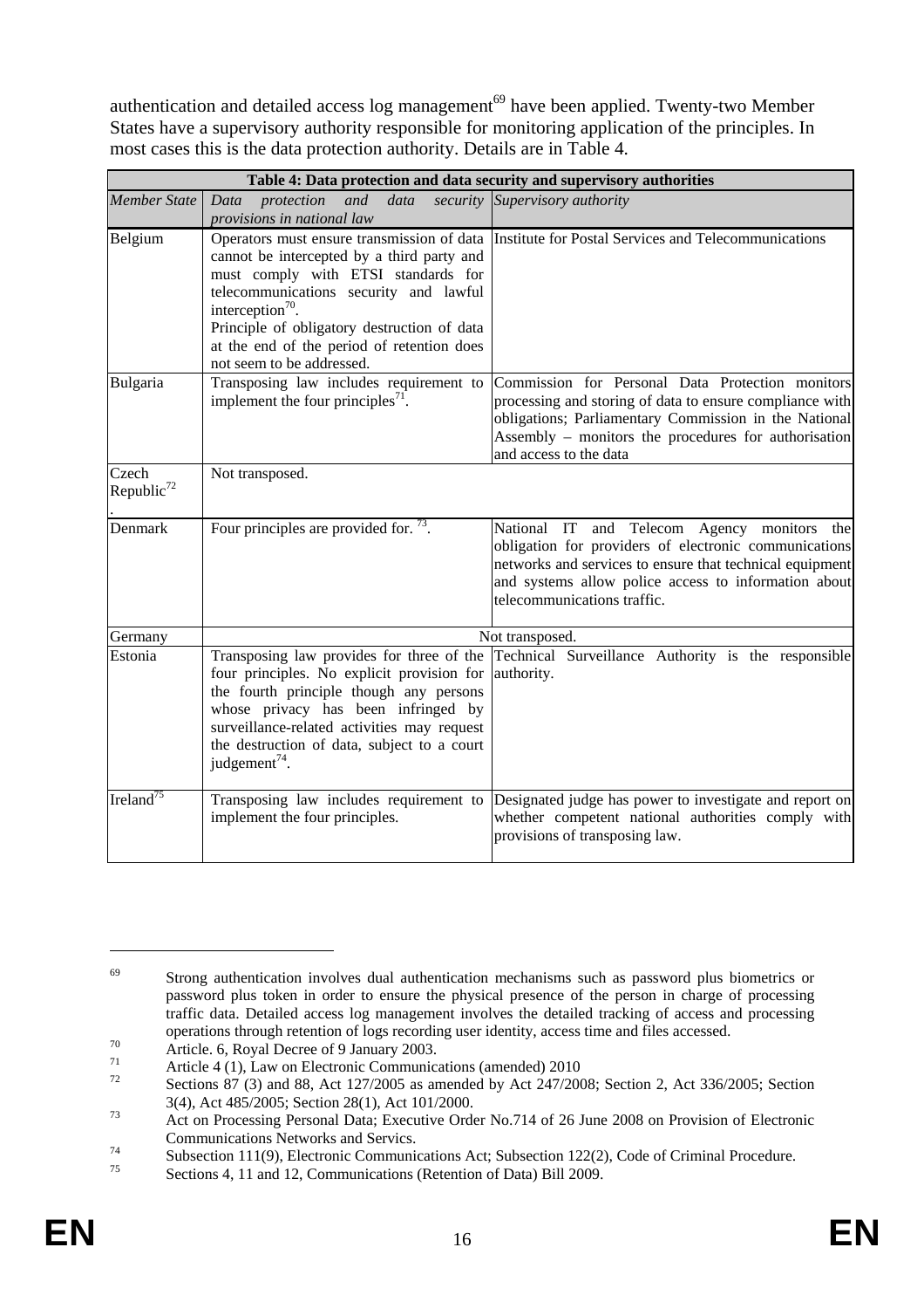authentication and detailed access log management[69] have been applied. Twenty-two Member States have a supervisory authority responsible for monitoring application of the principles. In most cases this is the data protection authority. Details are in Table 4.

| Table 4: Data protection and data security and supervisory authorities | | |
|---|---|---|
| *Member State* | *Data protection and data security provisions in national law* | *Supervisory authority* |
| Belgium | Operators must ensure transmission of data cannot be intercepted by a third party and must comply with ETSI standards for telecommunications security and lawful interception[70].<br>Principle of obligatory destruction of data at the end of the period of retention does not seem to be addressed. | Institute for Postal Services and Telecommunications |
| Bulgaria | Transposing law includes requirement to implement the four principles[71]. | Commission for Personal Data Protection monitors processing and storing of data to ensure compliance with obligations; Parliamentary Commission in the National Assembly – monitors the procedures for authorisation and access to the data |
| Czech Republic[72]. | Not transposed. | |
| Denmark | Four principles are provided for. [73]. | National IT and Telecom Agency monitors the obligation for providers of electronic communications networks and services to ensure that technical equipment and systems allow police access to information about telecommunications traffic. |
| Germany | Not transposed. | |
| Estonia | Transposing law provides for three of the four principles. No explicit provision for the fourth principle though any persons whose privacy has been infringed by surveillance-related activities may request the destruction of data, subject to a court judgement[74]. | Technical Surveillance Authority is the responsible authority. |
| Ireland[75] | Transposing law includes requirement to implement the four principles. | Designated judge has power to investigate and report on whether competent national authorities comply with provisions of transposing law. |

---

[69] Strong authentication involves dual authentication mechanisms such as password plus biometrics or password plus token in order to ensure the physical presence of the person in charge of processing traffic data. Detailed access log management involves the detailed tracking of access and processing operations through retention of logs recording user identity, access time and files accessed.

[70] Article. 6, Royal Decree of 9 January 2003.

[71] Article 4 (1), Law on Electronic Communications (amended) 2010

[72] Sections 87 (3) and 88, Act 127/2005 as amended by Act 247/2008; Section 2, Act 336/2005; Section 3(4), Act 485/2005; Section 28(1), Act 101/2000.

[73] Act on Processing Personal Data; Executive Order No.714 of 26 June 2008 on Provision of Electronic Communications Networks and Servics.

[74] Subsection 111(9), Electronic Communications Act; Subsection 122(2), Code of Criminal Procedure.

[75] Sections 4, 11 and 12, Communications (Retention of Data) Bill 2009.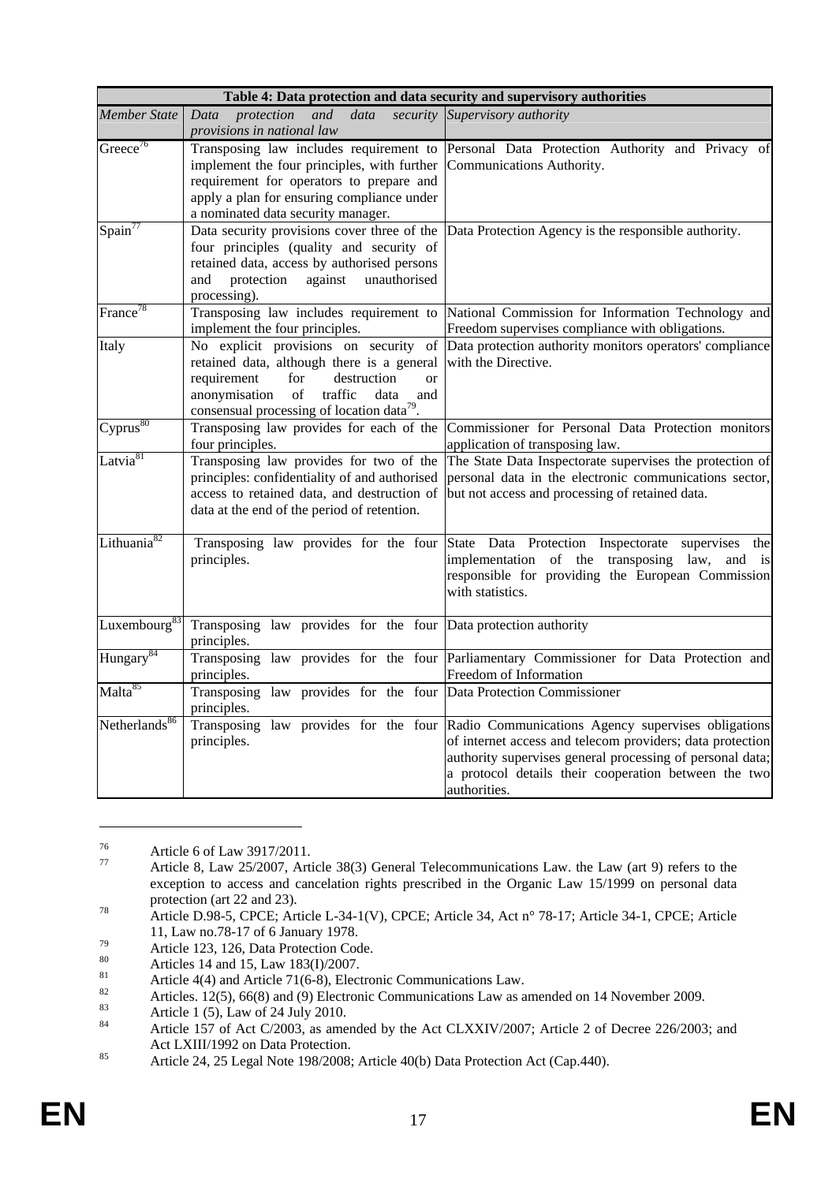| **Table 4: Data protection and data security and supervisory authorities** | |
|---|---|
| *Member State* | *Data protection and data security provisions in national law* | *Supervisory authority* |
| Greece[76] | Transposing law includes requirement to implement the four principles, with further requirement for operators to prepare and apply a plan for ensuring compliance under a nominated data security manager. | Personal Data Protection Authority and Privacy of Communications Authority. |
| Spain[77] | Data security provisions cover three of the four principles (quality and security of retained data, access by authorised persons and protection against unauthorised processing). | Data Protection Agency is the responsible authority. |
| France[78] | Transposing law includes requirement to implement the four principles. | National Commission for Information Technology and Freedom supervises compliance with obligations. |
| Italy | No explicit provisions on security of retained data, although there is a general requirement for destruction or anonymisation of traffic data and consensual processing of location data[79]. | Data protection authority monitors operators' compliance with the Directive. |
| Cyprus[80] | Transposing law provides for each of the four principles. | Commissioner for Personal Data Protection monitors application of transposing law. |
| Latvia[81] | Transposing law provides for two of the principles: confidentiality of and authorised access to retained data, and destruction of data at the end of the period of retention. | The State Data Inspectorate supervises the protection of personal data in the electronic communications sector, but not access and processing of retained data. |
| Lithuania[82] | Transposing law provides for the four principles. | State Data Protection Inspectorate supervises the implementation of the transposing law, and is responsible for providing the European Commission with statistics. |
| Luxembourg[83] | Transposing law provides for the four principles. | Data protection authority |
| Hungary[84] | Transposing law provides for the four principles. | Parliamentary Commissioner for Data Protection and Freedom of Information |
| Malta[85] | Transposing law provides for the four principles. | Data Protection Commissioner |
| Netherlands[86] | Transposing law provides for the four principles. | Radio Communications Agency supervises obligations of internet access and telecom providers; data protection authority supervises general processing of personal data; a protocol details their cooperation between the two authorities. |

[76] Article 6 of Law 3917/2011.

[77] Article 8, Law 25/2007, Article 38(3) General Telecommunications Law. the Law (art 9) refers to the exception to access and cancelation rights prescribed in the Organic Law 15/1999 on personal data protection (art 22 and 23).

[78] Article D.98-5, CPCE; Article L-34-1(V), CPCE; Article 34, Act n° 78-17; Article 34-1, CPCE; Article 11, Law no.78-17 of 6 January 1978.

[79] Article 123, 126, Data Protection Code.

[80] Articles 14 and 15, Law 183(I)/2007.

[81] Article 4(4) and Article 71(6-8), Electronic Communications Law.

[82] Articles. 12(5), 66(8) and (9) Electronic Communications Law as amended on 14 November 2009.

[83] Article 1 (5), Law of 24 July 2010.

[84] Article 157 of Act C/2003, as amended by the Act CLXXIV/2007; Article 2 of Decree 226/2003; and Act LXIII/1992 on Data Protection.

[85] Article 24, 25 Legal Note 198/2008; Article 40(b) Data Protection Act (Cap.440).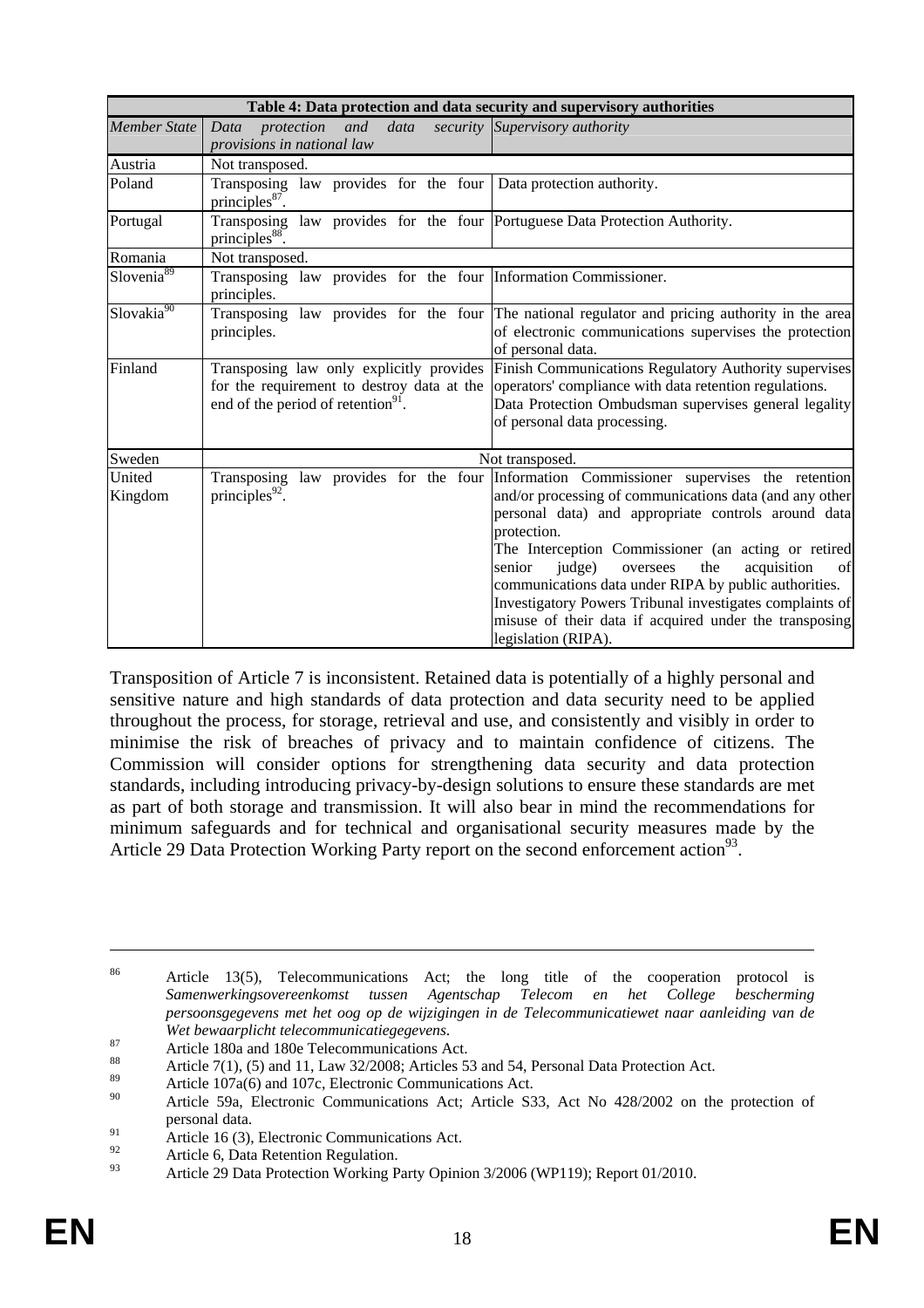| Table 4: Data protection and data security and supervisory authorities | | |
|---|---|---|
| *Member State* | *Data protection and data security provisions in national law* | *Supervisory authority* |
| Austria | Not transposed. | |
| Poland | Transposing law provides for the four principles[87]. | Data protection authority. |
| Portugal | Transposing law provides for the four principles[88]. | Portuguese Data Protection Authority. |
| Romania | Not transposed. | |
| Slovenia[89] | Transposing law provides for the four principles. | Information Commissioner. |
| Slovakia[90] | Transposing law provides for the four principles. | The national regulator and pricing authority in the area of electronic communications supervises the protection of personal data. |
| Finland | Transposing law only explicitly provides for the requirement to destroy data at the end of the period of retention[91]. | Finish Communications Regulatory Authority supervises operators' compliance with data retention regulations. Data Protection Ombudsman supervises general legality of personal data processing. |
| Sweden | Not transposed. | |
| United Kingdom | Transposing law provides for the four principles[92]. | Information Commissioner supervises the retention and/or processing of communications data (and any other personal data) and appropriate controls around data protection. The Interception Commissioner (an acting or retired senior judge) oversees the acquisition of communications data under RIPA by public authorities. Investigatory Powers Tribunal investigates complaints of misuse of their data if acquired under the transposing legislation (RIPA). |

Transposition of Article 7 is inconsistent. Retained data is potentially of a highly personal and sensitive nature and high standards of data protection and data security need to be applied throughout the process, for storage, retrieval and use, and consistently and visibly in order to minimise the risk of breaches of privacy and to maintain confidence of citizens. The Commission will consider options for strengthening data security and data protection standards, including introducing privacy-by-design solutions to ensure these standards are met as part of both storage and transmission. It will also bear in mind the recommendations for minimum safeguards and for technical and organisational security measures made by the Article 29 Data Protection Working Party report on the second enforcement action[93].

---

[86] Article 13(5), Telecommunications Act; the long title of the cooperation protocol is *Samenwerkingsovereenkomst tussen Agentschap Telecom en het College bescherming persoonsgegevens met het oog op de wijzigingen in de Telecommunicatiewet naar aanleiding van de Wet bewaarplicht telecommunicatiegegevens*.

[87] Article 180a and 180e Telecommunications Act.

[88] Article 7(1), (5) and 11, Law 32/2008; Articles 53 and 54, Personal Data Protection Act.

[89] Article 107a(6) and 107c, Electronic Communications Act.

[90] Article 59a, Electronic Communications Act; Article S33, Act No 428/2002 on the protection of personal data.

[91] Article 16 (3), Electronic Communications Act.

[92] Article 6, Data Retention Regulation.

[93] Article 29 Data Protection Working Party Opinion 3/2006 (WP119); Report 01/2010.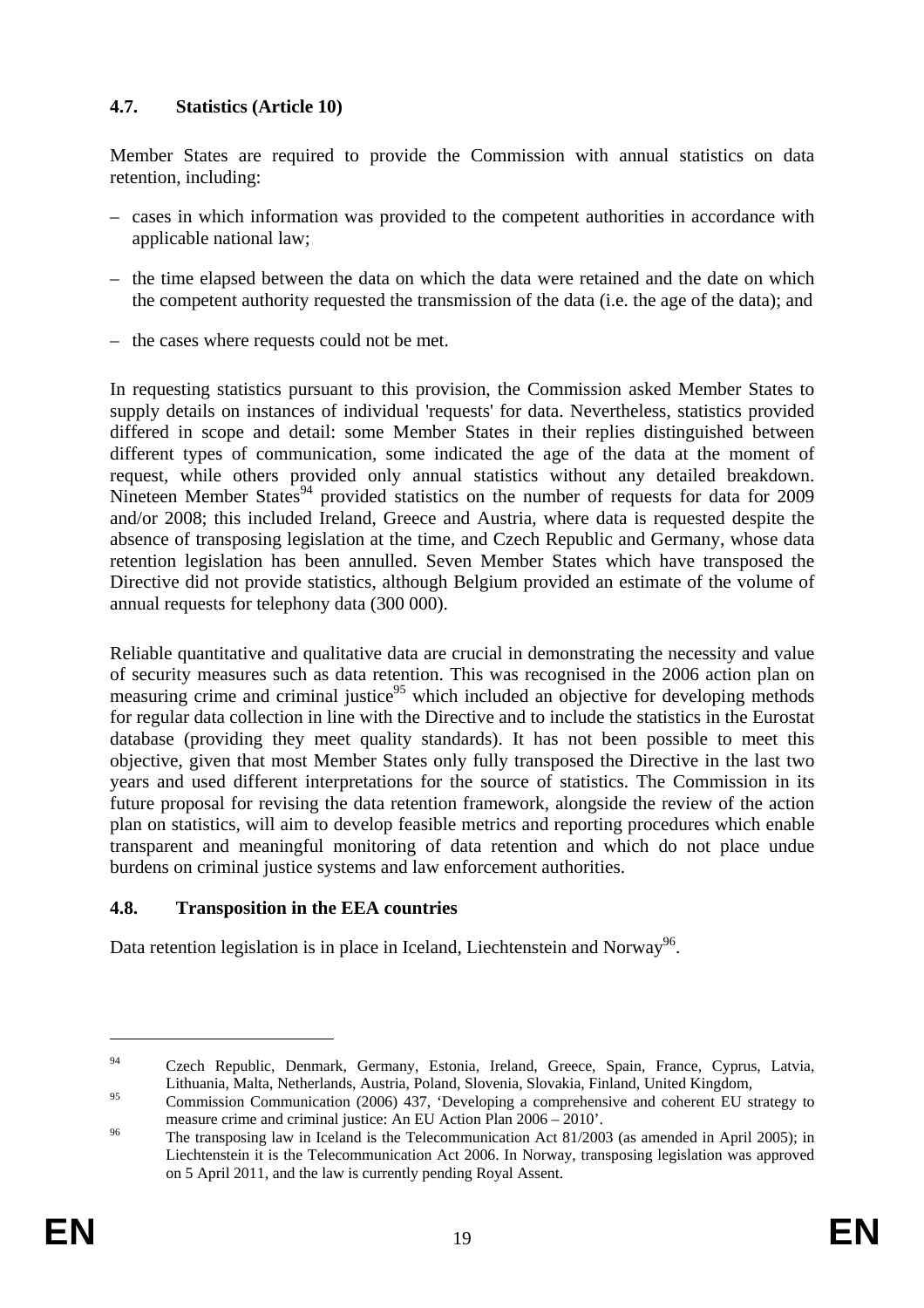### 4.7. Statistics (Article 10)

Member States are required to provide the Commission with annual statistics on data retention, including:

– cases in which information was provided to the competent authorities in accordance with applicable national law;

– the time elapsed between the data on which the data were retained and the date on which the competent authority requested the transmission of the data (i.e. the age of the data); and

– the cases where requests could not be met.

In requesting statistics pursuant to this provision, the Commission asked Member States to supply details on instances of individual 'requests' for data. Nevertheless, statistics provided differed in scope and detail: some Member States in their replies distinguished between different types of communication, some indicated the age of the data at the moment of request, while others provided only annual statistics without any detailed breakdown. Nineteen Member States[94] provided statistics on the number of requests for data for 2009 and/or 2008; this included Ireland, Greece and Austria, where data is requested despite the absence of transposing legislation at the time, and Czech Republic and Germany, whose data retention legislation has been annulled. Seven Member States which have transposed the Directive did not provide statistics, although Belgium provided an estimate of the volume of annual requests for telephony data (300 000).

Reliable quantitative and qualitative data are crucial in demonstrating the necessity and value of security measures such as data retention. This was recognised in the 2006 action plan on measuring crime and criminal justice[95] which included an objective for developing methods for regular data collection in line with the Directive and to include the statistics in the Eurostat database (providing they meet quality standards). It has not been possible to meet this objective, given that most Member States only fully transposed the Directive in the last two years and used different interpretations for the source of statistics. The Commission in its future proposal for revising the data retention framework, alongside the review of the action plan on statistics, will aim to develop feasible metrics and reporting procedures which enable transparent and meaningful monitoring of data retention and which do not place undue burdens on criminal justice systems and law enforcement authorities.

### 4.8. Transposition in the EEA countries

Data retention legislation is in place in Iceland, Liechtenstein and Norway[96].

---

[94] Czech Republic, Denmark, Germany, Estonia, Ireland, Greece, Spain, France, Cyprus, Latvia, Lithuania, Malta, Netherlands, Austria, Poland, Slovenia, Slovakia, Finland, United Kingdom,

[95] Commission Communication (2006) 437, 'Developing a comprehensive and coherent EU strategy to measure crime and criminal justice: An EU Action Plan 2006 – 2010'.

[96] The transposing law in Iceland is the Telecommunication Act 81/2003 (as amended in April 2005); in Liechtenstein it is the Telecommunication Act 2006. In Norway, transposing legislation was approved on 5 April 2011, and the law is currently pending Royal Assent.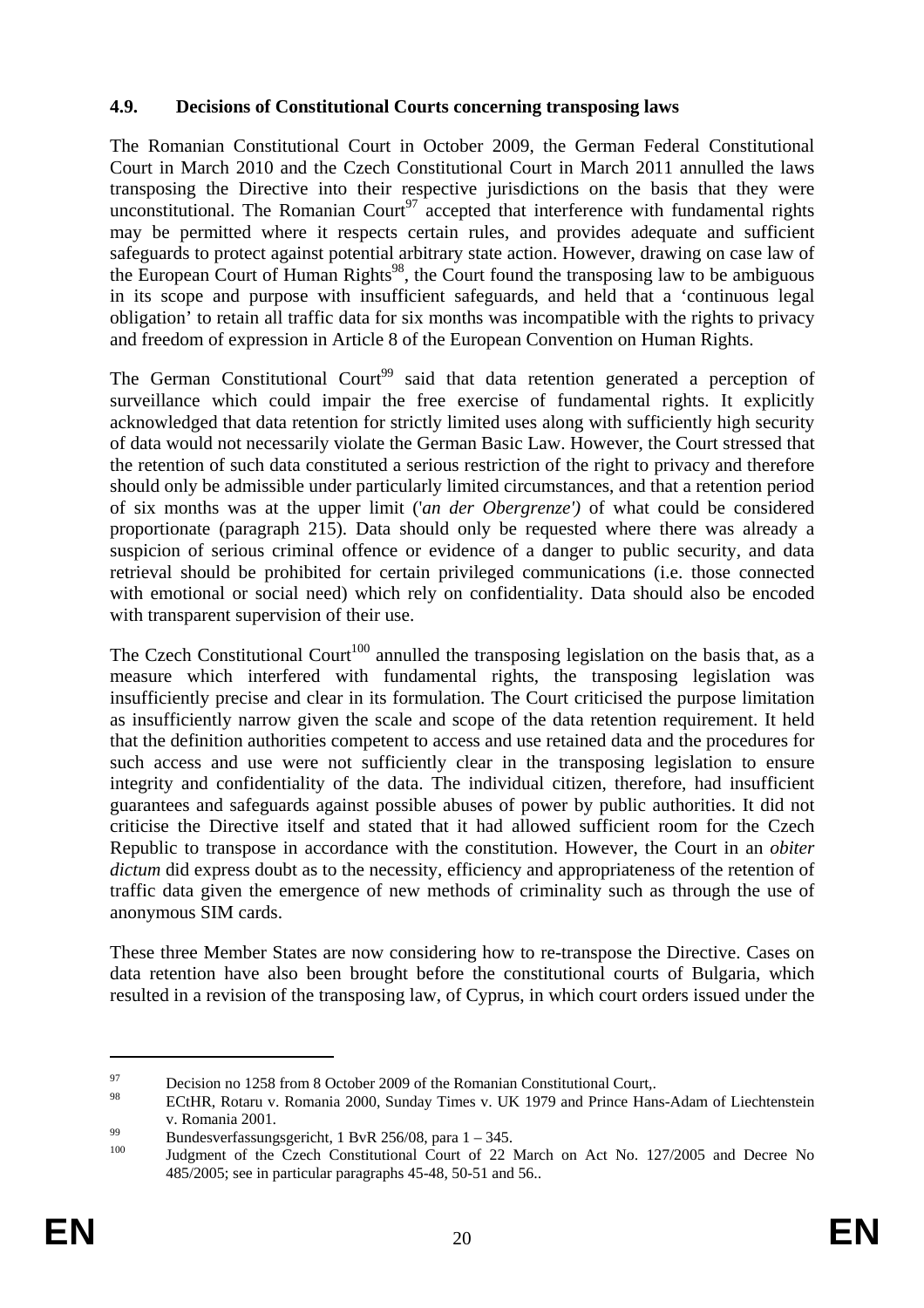### 4.9. Decisions of Constitutional Courts concerning transposing laws

The Romanian Constitutional Court in October 2009, the German Federal Constitutional Court in March 2010 and the Czech Constitutional Court in March 2011 annulled the laws transposing the Directive into their respective jurisdictions on the basis that they were unconstitutional. The Romanian Court[97] accepted that interference with fundamental rights may be permitted where it respects certain rules, and provides adequate and sufficient safeguards to protect against potential arbitrary state action. However, drawing on case law of the European Court of Human Rights[98], the Court found the transposing law to be ambiguous in its scope and purpose with insufficient safeguards, and held that a 'continuous legal obligation' to retain all traffic data for six months was incompatible with the rights to privacy and freedom of expression in Article 8 of the European Convention on Human Rights.

The German Constitutional Court[99] said that data retention generated a perception of surveillance which could impair the free exercise of fundamental rights. It explicitly acknowledged that data retention for strictly limited uses along with sufficiently high security of data would not necessarily violate the German Basic Law. However, the Court stressed that the retention of such data constituted a serious restriction of the right to privacy and therefore should only be admissible under particularly limited circumstances, and that a retention period of six months was at the upper limit ('*an der Obergrenze')* of what could be considered proportionate (paragraph 215). Data should only be requested where there was already a suspicion of serious criminal offence or evidence of a danger to public security, and data retrieval should be prohibited for certain privileged communications (i.e. those connected with emotional or social need) which rely on confidentiality. Data should also be encoded with transparent supervision of their use.

The Czech Constitutional Court[100] annulled the transposing legislation on the basis that, as a measure which interfered with fundamental rights, the transposing legislation was insufficiently precise and clear in its formulation. The Court criticised the purpose limitation as insufficiently narrow given the scale and scope of the data retention requirement. It held that the definition authorities competent to access and use retained data and the procedures for such access and use were not sufficiently clear in the transposing legislation to ensure integrity and confidentiality of the data. The individual citizen, therefore, had insufficient guarantees and safeguards against possible abuses of power by public authorities. It did not criticise the Directive itself and stated that it had allowed sufficient room for the Czech Republic to transpose in accordance with the constitution. However, the Court in an *obiter dictum* did express doubt as to the necessity, efficiency and appropriateness of the retention of traffic data given the emergence of new methods of criminality such as through the use of anonymous SIM cards.

These three Member States are now considering how to re-transpose the Directive. Cases on data retention have also been brought before the constitutional courts of Bulgaria, which resulted in a revision of the transposing law, of Cyprus, in which court orders issued under the

---

[97] Decision no 1258 from 8 October 2009 of the Romanian Constitutional Court,.

[98] ECtHR, Rotaru v. Romania 2000, Sunday Times v. UK 1979 and Prince Hans-Adam of Liechtenstein v. Romania 2001.

[99] Bundesverfassungsgericht, 1 BvR 256/08, para 1 – 345.

[100] Judgment of the Czech Constitutional Court of 22 March on Act No. 127/2005 and Decree No 485/2005; see in particular paragraphs 45-48, 50-51 and 56..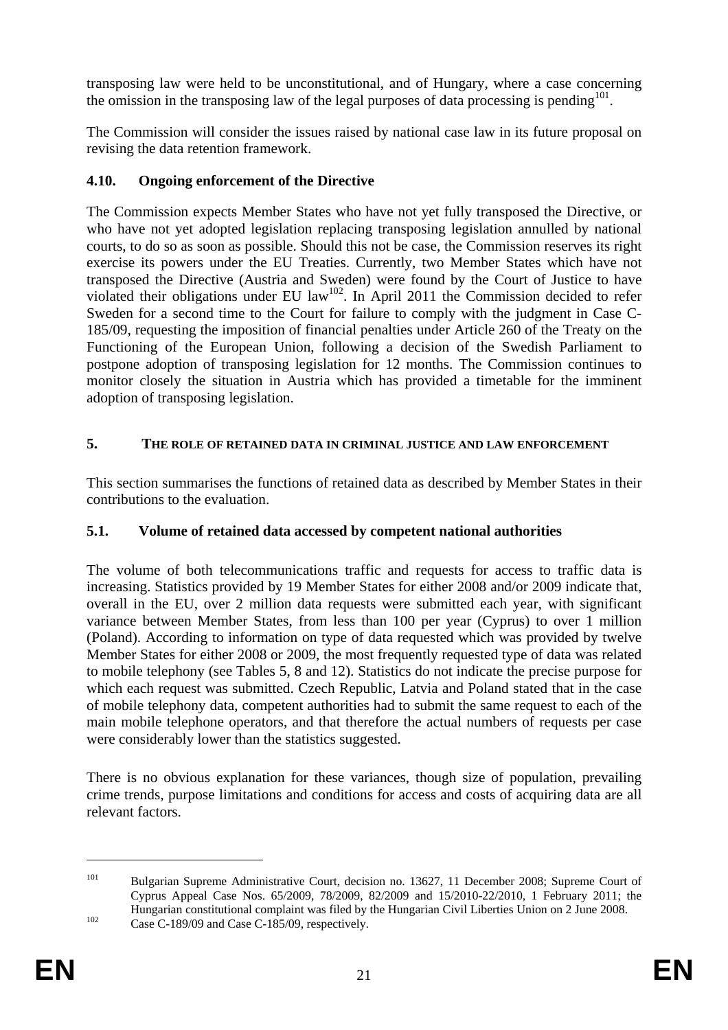transposing law were held to be unconstitutional, and of Hungary, where a case concerning the omission in the transposing law of the legal purposes of data processing is pending[101].

The Commission will consider the issues raised by national case law in its future proposal on revising the data retention framework.

### 4.10. Ongoing enforcement of the Directive

The Commission expects Member States who have not yet fully transposed the Directive, or who have not yet adopted legislation replacing transposing legislation annulled by national courts, to do so as soon as possible. Should this not be case, the Commission reserves its right exercise its powers under the EU Treaties. Currently, two Member States which have not transposed the Directive (Austria and Sweden) were found by the Court of Justice to have violated their obligations under EU law[102]. In April 2011 the Commission decided to refer Sweden for a second time to the Court for failure to comply with the judgment in Case C-185/09, requesting the imposition of financial penalties under Article 260 of the Treaty on the Functioning of the European Union, following a decision of the Swedish Parliament to postpone adoption of transposing legislation for 12 months. The Commission continues to monitor closely the situation in Austria which has provided a timetable for the imminent adoption of transposing legislation.

## 5. THE ROLE OF RETAINED DATA IN CRIMINAL JUSTICE AND LAW ENFORCEMENT

This section summarises the functions of retained data as described by Member States in their contributions to the evaluation.

### 5.1. Volume of retained data accessed by competent national authorities

The volume of both telecommunications traffic and requests for access to traffic data is increasing. Statistics provided by 19 Member States for either 2008 and/or 2009 indicate that, overall in the EU, over 2 million data requests were submitted each year, with significant variance between Member States, from less than 100 per year (Cyprus) to over 1 million (Poland). According to information on type of data requested which was provided by twelve Member States for either 2008 or 2009, the most frequently requested type of data was related to mobile telephony (see Tables 5, 8 and 12). Statistics do not indicate the precise purpose for which each request was submitted. Czech Republic, Latvia and Poland stated that in the case of mobile telephony data, competent authorities had to submit the same request to each of the main mobile telephone operators, and that therefore the actual numbers of requests per case were considerably lower than the statistics suggested.

There is no obvious explanation for these variances, though size of population, prevailing crime trends, purpose limitations and conditions for access and costs of acquiring data are all relevant factors.

---

[101] Bulgarian Supreme Administrative Court, decision no. 13627, 11 December 2008; Supreme Court of Cyprus Appeal Case Nos. 65/2009, 78/2009, 82/2009 and 15/2010-22/2010, 1 February 2011; the Hungarian constitutional complaint was filed by the Hungarian Civil Liberties Union on 2 June 2008.

[102] Case C-189/09 and Case C-185/09, respectively.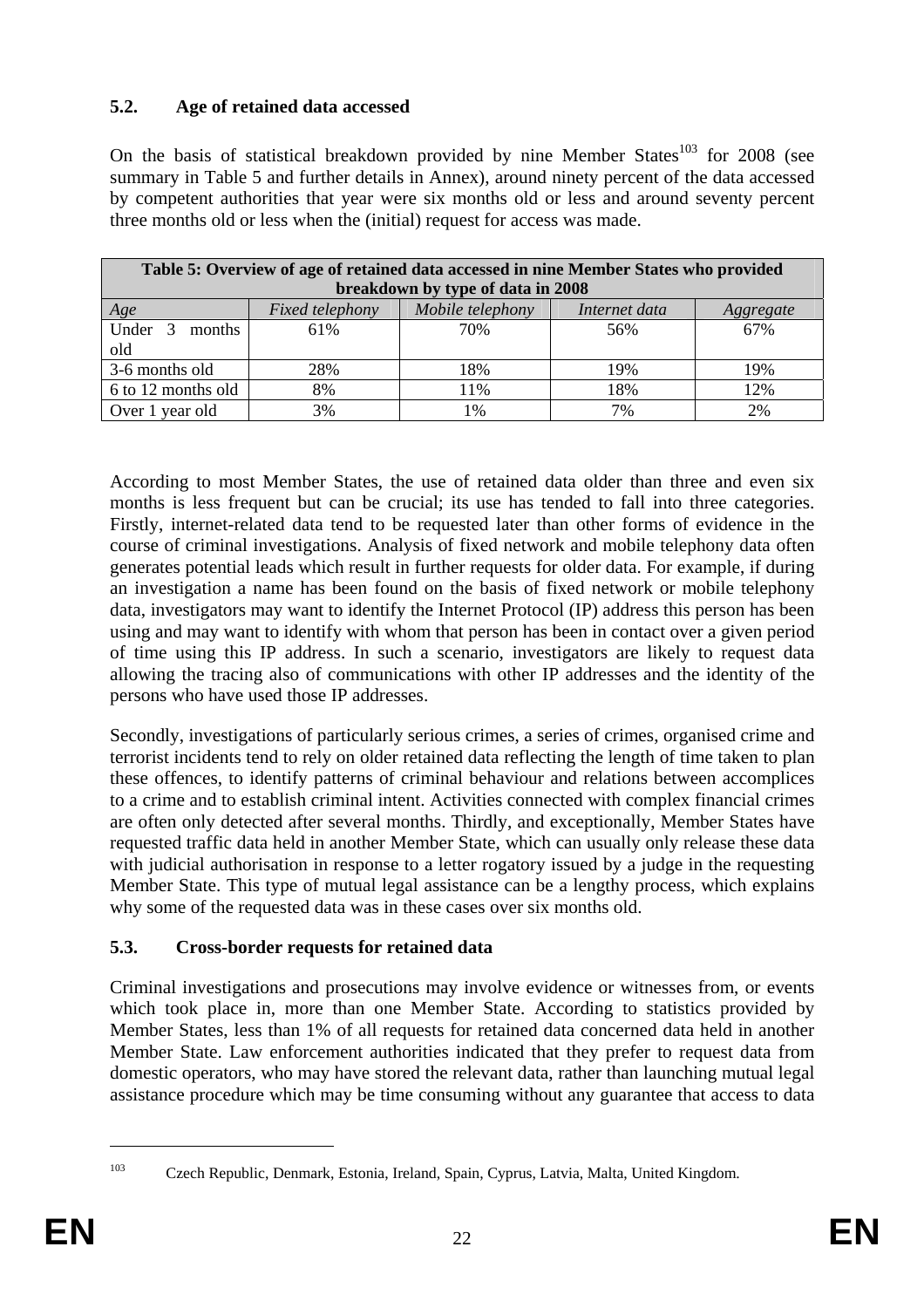### 5.2. Age of retained data accessed

On the basis of statistical breakdown provided by nine Member States[103] for 2008 (see summary in Table 5 and further details in Annex), around ninety percent of the data accessed by competent authorities that year were six months old or less and around seventy percent three months old or less when the (initial) request for access was made.

| Table 5: Overview of age of retained data accessed in nine Member States who provided breakdown by type of data in 2008 | | | | |
|---|---|---|---|---|
| *Age* | *Fixed telephony* | *Mobile telephony* | *Internet data* | *Aggregate* |
| Under 3 months old | 61% | 70% | 56% | 67% |
| 3-6 months old | 28% | 18% | 19% | 19% |
| 6 to 12 months old | 8% | 11% | 18% | 12% |
| Over 1 year old | 3% | 1% | 7% | 2% |

According to most Member States, the use of retained data older than three and even six months is less frequent but can be crucial; its use has tended to fall into three categories. Firstly, internet-related data tend to be requested later than other forms of evidence in the course of criminal investigations. Analysis of fixed network and mobile telephony data often generates potential leads which result in further requests for older data. For example, if during an investigation a name has been found on the basis of fixed network or mobile telephony data, investigators may want to identify the Internet Protocol (IP) address this person has been using and may want to identify with whom that person has been in contact over a given period of time using this IP address. In such a scenario, investigators are likely to request data allowing the tracing also of communications with other IP addresses and the identity of the persons who have used those IP addresses.

Secondly, investigations of particularly serious crimes, a series of crimes, organised crime and terrorist incidents tend to rely on older retained data reflecting the length of time taken to plan these offences, to identify patterns of criminal behaviour and relations between accomplices to a crime and to establish criminal intent. Activities connected with complex financial crimes are often only detected after several months. Thirdly, and exceptionally, Member States have requested traffic data held in another Member State, which can usually only release these data with judicial authorisation in response to a letter rogatory issued by a judge in the requesting Member State. This type of mutual legal assistance can be a lengthy process, which explains why some of the requested data was in these cases over six months old.

### 5.3. Cross-border requests for retained data

Criminal investigations and prosecutions may involve evidence or witnesses from, or events which took place in, more than one Member State. According to statistics provided by Member States, less than 1% of all requests for retained data concerned data held in another Member State. Law enforcement authorities indicated that they prefer to request data from domestic operators, who may have stored the relevant data, rather than launching mutual legal assistance procedure which may be time consuming without any guarantee that access to data

[103] Czech Republic, Denmark, Estonia, Ireland, Spain, Cyprus, Latvia, Malta, United Kingdom.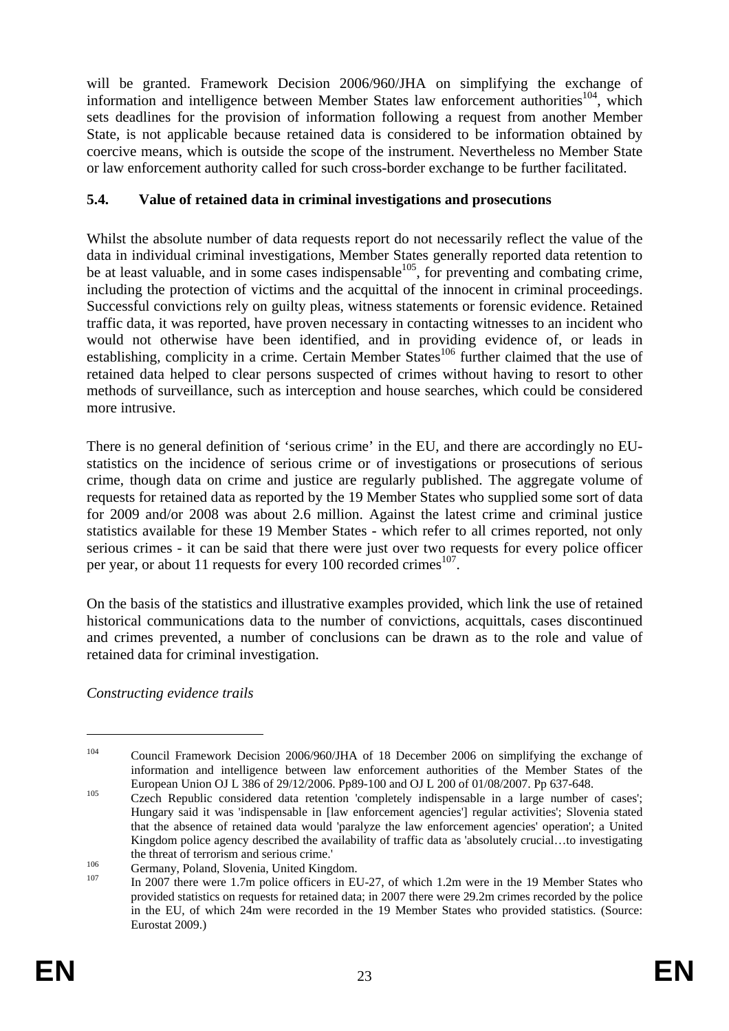will be granted. Framework Decision 2006/960/JHA on simplifying the exchange of information and intelligence between Member States law enforcement authorities[104], which sets deadlines for the provision of information following a request from another Member State, is not applicable because retained data is considered to be information obtained by coercive means, which is outside the scope of the instrument. Nevertheless no Member State or law enforcement authority called for such cross-border exchange to be further facilitated.

### 5.4. Value of retained data in criminal investigations and prosecutions

Whilst the absolute number of data requests report do not necessarily reflect the value of the data in individual criminal investigations, Member States generally reported data retention to be at least valuable, and in some cases indispensable[105], for preventing and combating crime, including the protection of victims and the acquittal of the innocent in criminal proceedings. Successful convictions rely on guilty pleas, witness statements or forensic evidence. Retained traffic data, it was reported, have proven necessary in contacting witnesses to an incident who would not otherwise have been identified, and in providing evidence of, or leads in establishing, complicity in a crime. Certain Member States[106] further claimed that the use of retained data helped to clear persons suspected of crimes without having to resort to other methods of surveillance, such as interception and house searches, which could be considered more intrusive.

There is no general definition of 'serious crime' in the EU, and there are accordingly no EU-statistics on the incidence of serious crime or of investigations or prosecutions of serious crime, though data on crime and justice are regularly published. The aggregate volume of requests for retained data as reported by the 19 Member States who supplied some sort of data for 2009 and/or 2008 was about 2.6 million. Against the latest crime and criminal justice statistics available for these 19 Member States - which refer to all crimes reported, not only serious crimes - it can be said that there were just over two requests for every police officer per year, or about 11 requests for every 100 recorded crimes[107].

On the basis of the statistics and illustrative examples provided, which link the use of retained historical communications data to the number of convictions, acquittals, cases discontinued and crimes prevented, a number of conclusions can be drawn as to the role and value of retained data for criminal investigation.

*Constructing evidence trails*

---

[104] Council Framework Decision 2006/960/JHA of 18 December 2006 on simplifying the exchange of information and intelligence between law enforcement authorities of the Member States of the European Union OJ L 386 of 29/12/2006. Pp89-100 and OJ L 200 of 01/08/2007. Pp 637-648.

[105] Czech Republic considered data retention 'completely indispensable in a large number of cases'; Hungary said it was 'indispensable in [law enforcement agencies'] regular activities'; Slovenia stated that the absence of retained data would 'paralyze the law enforcement agencies' operation'; a United Kingdom police agency described the availability of traffic data as 'absolutely crucial…to investigating the threat of terrorism and serious crime.'

[106] Germany, Poland, Slovenia, United Kingdom.

[107] In 2007 there were 1.7m police officers in EU-27, of which 1.2m were in the 19 Member States who provided statistics on requests for retained data; in 2007 there were 29.2m crimes recorded by the police in the EU, of which 24m were recorded in the 19 Member States who provided statistics. (Source: Eurostat 2009.)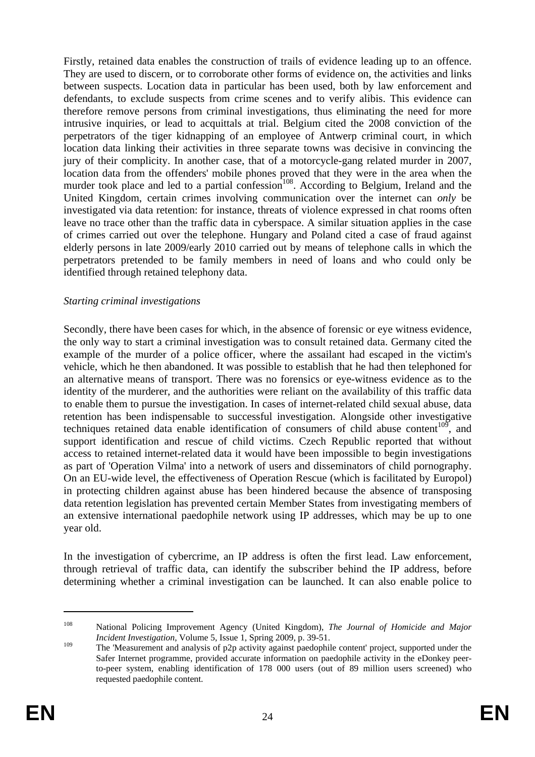Firstly, retained data enables the construction of trails of evidence leading up to an offence. They are used to discern, or to corroborate other forms of evidence on, the activities and links between suspects. Location data in particular has been used, both by law enforcement and defendants, to exclude suspects from crime scenes and to verify alibis. This evidence can therefore remove persons from criminal investigations, thus eliminating the need for more intrusive inquiries, or lead to acquittals at trial. Belgium cited the 2008 conviction of the perpetrators of the tiger kidnapping of an employee of Antwerp criminal court, in which location data linking their activities in three separate towns was decisive in convincing the jury of their complicity. In another case, that of a motorcycle-gang related murder in 2007, location data from the offenders' mobile phones proved that they were in the area when the murder took place and led to a partial confession[108]. According to Belgium, Ireland and the United Kingdom, certain crimes involving communication over the internet can *only* be investigated via data retention: for instance, threats of violence expressed in chat rooms often leave no trace other than the traffic data in cyberspace. A similar situation applies in the case of crimes carried out over the telephone. Hungary and Poland cited a case of fraud against elderly persons in late 2009/early 2010 carried out by means of telephone calls in which the perpetrators pretended to be family members in need of loans and who could only be identified through retained telephony data.

*Starting criminal investigations*

Secondly, there have been cases for which, in the absence of forensic or eye witness evidence, the only way to start a criminal investigation was to consult retained data. Germany cited the example of the murder of a police officer, where the assailant had escaped in the victim's vehicle, which he then abandoned. It was possible to establish that he had then telephoned for an alternative means of transport. There was no forensics or eye-witness evidence as to the identity of the murderer, and the authorities were reliant on the availability of this traffic data to enable them to pursue the investigation. In cases of internet-related child sexual abuse, data retention has been indispensable to successful investigation. Alongside other investigative techniques retained data enable identification of consumers of child abuse content[109], and support identification and rescue of child victims. Czech Republic reported that without access to retained internet-related data it would have been impossible to begin investigations as part of 'Operation Vilma' into a network of users and disseminators of child pornography. On an EU-wide level, the effectiveness of Operation Rescue (which is facilitated by Europol) in protecting children against abuse has been hindered because the absence of transposing data retention legislation has prevented certain Member States from investigating members of an extensive international paedophile network using IP addresses, which may be up to one year old.

In the investigation of cybercrime, an IP address is often the first lead. Law enforcement, through retrieval of traffic data, can identify the subscriber behind the IP address, before determining whether a criminal investigation can be launched. It can also enable police to

---

[108] National Policing Improvement Agency (United Kingdom), *The Journal of Homicide and Major Incident Investigation*, Volume 5, Issue 1, Spring 2009, p. 39-51.

[109] The 'Measurement and analysis of p2p activity against paedophile content' project, supported under the Safer Internet programme, provided accurate information on paedophile activity in the eDonkey peer-to-peer system, enabling identification of 178 000 users (out of 89 million users screened) who requested paedophile content.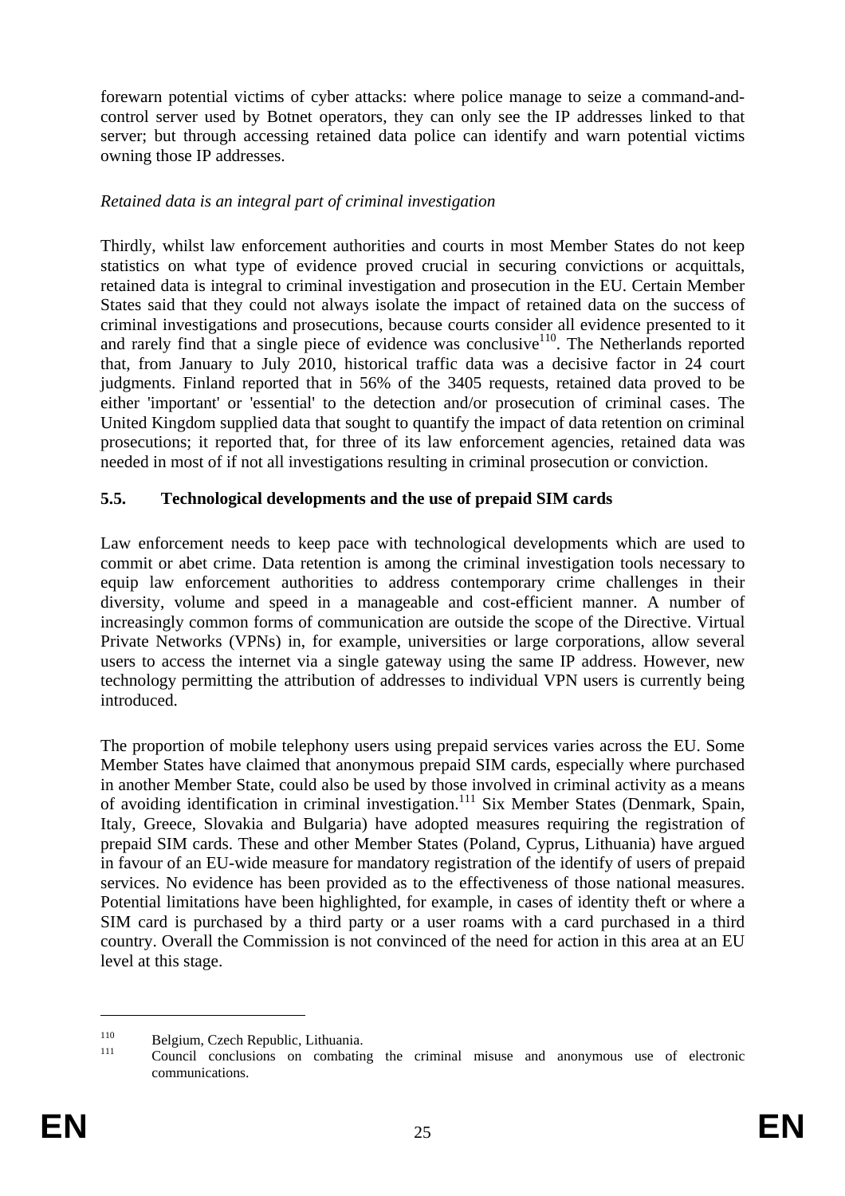forewarn potential victims of cyber attacks: where police manage to seize a command-and-control server used by Botnet operators, they can only see the IP addresses linked to that server; but through accessing retained data police can identify and warn potential victims owning those IP addresses.

*Retained data is an integral part of criminal investigation*

Thirdly, whilst law enforcement authorities and courts in most Member States do not keep statistics on what type of evidence proved crucial in securing convictions or acquittals, retained data is integral to criminal investigation and prosecution in the EU. Certain Member States said that they could not always isolate the impact of retained data on the success of criminal investigations and prosecutions, because courts consider all evidence presented to it and rarely find that a single piece of evidence was conclusive[110]. The Netherlands reported that, from January to July 2010, historical traffic data was a decisive factor in 24 court judgments. Finland reported that in 56% of the 3405 requests, retained data proved to be either 'important' or 'essential' to the detection and/or prosecution of criminal cases. The United Kingdom supplied data that sought to quantify the impact of data retention on criminal prosecutions; it reported that, for three of its law enforcement agencies, retained data was needed in most of if not all investigations resulting in criminal prosecution or conviction.

## 5.5. Technological developments and the use of prepaid SIM cards

Law enforcement needs to keep pace with technological developments which are used to commit or abet crime. Data retention is among the criminal investigation tools necessary to equip law enforcement authorities to address contemporary crime challenges in their diversity, volume and speed in a manageable and cost-efficient manner. A number of increasingly common forms of communication are outside the scope of the Directive. Virtual Private Networks (VPNs) in, for example, universities or large corporations, allow several users to access the internet via a single gateway using the same IP address. However, new technology permitting the attribution of addresses to individual VPN users is currently being introduced.

The proportion of mobile telephony users using prepaid services varies across the EU. Some Member States have claimed that anonymous prepaid SIM cards, especially where purchased in another Member State, could also be used by those involved in criminal activity as a means of avoiding identification in criminal investigation.[111] Six Member States (Denmark, Spain, Italy, Greece, Slovakia and Bulgaria) have adopted measures requiring the registration of prepaid SIM cards. These and other Member States (Poland, Cyprus, Lithuania) have argued in favour of an EU-wide measure for mandatory registration of the identify of users of prepaid services. No evidence has been provided as to the effectiveness of those national measures. Potential limitations have been highlighted, for example, in cases of identity theft or where a SIM card is purchased by a third party or a user roams with a card purchased in a third country. Overall the Commission is not convinced of the need for action in this area at an EU level at this stage.

---

[110] Belgium, Czech Republic, Lithuania.

[111] Council conclusions on combating the criminal misuse and anonymous use of electronic communications.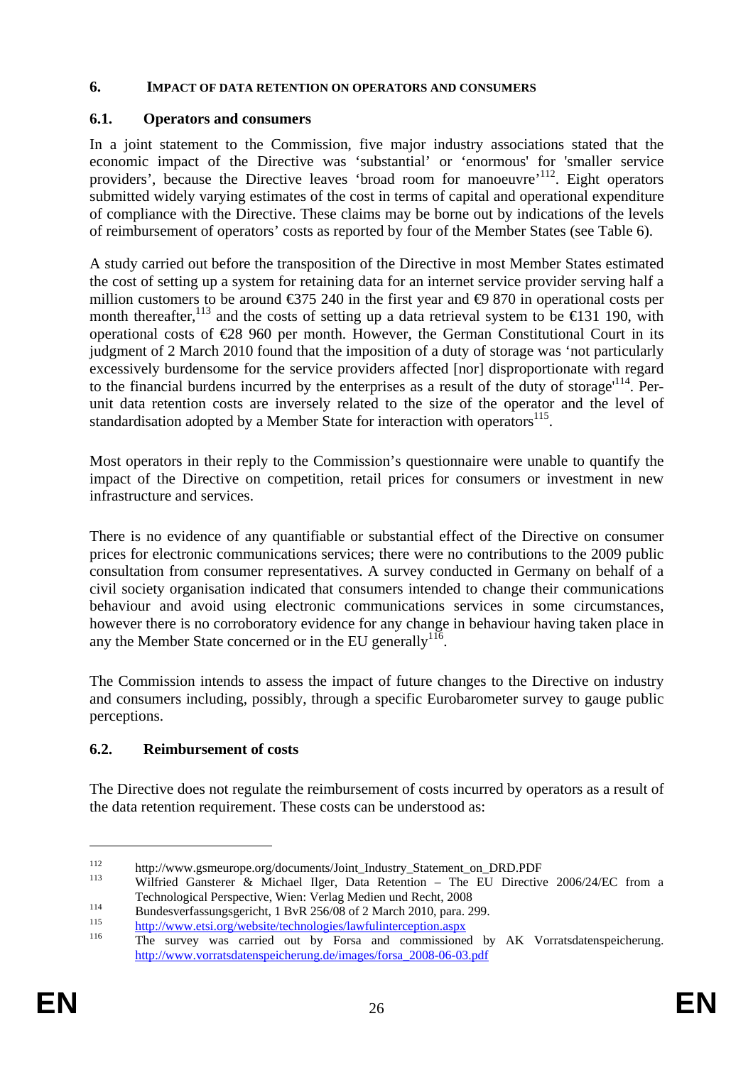## 6. IMPACT OF DATA RETENTION ON OPERATORS AND CONSUMERS

### 6.1. Operators and consumers

In a joint statement to the Commission, five major industry associations stated that the economic impact of the Directive was 'substantial' or 'enormous' for 'smaller service providers', because the Directive leaves 'broad room for manoeuvre'[112]. Eight operators submitted widely varying estimates of the cost in terms of capital and operational expenditure of compliance with the Directive. These claims may be borne out by indications of the levels of reimbursement of operators' costs as reported by four of the Member States (see Table 6).

A study carried out before the transposition of the Directive in most Member States estimated the cost of setting up a system for retaining data for an internet service provider serving half a million customers to be around €375 240 in the first year and €9 870 in operational costs per month thereafter,[113] and the costs of setting up a data retrieval system to be €131 190, with operational costs of €28 960 per month. However, the German Constitutional Court in its judgment of 2 March 2010 found that the imposition of a duty of storage was 'not particularly excessively burdensome for the service providers affected [nor] disproportionate with regard to the financial burdens incurred by the enterprises as a result of the duty of storage'[114]. Per-unit data retention costs are inversely related to the size of the operator and the level of standardisation adopted by a Member State for interaction with operators[115].

Most operators in their reply to the Commission's questionnaire were unable to quantify the impact of the Directive on competition, retail prices for consumers or investment in new infrastructure and services.

There is no evidence of any quantifiable or substantial effect of the Directive on consumer prices for electronic communications services; there were no contributions to the 2009 public consultation from consumer representatives. A survey conducted in Germany on behalf of a civil society organisation indicated that consumers intended to change their communications behaviour and avoid using electronic communications services in some circumstances, however there is no corroboratory evidence for any change in behaviour having taken place in any the Member State concerned or in the EU generally[116].

The Commission intends to assess the impact of future changes to the Directive on industry and consumers including, possibly, through a specific Eurobarometer survey to gauge public perceptions.

### 6.2. Reimbursement of costs

The Directive does not regulate the reimbursement of costs incurred by operators as a result of the data retention requirement. These costs can be understood as:

---

[112] http://www.gsmeurope.org/documents/Joint_Industry_Statement_on_DRD.PDF

[113] Wilfried Gansterer & Michael Ilger, Data Retention – The EU Directive 2006/24/EC from a Technological Perspective, Wien: Verlag Medien und Recht, 2008

[114] Bundesverfassungsgericht, 1 BvR 256/08 of 2 March 2010, para. 299.

[115] http://www.etsi.org/website/technologies/lawfulinterception.aspx

[116] The survey was carried out by Forsa and commissioned by AK Vorratsdatenspeicherung. http://www.vorratsdatenspeicherung.de/images/forsa_2008-06-03.pdf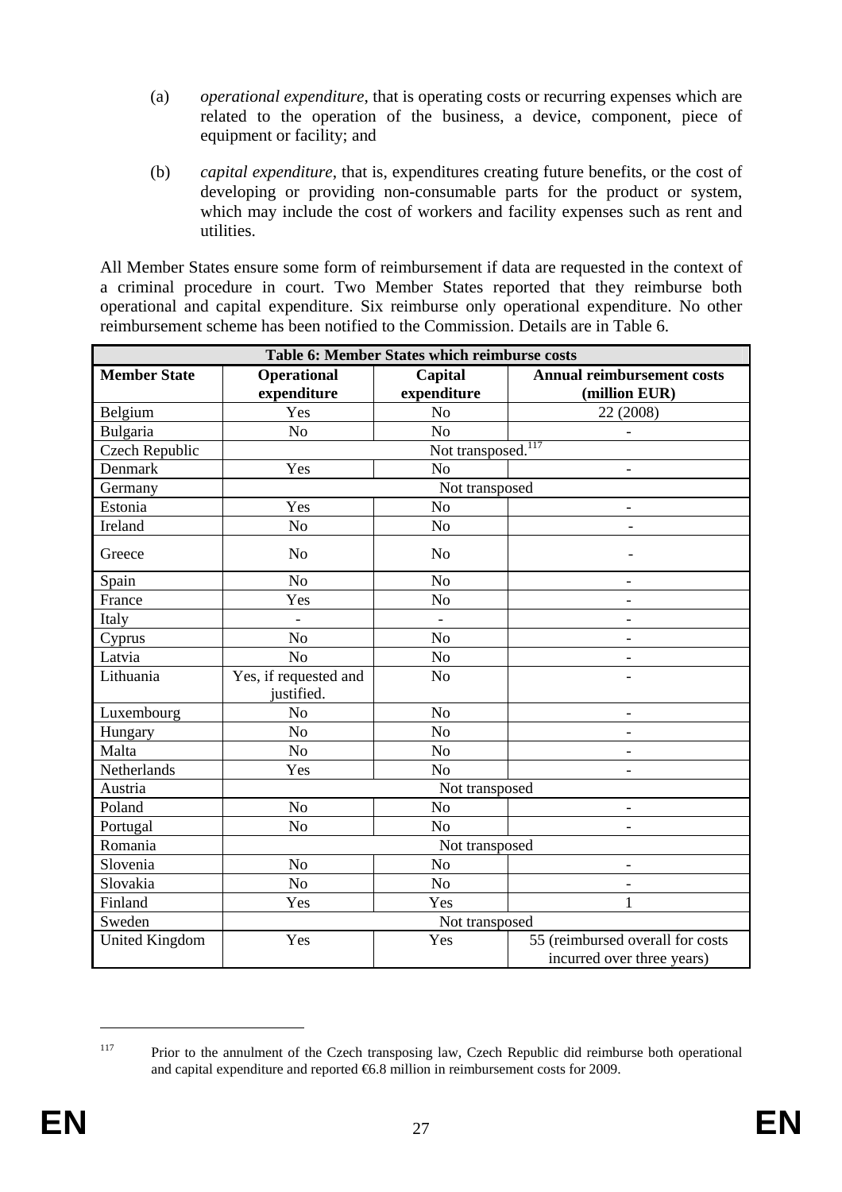(a) *operational expenditure*, that is operating costs or recurring expenses which are related to the operation of the business, a device, component, piece of equipment or facility; and

(b) *capital expenditure*, that is, expenditures creating future benefits, or the cost of developing or providing non-consumable parts for the product or system, which may include the cost of workers and facility expenses such as rent and utilities.

All Member States ensure some form of reimbursement if data are requested in the context of a criminal procedure in court. Two Member States reported that they reimburse both operational and capital expenditure. Six reimburse only operational expenditure. No other reimbursement scheme has been notified to the Commission. Details are in Table 6.

**Table 6: Member States which reimburse costs**

| Member State | Operational expenditure | Capital expenditure | Annual reimbursement costs (million EUR) |
|---|---|---|---|
| Belgium | Yes | No | 22 (2008) |
| Bulgaria | No | No | - |
| Czech Republic | Not transposed.[117] | | |
| Denmark | Yes | No | - |
| Germany | Not transposed | | |
| Estonia | Yes | No | - |
| Ireland | No | No | - |
| Greece | No | No | - |
| Spain | No | No | - |
| France | Yes | No | - |
| Italy | - | - | - |
| Cyprus | No | No | - |
| Latvia | No | No | - |
| Lithuania | Yes, if requested and justified. | No | - |
| Luxembourg | No | No | - |
| Hungary | No | No | - |
| Malta | No | No | - |
| Netherlands | Yes | No | - |
| Austria | Not transposed | | |
| Poland | No | No | - |
| Portugal | No | No | - |
| Romania | Not transposed | | |
| Slovenia | No | No | - |
| Slovakia | No | No | - |
| Finland | Yes | Yes | 1 |
| Sweden | Not transposed | | |
| United Kingdom | Yes | Yes | 55 (reimbursed overall for costs incurred over three years) |

[117] Prior to the annulment of the Czech transposing law, Czech Republic did reimburse both operational and capital expenditure and reported €6.8 million in reimbursement costs for 2009.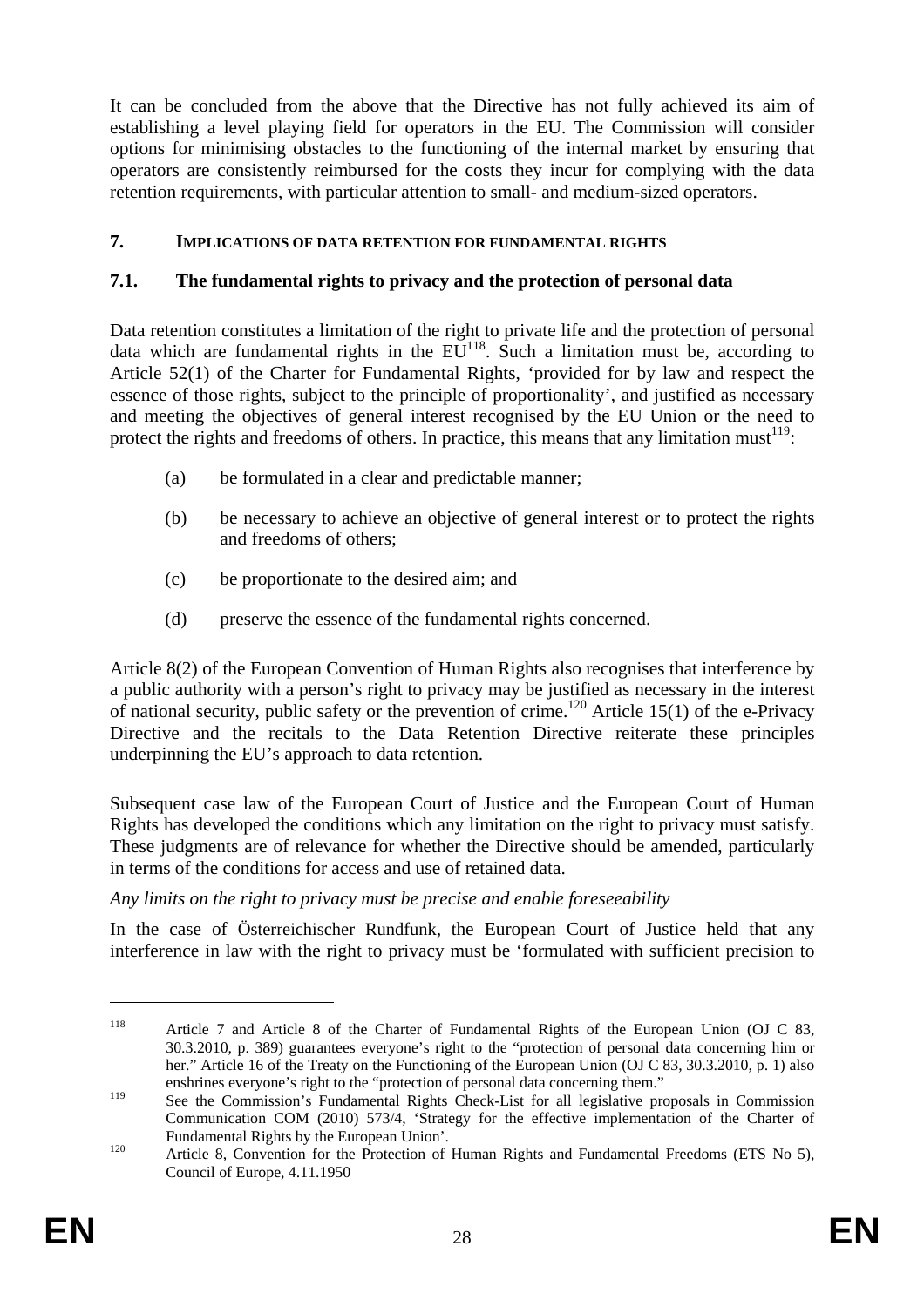It can be concluded from the above that the Directive has not fully achieved its aim of establishing a level playing field for operators in the EU. The Commission will consider options for minimising obstacles to the functioning of the internal market by ensuring that operators are consistently reimbursed for the costs they incur for complying with the data retention requirements, with particular attention to small- and medium-sized operators.

## 7. IMPLICATIONS OF DATA RETENTION FOR FUNDAMENTAL RIGHTS

### 7.1. The fundamental rights to privacy and the protection of personal data

Data retention constitutes a limitation of the right to private life and the protection of personal data which are fundamental rights in the EU[118]. Such a limitation must be, according to Article 52(1) of the Charter for Fundamental Rights, 'provided for by law and respect the essence of those rights, subject to the principle of proportionality', and justified as necessary and meeting the objectives of general interest recognised by the EU Union or the need to protect the rights and freedoms of others. In practice, this means that any limitation must[119]:

(a) be formulated in a clear and predictable manner;

(b) be necessary to achieve an objective of general interest or to protect the rights and freedoms of others;

(c) be proportionate to the desired aim; and

(d) preserve the essence of the fundamental rights concerned.

Article 8(2) of the European Convention of Human Rights also recognises that interference by a public authority with a person's right to privacy may be justified as necessary in the interest of national security, public safety or the prevention of crime.[120] Article 15(1) of the e-Privacy Directive and the recitals to the Data Retention Directive reiterate these principles underpinning the EU's approach to data retention.

Subsequent case law of the European Court of Justice and the European Court of Human Rights has developed the conditions which any limitation on the right to privacy must satisfy. These judgments are of relevance for whether the Directive should be amended, particularly in terms of the conditions for access and use of retained data.

*Any limits on the right to privacy must be precise and enable foreseeability*

In the case of Österreichischer Rundfunk, the European Court of Justice held that any interference in law with the right to privacy must be 'formulated with sufficient precision to

---

[118] Article 7 and Article 8 of the Charter of Fundamental Rights of the European Union (OJ C 83, 30.3.2010, p. 389) guarantees everyone's right to the "protection of personal data concerning him or her." Article 16 of the Treaty on the Functioning of the European Union (OJ C 83, 30.3.2010, p. 1) also enshrines everyone's right to the "protection of personal data concerning them."

[119] See the Commission's Fundamental Rights Check-List for all legislative proposals in Commission Communication COM (2010) 573/4, 'Strategy for the effective implementation of the Charter of Fundamental Rights by the European Union'.

[120] Article 8, Convention for the Protection of Human Rights and Fundamental Freedoms (ETS No 5), Council of Europe, 4.11.1950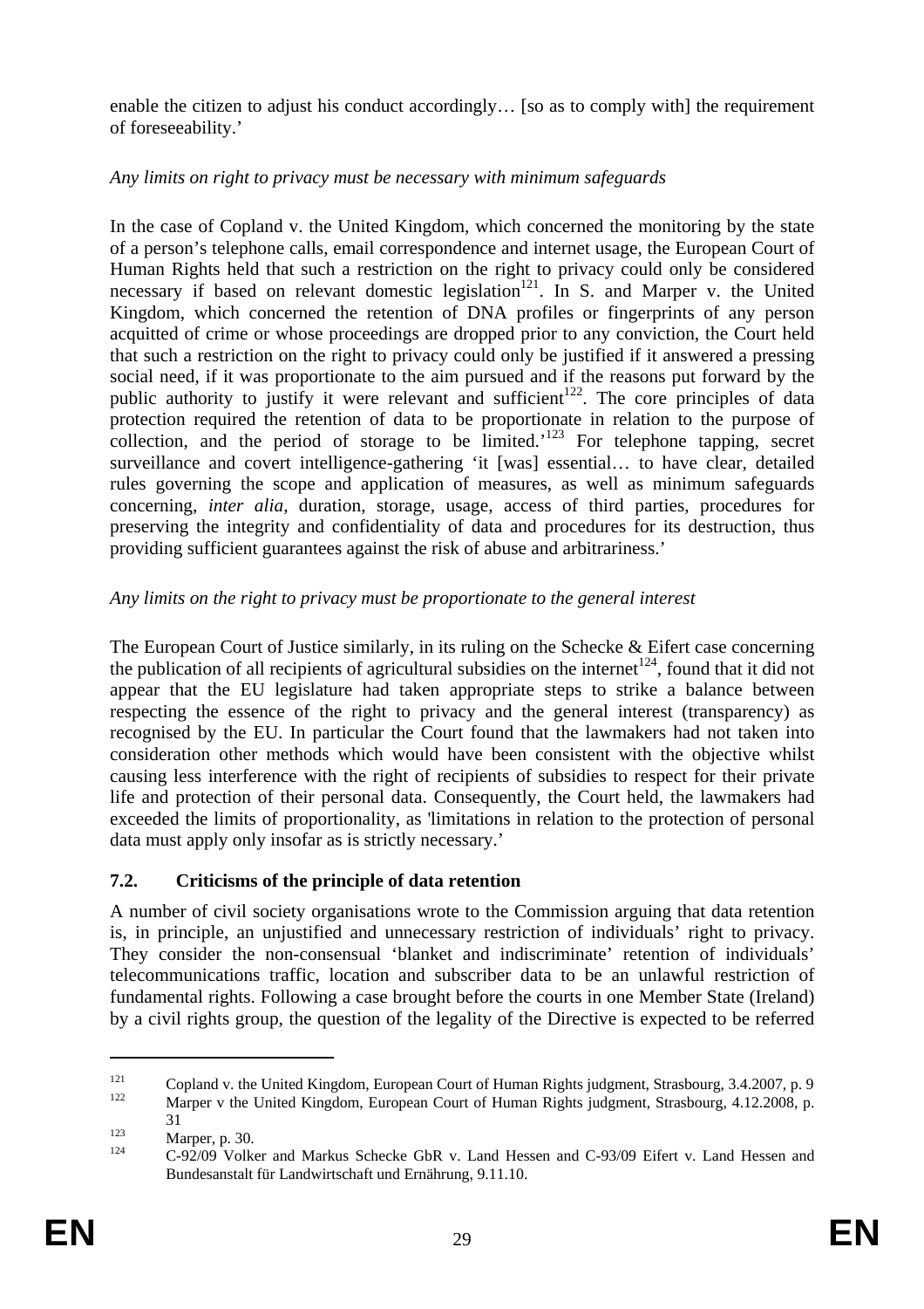enable the citizen to adjust his conduct accordingly… [so as to comply with] the requirement of foreseeability.'

*Any limits on right to privacy must be necessary with minimum safeguards*

In the case of Copland v. the United Kingdom, which concerned the monitoring by the state of a person's telephone calls, email correspondence and internet usage, the European Court of Human Rights held that such a restriction on the right to privacy could only be considered necessary if based on relevant domestic legislation[121]. In S. and Marper v. the United Kingdom, which concerned the retention of DNA profiles or fingerprints of any person acquitted of crime or whose proceedings are dropped prior to any conviction, the Court held that such a restriction on the right to privacy could only be justified if it answered a pressing social need, if it was proportionate to the aim pursued and if the reasons put forward by the public authority to justify it were relevant and sufficient[122]. The core principles of data protection required the retention of data to be proportionate in relation to the purpose of collection, and the period of storage to be limited.'[123] For telephone tapping, secret surveillance and covert intelligence-gathering 'it [was] essential… to have clear, detailed rules governing the scope and application of measures, as well as minimum safeguards concerning, *inter alia*, duration, storage, usage, access of third parties, procedures for preserving the integrity and confidentiality of data and procedures for its destruction, thus providing sufficient guarantees against the risk of abuse and arbitrariness.'

*Any limits on the right to privacy must be proportionate to the general interest*

The European Court of Justice similarly, in its ruling on the Schecke & Eifert case concerning the publication of all recipients of agricultural subsidies on the internet[124], found that it did not appear that the EU legislature had taken appropriate steps to strike a balance between respecting the essence of the right to privacy and the general interest (transparency) as recognised by the EU. In particular the Court found that the lawmakers had not taken into consideration other methods which would have been consistent with the objective whilst causing less interference with the right of recipients of subsidies to respect for their private life and protection of their personal data. Consequently, the Court held, the lawmakers had exceeded the limits of proportionality, as 'limitations in relation to the protection of personal data must apply only insofar as is strictly necessary.'

## 7.2. Criticisms of the principle of data retention

A number of civil society organisations wrote to the Commission arguing that data retention is, in principle, an unjustified and unnecessary restriction of individuals' right to privacy. They consider the non-consensual 'blanket and indiscriminate' retention of individuals' telecommunications traffic, location and subscriber data to be an unlawful restriction of fundamental rights. Following a case brought before the courts in one Member State (Ireland) by a civil rights group, the question of the legality of the Directive is expected to be referred

---

[121] Copland v. the United Kingdom, European Court of Human Rights judgment, Strasbourg, 3.4.2007, p. 9

[122] Marper v the United Kingdom, European Court of Human Rights judgment, Strasbourg, 4.12.2008, p. 31

[123] Marper, p. 30.

[124] C-92/09 Volker and Markus Schecke GbR v. Land Hessen and C-93/09 Eifert v. Land Hessen and Bundesanstalt für Landwirtschaft und Ernährung, 9.11.10.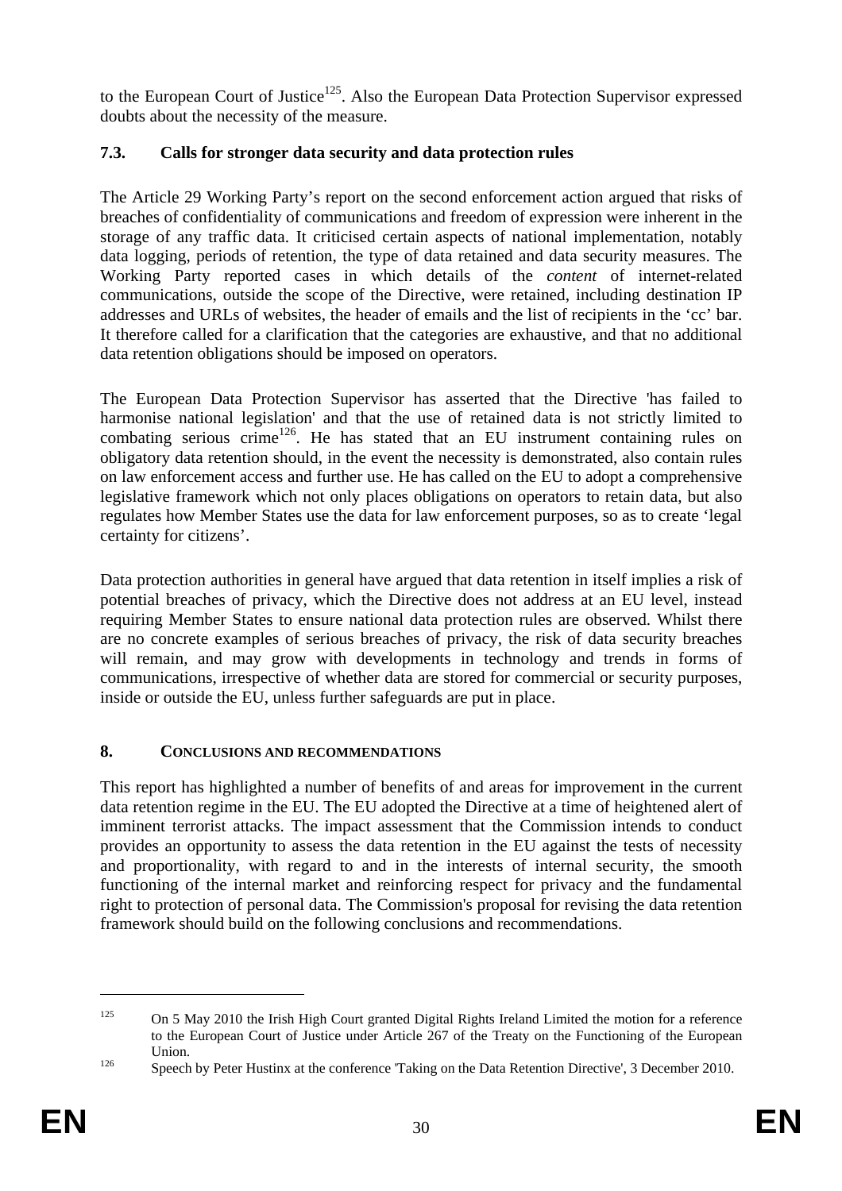to the European Court of Justice[125]. Also the European Data Protection Supervisor expressed doubts about the necessity of the measure.

### 7.3. Calls for stronger data security and data protection rules

The Article 29 Working Party's report on the second enforcement action argued that risks of breaches of confidentiality of communications and freedom of expression were inherent in the storage of any traffic data. It criticised certain aspects of national implementation, notably data logging, periods of retention, the type of data retained and data security measures. The Working Party reported cases in which details of the *content* of internet-related communications, outside the scope of the Directive, were retained, including destination IP addresses and URLs of websites, the header of emails and the list of recipients in the 'cc' bar. It therefore called for a clarification that the categories are exhaustive, and that no additional data retention obligations should be imposed on operators.

The European Data Protection Supervisor has asserted that the Directive 'has failed to harmonise national legislation' and that the use of retained data is not strictly limited to combating serious crime[126]. He has stated that an EU instrument containing rules on obligatory data retention should, in the event the necessity is demonstrated, also contain rules on law enforcement access and further use. He has called on the EU to adopt a comprehensive legislative framework which not only places obligations on operators to retain data, but also regulates how Member States use the data for law enforcement purposes, so as to create 'legal certainty for citizens'.

Data protection authorities in general have argued that data retention in itself implies a risk of potential breaches of privacy, which the Directive does not address at an EU level, instead requiring Member States to ensure national data protection rules are observed. Whilst there are no concrete examples of serious breaches of privacy, the risk of data security breaches will remain, and may grow with developments in technology and trends in forms of communications, irrespective of whether data are stored for commercial or security purposes, inside or outside the EU, unless further safeguards are put in place.

## 8. CONCLUSIONS AND RECOMMENDATIONS

This report has highlighted a number of benefits of and areas for improvement in the current data retention regime in the EU. The EU adopted the Directive at a time of heightened alert of imminent terrorist attacks. The impact assessment that the Commission intends to conduct provides an opportunity to assess the data retention in the EU against the tests of necessity and proportionality, with regard to and in the interests of internal security, the smooth functioning of the internal market and reinforcing respect for privacy and the fundamental right to protection of personal data. The Commission's proposal for revising the data retention framework should build on the following conclusions and recommendations.

---

[125] On 5 May 2010 the Irish High Court granted Digital Rights Ireland Limited the motion for a reference to the European Court of Justice under Article 267 of the Treaty on the Functioning of the European Union.

[126] Speech by Peter Hustinx at the conference 'Taking on the Data Retention Directive', 3 December 2010.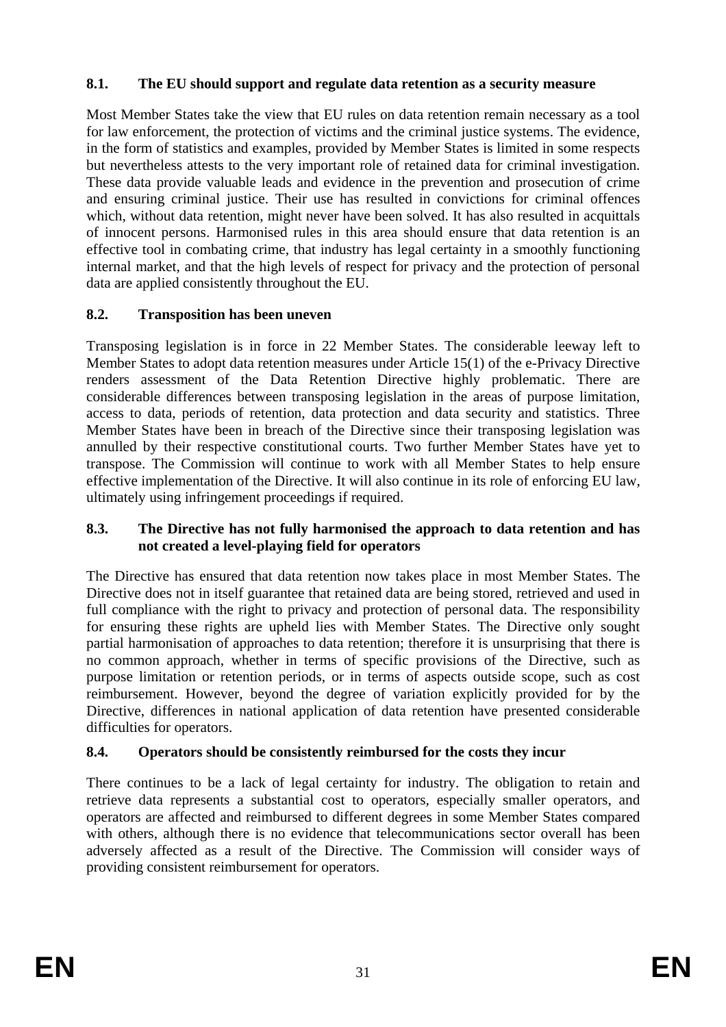### 8.1. The EU should support and regulate data retention as a security measure

Most Member States take the view that EU rules on data retention remain necessary as a tool for law enforcement, the protection of victims and the criminal justice systems. The evidence, in the form of statistics and examples, provided by Member States is limited in some respects but nevertheless attests to the very important role of retained data for criminal investigation. These data provide valuable leads and evidence in the prevention and prosecution of crime and ensuring criminal justice. Their use has resulted in convictions for criminal offences which, without data retention, might never have been solved. It has also resulted in acquittals of innocent persons. Harmonised rules in this area should ensure that data retention is an effective tool in combating crime, that industry has legal certainty in a smoothly functioning internal market, and that the high levels of respect for privacy and the protection of personal data are applied consistently throughout the EU.

### 8.2. Transposition has been uneven

Transposing legislation is in force in 22 Member States. The considerable leeway left to Member States to adopt data retention measures under Article 15(1) of the e-Privacy Directive renders assessment of the Data Retention Directive highly problematic. There are considerable differences between transposing legislation in the areas of purpose limitation, access to data, periods of retention, data protection and data security and statistics. Three Member States have been in breach of the Directive since their transposing legislation was annulled by their respective constitutional courts. Two further Member States have yet to transpose. The Commission will continue to work with all Member States to help ensure effective implementation of the Directive. It will also continue in its role of enforcing EU law, ultimately using infringement proceedings if required.

### 8.3. The Directive has not fully harmonised the approach to data retention and has not created a level-playing field for operators

The Directive has ensured that data retention now takes place in most Member States. The Directive does not in itself guarantee that retained data are being stored, retrieved and used in full compliance with the right to privacy and protection of personal data. The responsibility for ensuring these rights are upheld lies with Member States. The Directive only sought partial harmonisation of approaches to data retention; therefore it is unsurprising that there is no common approach, whether in terms of specific provisions of the Directive, such as purpose limitation or retention periods, or in terms of aspects outside scope, such as cost reimbursement. However, beyond the degree of variation explicitly provided for by the Directive, differences in national application of data retention have presented considerable difficulties for operators.

### 8.4. Operators should be consistently reimbursed for the costs they incur

There continues to be a lack of legal certainty for industry. The obligation to retain and retrieve data represents a substantial cost to operators, especially smaller operators, and operators are affected and reimbursed to different degrees in some Member States compared with others, although there is no evidence that telecommunications sector overall has been adversely affected as a result of the Directive. The Commission will consider ways of providing consistent reimbursement for operators.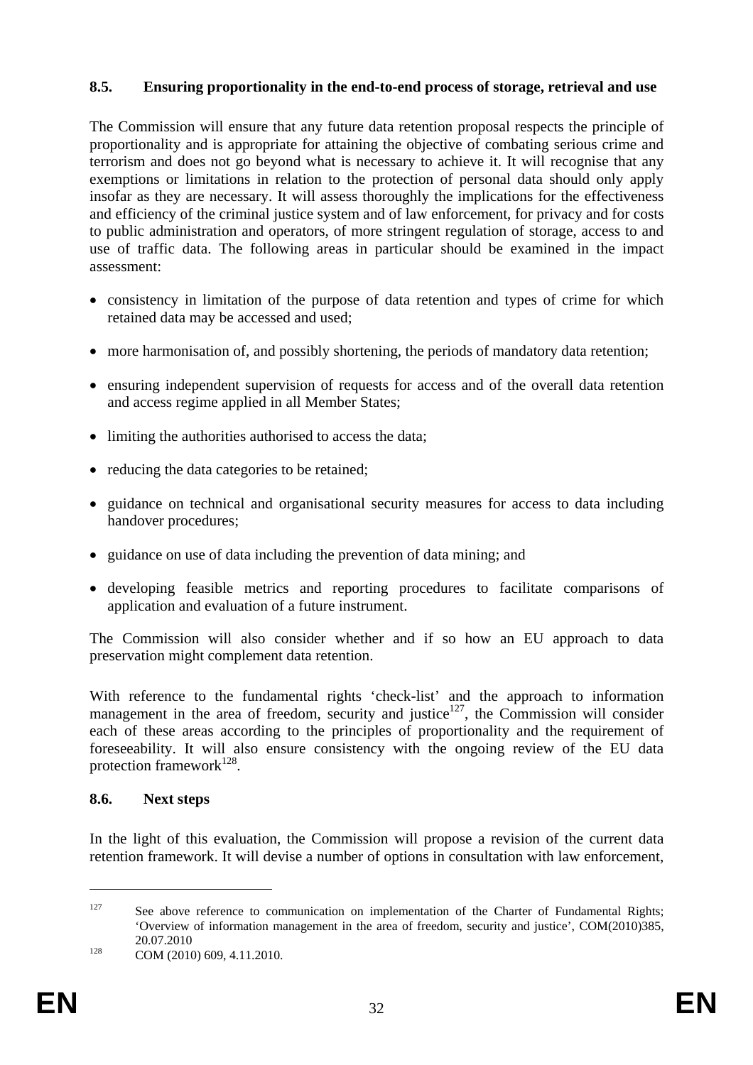### 8.5. Ensuring proportionality in the end-to-end process of storage, retrieval and use

The Commission will ensure that any future data retention proposal respects the principle of proportionality and is appropriate for attaining the objective of combating serious crime and terrorism and does not go beyond what is necessary to achieve it. It will recognise that any exemptions or limitations in relation to the protection of personal data should only apply insofar as they are necessary. It will assess thoroughly the implications for the effectiveness and efficiency of the criminal justice system and of law enforcement, for privacy and for costs to public administration and operators, of more stringent regulation of storage, access to and use of traffic data. The following areas in particular should be examined in the impact assessment:

- consistency in limitation of the purpose of data retention and types of crime for which retained data may be accessed and used;
- more harmonisation of, and possibly shortening, the periods of mandatory data retention;
- ensuring independent supervision of requests for access and of the overall data retention and access regime applied in all Member States;
- limiting the authorities authorised to access the data;
- reducing the data categories to be retained;
- guidance on technical and organisational security measures for access to data including handover procedures;
- guidance on use of data including the prevention of data mining; and
- developing feasible metrics and reporting procedures to facilitate comparisons of application and evaluation of a future instrument.

The Commission will also consider whether and if so how an EU approach to data preservation might complement data retention.

With reference to the fundamental rights 'check-list' and the approach to information management in the area of freedom, security and justice[127], the Commission will consider each of these areas according to the principles of proportionality and the requirement of foreseeability. It will also ensure consistency with the ongoing review of the EU data protection framework[128].

### 8.6. Next steps

In the light of this evaluation, the Commission will propose a revision of the current data retention framework. It will devise a number of options in consultation with law enforcement,

---

[127] See above reference to communication on implementation of the Charter of Fundamental Rights; 'Overview of information management in the area of freedom, security and justice', COM(2010)385, 20.07.2010

[128] COM (2010) 609, 4.11.2010.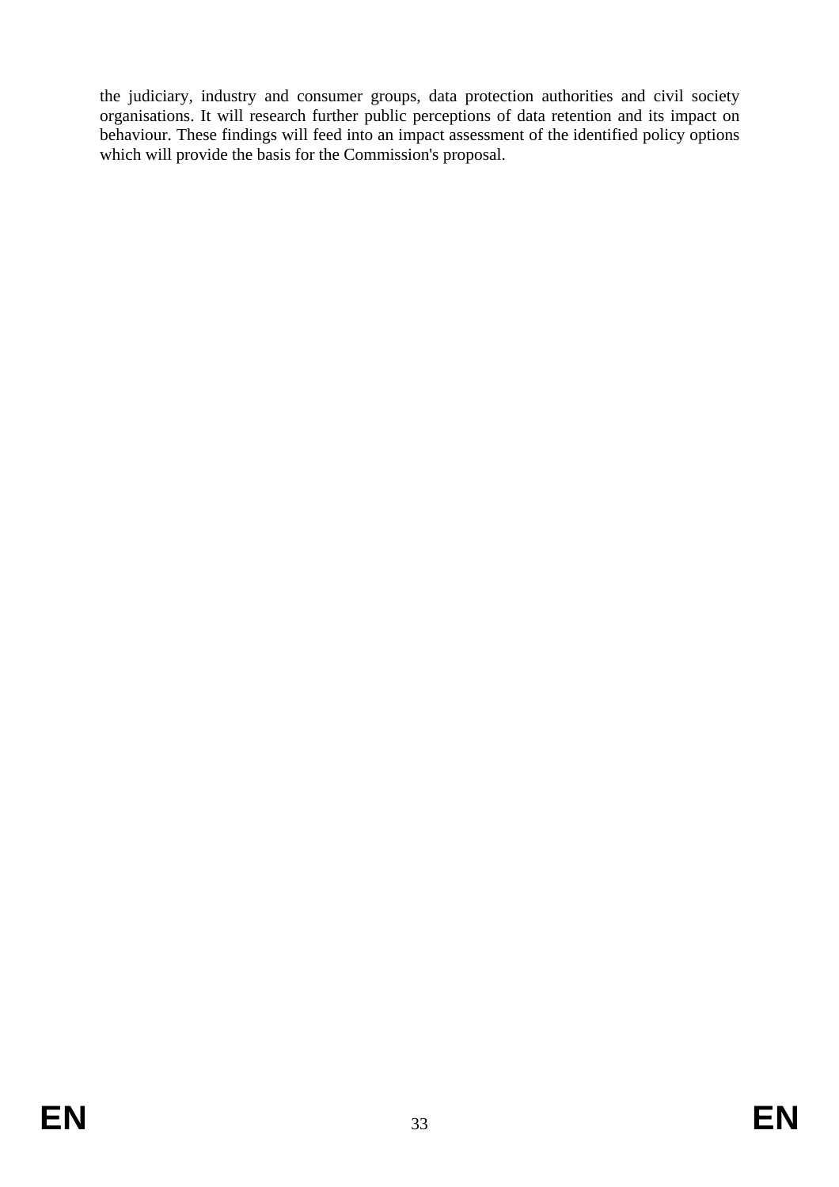the judiciary, industry and consumer groups, data protection authorities and civil society organisations. It will research further public perceptions of data retention and its impact on behaviour. These findings will feed into an impact assessment of the identified policy options which will provide the basis for the Commission's proposal.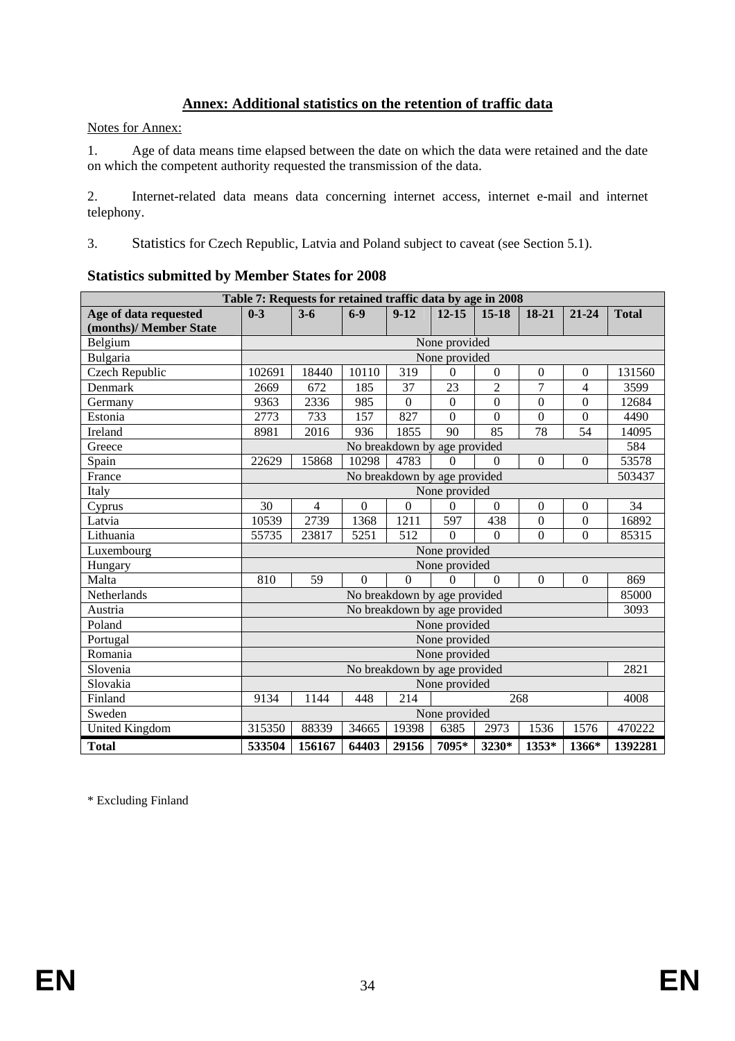## Annex: Additional statistics on the retention of traffic data

Notes for Annex:

1. Age of data means time elapsed between the date on which the data were retained and the date on which the competent authority requested the transmission of the data.

2. Internet-related data means data concerning internet access, internet e-mail and internet telephony.

3. Statistics for Czech Republic, Latvia and Poland subject to caveat (see Section 5.1).

### Statistics submitted by Member States for 2008

| Table 7: Requests for retained traffic data by age in 2008 | | | | | | | | | |
|---|---|---|---|---|---|---|---|---|---|
| **Age of data requested (months)/ Member State** | **0-3** | **3-6** | **6-9** | **9-12** | **12-15** | **15-18** | **18-21** | **21-24** | **Total** |
| Belgium | None provided | | | | | | | | |
| Bulgaria | None provided | | | | | | | | |
| Czech Republic | 102691 | 18440 | 10110 | 319 | 0 | 0 | 0 | 0 | 131560 |
| Denmark | 2669 | 672 | 185 | 37 | 23 | 2 | 7 | 4 | 3599 |
| Germany | 9363 | 2336 | 985 | 0 | 0 | 0 | 0 | 0 | 12684 |
| Estonia | 2773 | 733 | 157 | 827 | 0 | 0 | 0 | 0 | 4490 |
| Ireland | 8981 | 2016 | 936 | 1855 | 90 | 85 | 78 | 54 | 14095 |
| Greece | No breakdown by age provided | | | | | | | | 584 |
| Spain | 22629 | 15868 | 10298 | 4783 | 0 | 0 | 0 | 0 | 53578 |
| France | No breakdown by age provided | | | | | | | | 503437 |
| Italy | None provided | | | | | | | | |
| Cyprus | 30 | 4 | 0 | 0 | 0 | 0 | 0 | 0 | 34 |
| Latvia | 10539 | 2739 | 1368 | 1211 | 597 | 438 | 0 | 0 | 16892 |
| Lithuania | 55735 | 23817 | 5251 | 512 | 0 | 0 | 0 | 0 | 85315 |
| Luxembourg | None provided | | | | | | | | |
| Hungary | None provided | | | | | | | | |
| Malta | 810 | 59 | 0 | 0 | 0 | 0 | 0 | 0 | 869 |
| Netherlands | No breakdown by age provided | | | | | | | | 85000 |
| Austria | No breakdown by age provided | | | | | | | | 3093 |
| Poland | None provided | | | | | | | | |
| Portugal | None provided | | | | | | | | |
| Romania | None provided | | | | | | | | |
| Slovenia | No breakdown by age provided | | | | | | | | 2821 |
| Slovakia | None provided | | | | | | | | |
| Finland | 9134 | 1144 | 448 | 214 | 268 | | | | 4008 |
| Sweden | None provided | | | | | | | | |
| United Kingdom | 315350 | 88339 | 34665 | 19398 | 6385 | 2973 | 1536 | 1576 | 470222 |
| **Total** | **533504** | **156167** | **64403** | **29156** | **7095*** | **3230*** | **1353*** | **1366*** | **1392281** |

* Excluding Finland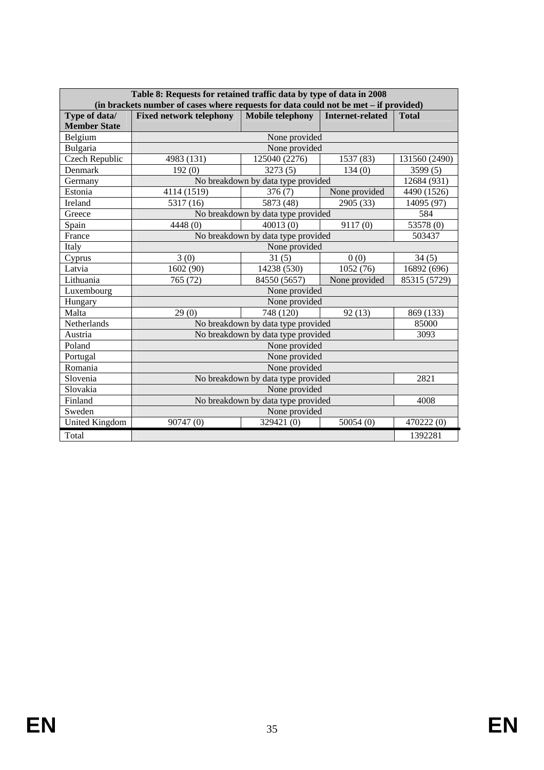| Table 8: Requests for retained traffic data by type of data in 2008 (in brackets number of cases where requests for data could not be met – if provided) | | | | |
|---|---|---|---|---|
| **Type of data/ Member State** | **Fixed network telephony** | **Mobile telephony** | **Internet-related** | **Total** |
| Belgium | None provided | | | |
| Bulgaria | None provided | | | |
| Czech Republic | 4983 (131) | 125040 (2276) | 1537 (83) | 131560 (2490) |
| Denmark | 192 (0) | 3273 (5) | 134 (0) | 3599 (5) |
| Germany | No breakdown by data type provided | | | 12684 (931) |
| Estonia | 4114 (1519) | 376 (7) | None provided | 4490 (1526) |
| Ireland | 5317 (16) | 5873 (48) | 2905 (33) | 14095 (97) |
| Greece | No breakdown by data type provided | | | 584 |
| Spain | 4448 (0) | 40013 (0) | 9117 (0) | 53578 (0) |
| France | No breakdown by data type provided | | | 503437 |
| Italy | None provided | | | |
| Cyprus | 3 (0) | 31 (5) | 0 (0) | 34 (5) |
| Latvia | 1602 (90) | 14238 (530) | 1052 (76) | 16892 (696) |
| Lithuania | 765 (72) | 84550 (5657) | None provided | 85315 (5729) |
| Luxembourg | None provided | | | |
| Hungary | None provided | | | |
| Malta | 29 (0) | 748 (120) | 92 (13) | 869 (133) |
| Netherlands | No breakdown by data type provided | | | 85000 |
| Austria | No breakdown by data type provided | | | 3093 |
| Poland | None provided | | | |
| Portugal | None provided | | | |
| Romania | None provided | | | |
| Slovenia | No breakdown by data type provided | | | 2821 |
| Slovakia | None provided | | | |
| Finland | No breakdown by data type provided | | | 4008 |
| Sweden | None provided | | | |
| United Kingdom | 90747 (0) | 329421 (0) | 50054 (0) | 470222 (0) |
| Total | | | | 1392281 |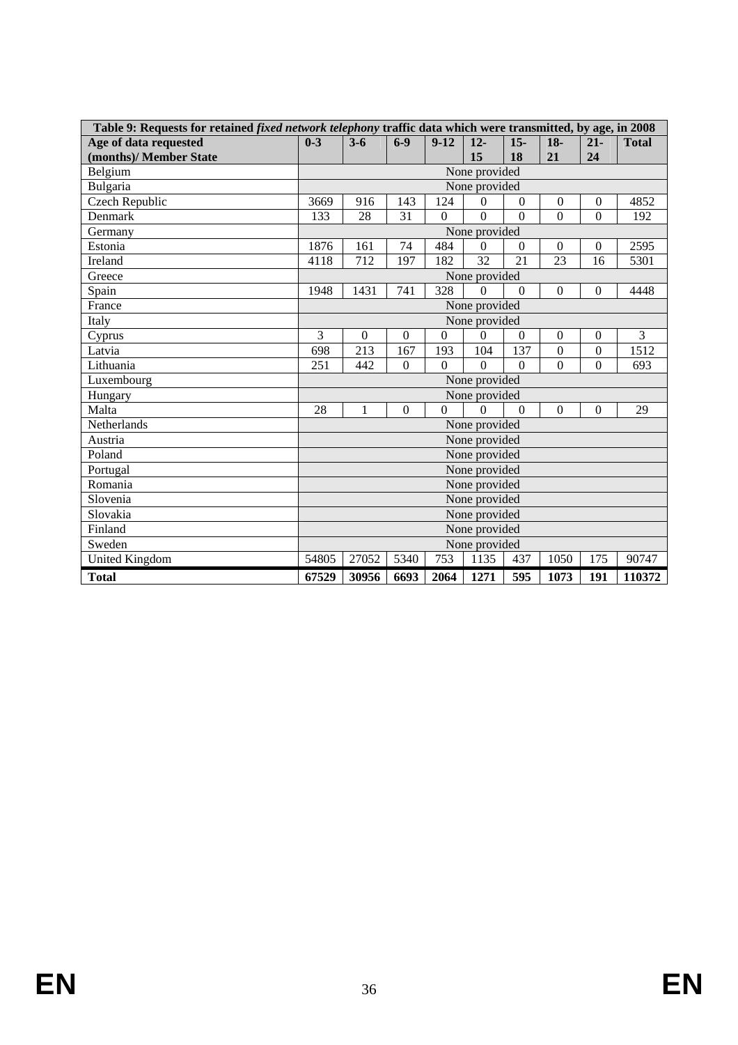**Table 9: Requests for retained *fixed network telephony* traffic data which were transmitted, by age, in 2008**

| Age of data requested (months)/ Member State | 0-3 | 3-6 | 6-9 | 9-12 | 12-15 | 15-18 | 18-21 | 21-24 | Total |
|---|---|---|---|---|---|---|---|---|---|
| Belgium | None provided | | | | | | | | |
| Bulgaria | None provided | | | | | | | | |
| Czech Republic | 3669 | 916 | 143 | 124 | 0 | 0 | 0 | 0 | 4852 |
| Denmark | 133 | 28 | 31 | 0 | 0 | 0 | 0 | 0 | 192 |
| Germany | None provided | | | | | | | | |
| Estonia | 1876 | 161 | 74 | 484 | 0 | 0 | 0 | 0 | 2595 |
| Ireland | 4118 | 712 | 197 | 182 | 32 | 21 | 23 | 16 | 5301 |
| Greece | None provided | | | | | | | | |
| Spain | 1948 | 1431 | 741 | 328 | 0 | 0 | 0 | 0 | 4448 |
| France | None provided | | | | | | | | |
| Italy | None provided | | | | | | | | |
| Cyprus | 3 | 0 | 0 | 0 | 0 | 0 | 0 | 0 | 3 |
| Latvia | 698 | 213 | 167 | 193 | 104 | 137 | 0 | 0 | 1512 |
| Lithuania | 251 | 442 | 0 | 0 | 0 | 0 | 0 | 0 | 693 |
| Luxembourg | None provided | | | | | | | | |
| Hungary | None provided | | | | | | | | |
| Malta | 28 | 1 | 0 | 0 | 0 | 0 | 0 | 0 | 29 |
| Netherlands | None provided | | | | | | | | |
| Austria | None provided | | | | | | | | |
| Poland | None provided | | | | | | | | |
| Portugal | None provided | | | | | | | | |
| Romania | None provided | | | | | | | | |
| Slovenia | None provided | | | | | | | | |
| Slovakia | None provided | | | | | | | | |
| Finland | None provided | | | | | | | | |
| Sweden | None provided | | | | | | | | |
| United Kingdom | 54805 | 27052 | 5340 | 753 | 1135 | 437 | 1050 | 175 | 90747 |
| **Total** | **67529** | **30956** | **6693** | **2064** | **1271** | **595** | **1073** | **191** | **110372** |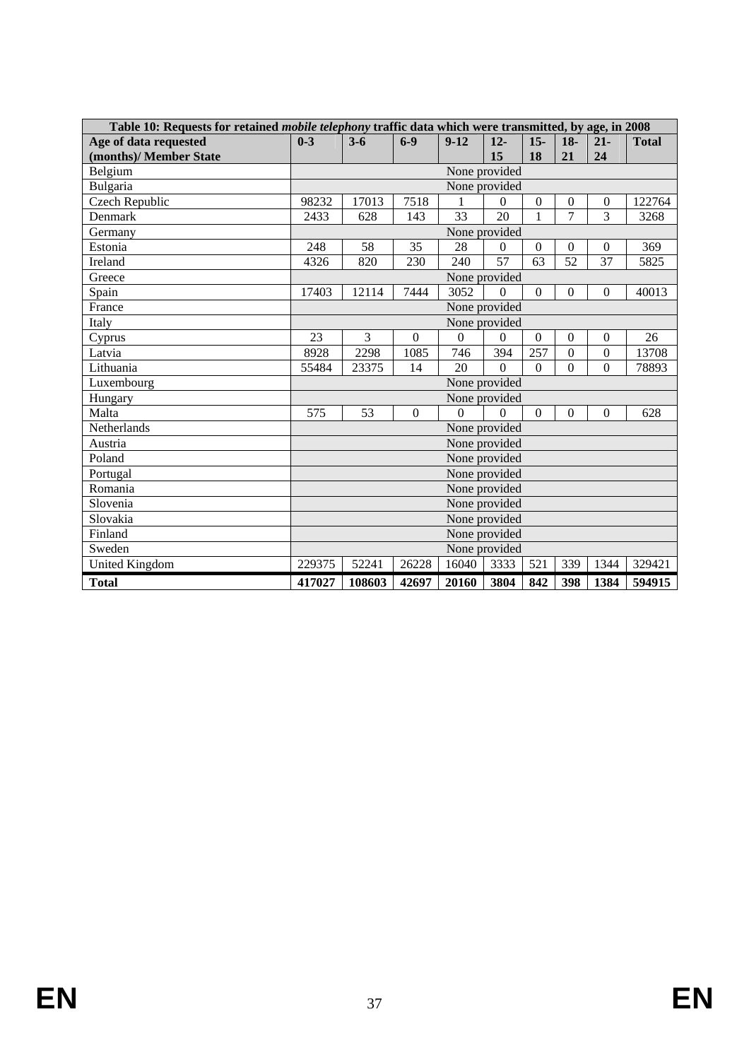| Table 10: Requests for retained *mobile telephony* traffic data which were transmitted, by age, in 2008 | | | | | | | | | |
|---|---|---|---|---|---|---|---|---|---|
| **Age of data requested (months)/ Member State** | **0-3** | **3-6** | **6-9** | **9-12** | **12-15** | **15-18** | **18-21** | **21-24** | **Total** |
| Belgium | None provided | | | | | | | | |
| Bulgaria | None provided | | | | | | | | |
| Czech Republic | 98232 | 17013 | 7518 | 1 | 0 | 0 | 0 | 0 | 122764 |
| Denmark | 2433 | 628 | 143 | 33 | 20 | 1 | 7 | 3 | 3268 |
| Germany | None provided | | | | | | | | |
| Estonia | 248 | 58 | 35 | 28 | 0 | 0 | 0 | 0 | 369 |
| Ireland | 4326 | 820 | 230 | 240 | 57 | 63 | 52 | 37 | 5825 |
| Greece | None provided | | | | | | | | |
| Spain | 17403 | 12114 | 7444 | 3052 | 0 | 0 | 0 | 0 | 40013 |
| France | None provided | | | | | | | | |
| Italy | None provided | | | | | | | | |
| Cyprus | 23 | 3 | 0 | 0 | 0 | 0 | 0 | 0 | 26 |
| Latvia | 8928 | 2298 | 1085 | 746 | 394 | 257 | 0 | 0 | 13708 |
| Lithuania | 55484 | 23375 | 14 | 20 | 0 | 0 | 0 | 0 | 78893 |
| Luxembourg | None provided | | | | | | | | |
| Hungary | None provided | | | | | | | | |
| Malta | 575 | 53 | 0 | 0 | 0 | 0 | 0 | 0 | 628 |
| Netherlands | None provided | | | | | | | | |
| Austria | None provided | | | | | | | | |
| Poland | None provided | | | | | | | | |
| Portugal | None provided | | | | | | | | |
| Romania | None provided | | | | | | | | |
| Slovenia | None provided | | | | | | | | |
| Slovakia | None provided | | | | | | | | |
| Finland | None provided | | | | | | | | |
| Sweden | None provided | | | | | | | | |
| United Kingdom | 229375 | 52241 | 26228 | 16040 | 3333 | 521 | 339 | 1344 | 329421 |
| **Total** | **417027** | **108603** | **42697** | **20160** | **3804** | **842** | **398** | **1384** | **594915** |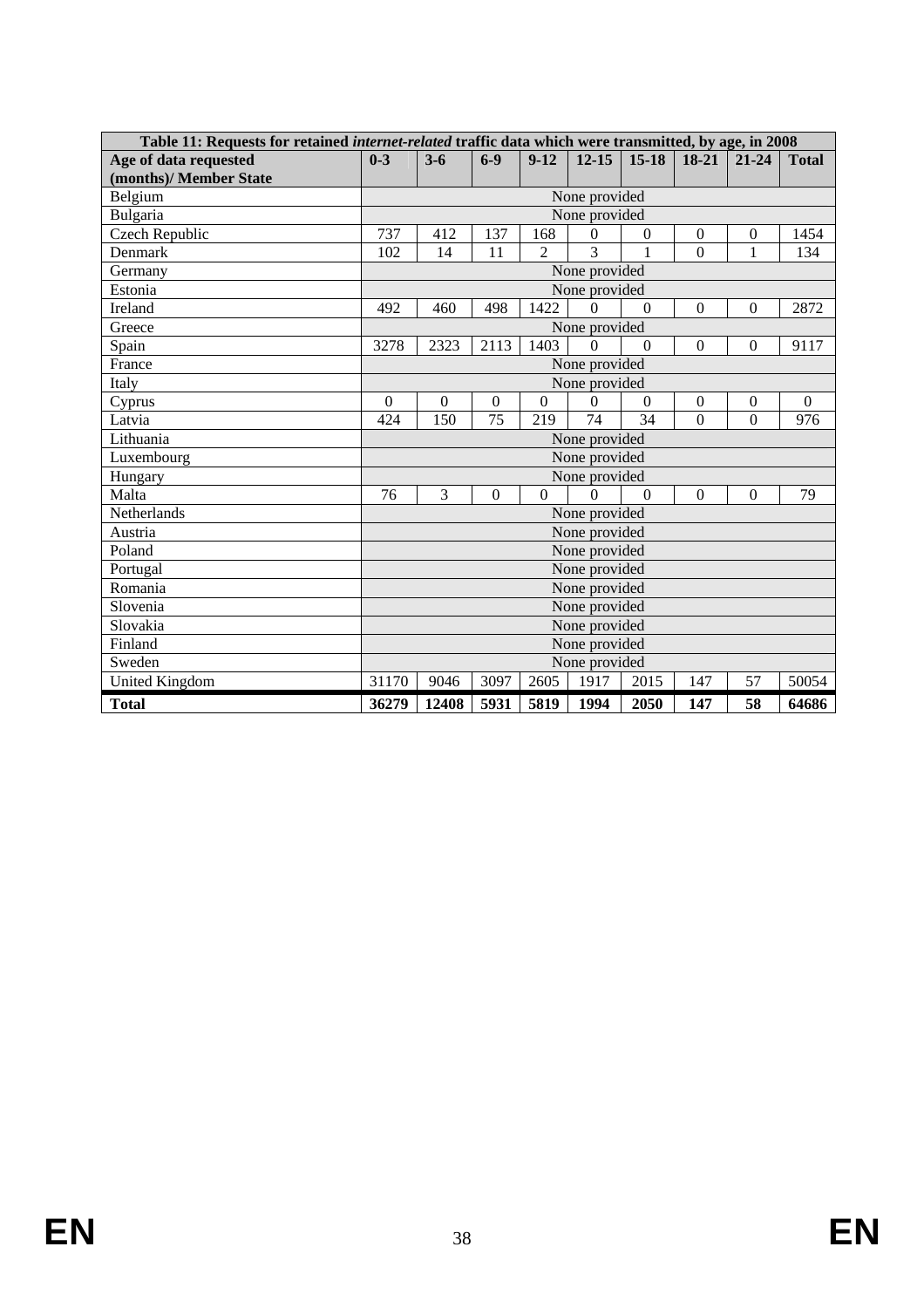| Table 11: Requests for retained *internet-related* traffic data which were transmitted, by age, in 2008 | | | | | | | | | |
|---|---|---|---|---|---|---|---|---|---|
| **Age of data requested (months)/ Member State** | **0-3** | **3-6** | **6-9** | **9-12** | **12-15** | **15-18** | **18-21** | **21-24** | **Total** |
| Belgium | None provided | | | | | | | | |
| Bulgaria | None provided | | | | | | | | |
| Czech Republic | 737 | 412 | 137 | 168 | 0 | 0 | 0 | 0 | 1454 |
| Denmark | 102 | 14 | 11 | 2 | 3 | 1 | 0 | 1 | 134 |
| Germany | None provided | | | | | | | | |
| Estonia | None provided | | | | | | | | |
| Ireland | 492 | 460 | 498 | 1422 | 0 | 0 | 0 | 0 | 2872 |
| Greece | None provided | | | | | | | | |
| Spain | 3278 | 2323 | 2113 | 1403 | 0 | 0 | 0 | 0 | 9117 |
| France | None provided | | | | | | | | |
| Italy | None provided | | | | | | | | |
| Cyprus | 0 | 0 | 0 | 0 | 0 | 0 | 0 | 0 | 0 |
| Latvia | 424 | 150 | 75 | 219 | 74 | 34 | 0 | 0 | 976 |
| Lithuania | None provided | | | | | | | | |
| Luxembourg | None provided | | | | | | | | |
| Hungary | None provided | | | | | | | | |
| Malta | 76 | 3 | 0 | 0 | 0 | 0 | 0 | 0 | 79 |
| Netherlands | None provided | | | | | | | | |
| Austria | None provided | | | | | | | | |
| Poland | None provided | | | | | | | | |
| Portugal | None provided | | | | | | | | |
| Romania | None provided | | | | | | | | |
| Slovenia | None provided | | | | | | | | |
| Slovakia | None provided | | | | | | | | |
| Finland | None provided | | | | | | | | |
| Sweden | None provided | | | | | | | | |
| United Kingdom | 31170 | 9046 | 3097 | 2605 | 1917 | 2015 | 147 | 57 | 50054 |
| **Total** | **36279** | **12408** | **5931** | **5819** | **1994** | **2050** | **147** | **58** | **64686** |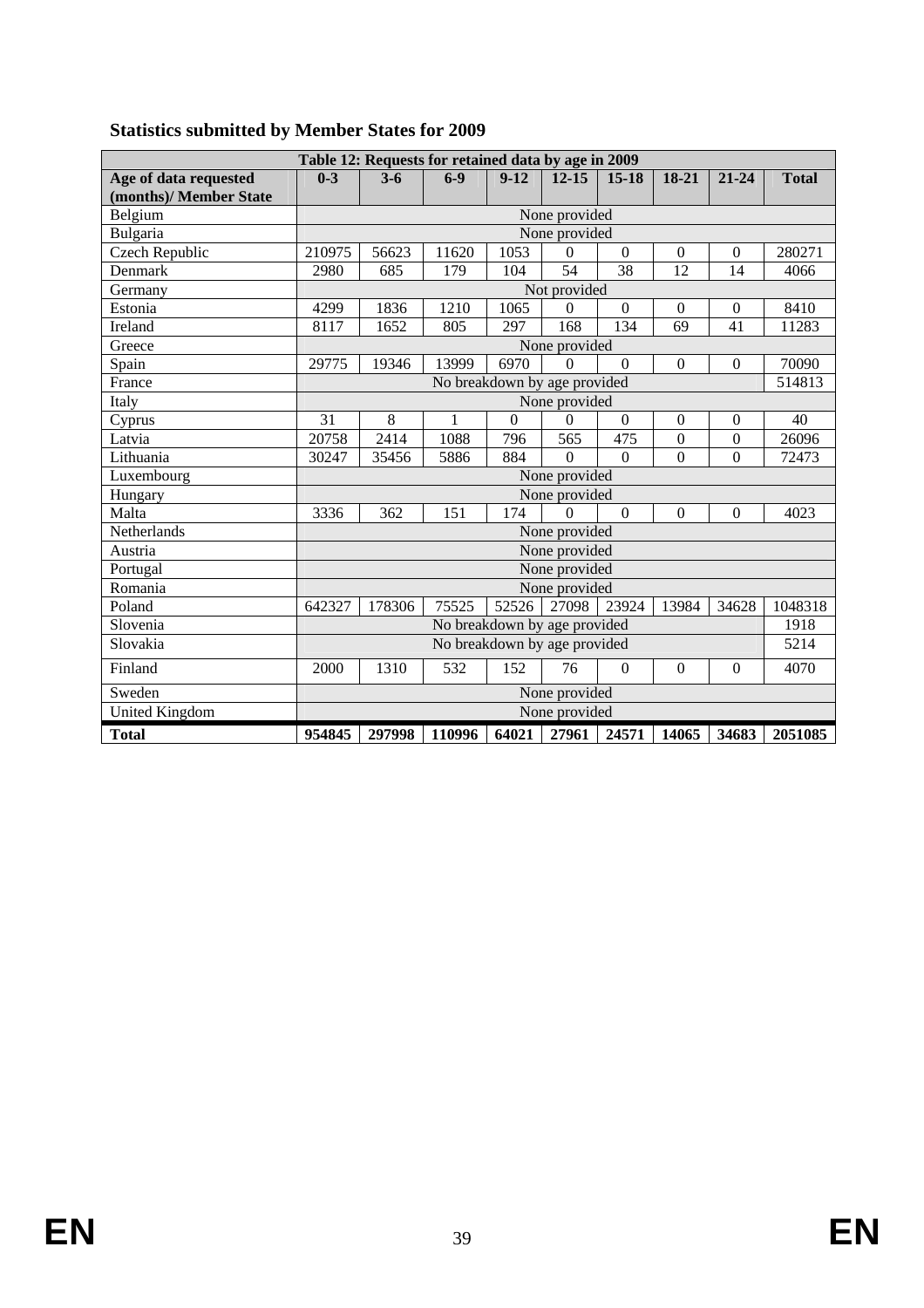## Statistics submitted by Member States for 2009

| Table 12: Requests for retained data by age in 2009 | | | | | | | | | |
|---|---|---|---|---|---|---|---|---|---|
| **Age of data requested (months)/ Member State** | **0-3** | **3-6** | **6-9** | **9-12** | **12-15** | **15-18** | **18-21** | **21-24** | **Total** |
| Belgium | None provided | | | | | | | | |
| Bulgaria | None provided | | | | | | | | |
| Czech Republic | 210975 | 56623 | 11620 | 1053 | 0 | 0 | 0 | 0 | 280271 |
| Denmark | 2980 | 685 | 179 | 104 | 54 | 38 | 12 | 14 | 4066 |
| Germany | Not provided | | | | | | | | |
| Estonia | 4299 | 1836 | 1210 | 1065 | 0 | 0 | 0 | 0 | 8410 |
| Ireland | 8117 | 1652 | 805 | 297 | 168 | 134 | 69 | 41 | 11283 |
| Greece | None provided | | | | | | | | |
| Spain | 29775 | 19346 | 13999 | 6970 | 0 | 0 | 0 | 0 | 70090 |
| France | No breakdown by age provided | | | | | | | | 514813 |
| Italy | None provided | | | | | | | | |
| Cyprus | 31 | 8 | 1 | 0 | 0 | 0 | 0 | 0 | 40 |
| Latvia | 20758 | 2414 | 1088 | 796 | 565 | 475 | 0 | 0 | 26096 |
| Lithuania | 30247 | 35456 | 5886 | 884 | 0 | 0 | 0 | 0 | 72473 |
| Luxembourg | None provided | | | | | | | | |
| Hungary | None provided | | | | | | | | |
| Malta | 3336 | 362 | 151 | 174 | 0 | 0 | 0 | 0 | 4023 |
| Netherlands | None provided | | | | | | | | |
| Austria | None provided | | | | | | | | |
| Portugal | None provided | | | | | | | | |
| Romania | None provided | | | | | | | | |
| Poland | 642327 | 178306 | 75525 | 52526 | 27098 | 23924 | 13984 | 34628 | 1048318 |
| Slovenia | No breakdown by age provided | | | | | | | | 1918 |
| Slovakia | No breakdown by age provided | | | | | | | | 5214 |
| Finland | 2000 | 1310 | 532 | 152 | 76 | 0 | 0 | 0 | 4070 |
| Sweden | None provided | | | | | | | | |
| United Kingdom | None provided | | | | | | | | |
| **Total** | **954845** | **297998** | **110996** | **64021** | **27961** | **24571** | **14065** | **34683** | **2051085** |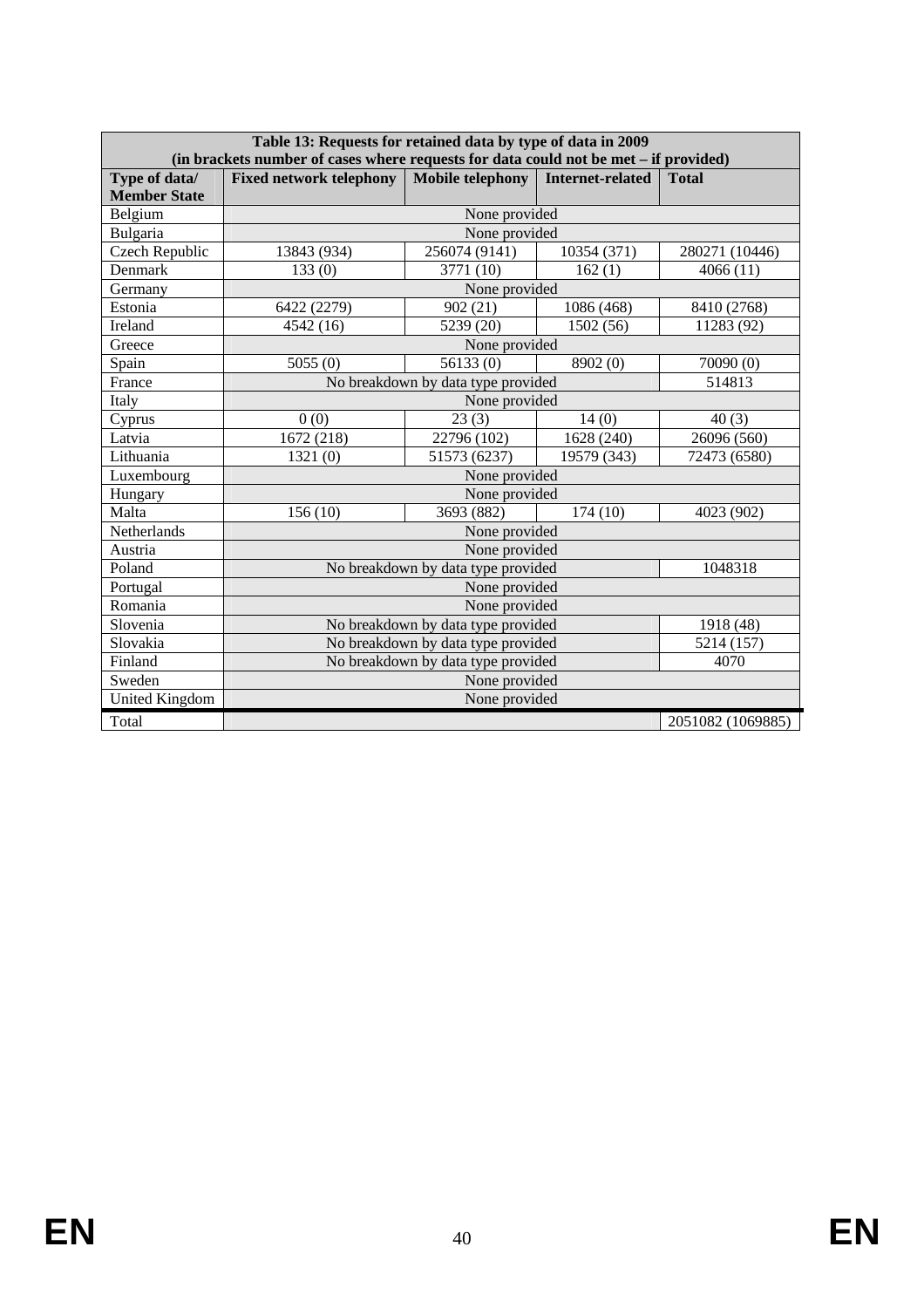| Table 13: Requests for retained data by type of data in 2009 (in brackets number of cases where requests for data could not be met – if provided) | | | | |
|---|---|---|---|---|
| **Type of data/ Member State** | **Fixed network telephony** | **Mobile telephony** | **Internet-related** | **Total** |
| Belgium | None provided | | | |
| Bulgaria | None provided | | | |
| Czech Republic | 13843 (934) | 256074 (9141) | 10354 (371) | 280271 (10446) |
| Denmark | 133 (0) | 3771 (10) | 162 (1) | 4066 (11) |
| Germany | None provided | | | |
| Estonia | 6422 (2279) | 902 (21) | 1086 (468) | 8410 (2768) |
| Ireland | 4542 (16) | 5239 (20) | 1502 (56) | 11283 (92) |
| Greece | None provided | | | |
| Spain | 5055 (0) | 56133 (0) | 8902 (0) | 70090 (0) |
| France | No breakdown by data type provided | | | 514813 |
| Italy | None provided | | | |
| Cyprus | 0 (0) | 23 (3) | 14 (0) | 40 (3) |
| Latvia | 1672 (218) | 22796 (102) | 1628 (240) | 26096 (560) |
| Lithuania | 1321 (0) | 51573 (6237) | 19579 (343) | 72473 (6580) |
| Luxembourg | None provided | | | |
| Hungary | None provided | | | |
| Malta | 156 (10) | 3693 (882) | 174 (10) | 4023 (902) |
| Netherlands | None provided | | | |
| Austria | None provided | | | |
| Poland | No breakdown by data type provided | | | 1048318 |
| Portugal | None provided | | | |
| Romania | None provided | | | |
| Slovenia | No breakdown by data type provided | | | 1918 (48) |
| Slovakia | No breakdown by data type provided | | | 5214 (157) |
| Finland | No breakdown by data type provided | | | 4070 |
| Sweden | None provided | | | |
| United Kingdom | None provided | | | |
| Total | | | | 2051082 (1069885) |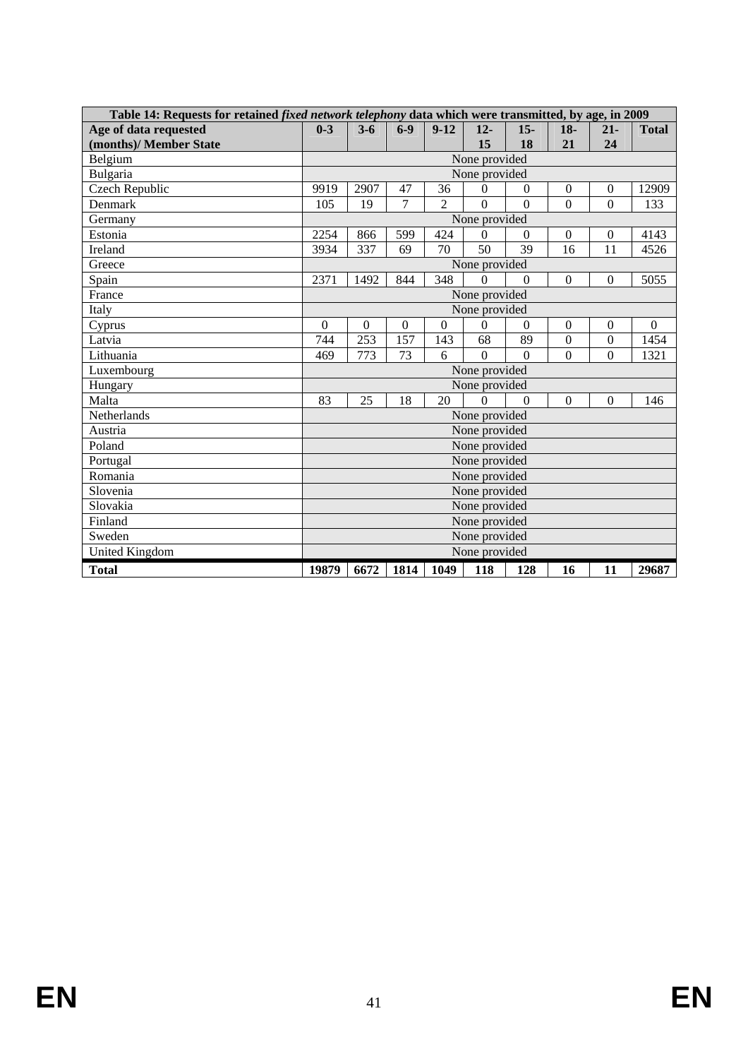| Table 14: Requests for retained *fixed network telephony* data which were transmitted, by age, in 2009 | | | | | | | | | |
|---|---|---|---|---|---|---|---|---|---|
| **Age of data requested (months)/ Member State** | **0-3** | **3-6** | **6-9** | **9-12** | **12-15** | **15-18** | **18-21** | **21-24** | **Total** |
| Belgium | None provided | | | | | | | | |
| Bulgaria | None provided | | | | | | | | |
| Czech Republic | 9919 | 2907 | 47 | 36 | 0 | 0 | 0 | 0 | 12909 |
| Denmark | 105 | 19 | 7 | 2 | 0 | 0 | 0 | 0 | 133 |
| Germany | None provided | | | | | | | | |
| Estonia | 2254 | 866 | 599 | 424 | 0 | 0 | 0 | 0 | 4143 |
| Ireland | 3934 | 337 | 69 | 70 | 50 | 39 | 16 | 11 | 4526 |
| Greece | None provided | | | | | | | | |
| Spain | 2371 | 1492 | 844 | 348 | 0 | 0 | 0 | 0 | 5055 |
| France | None provided | | | | | | | | |
| Italy | None provided | | | | | | | | |
| Cyprus | 0 | 0 | 0 | 0 | 0 | 0 | 0 | 0 | 0 |
| Latvia | 744 | 253 | 157 | 143 | 68 | 89 | 0 | 0 | 1454 |
| Lithuania | 469 | 773 | 73 | 6 | 0 | 0 | 0 | 0 | 1321 |
| Luxembourg | None provided | | | | | | | | |
| Hungary | None provided | | | | | | | | |
| Malta | 83 | 25 | 18 | 20 | 0 | 0 | 0 | 0 | 146 |
| Netherlands | None provided | | | | | | | | |
| Austria | None provided | | | | | | | | |
| Poland | None provided | | | | | | | | |
| Portugal | None provided | | | | | | | | |
| Romania | None provided | | | | | | | | |
| Slovenia | None provided | | | | | | | | |
| Slovakia | None provided | | | | | | | | |
| Finland | None provided | | | | | | | | |
| Sweden | None provided | | | | | | | | |
| United Kingdom | None provided | | | | | | | | |
| **Total** | **19879** | **6672** | **1814** | **1049** | **118** | **128** | **16** | **11** | **29687** |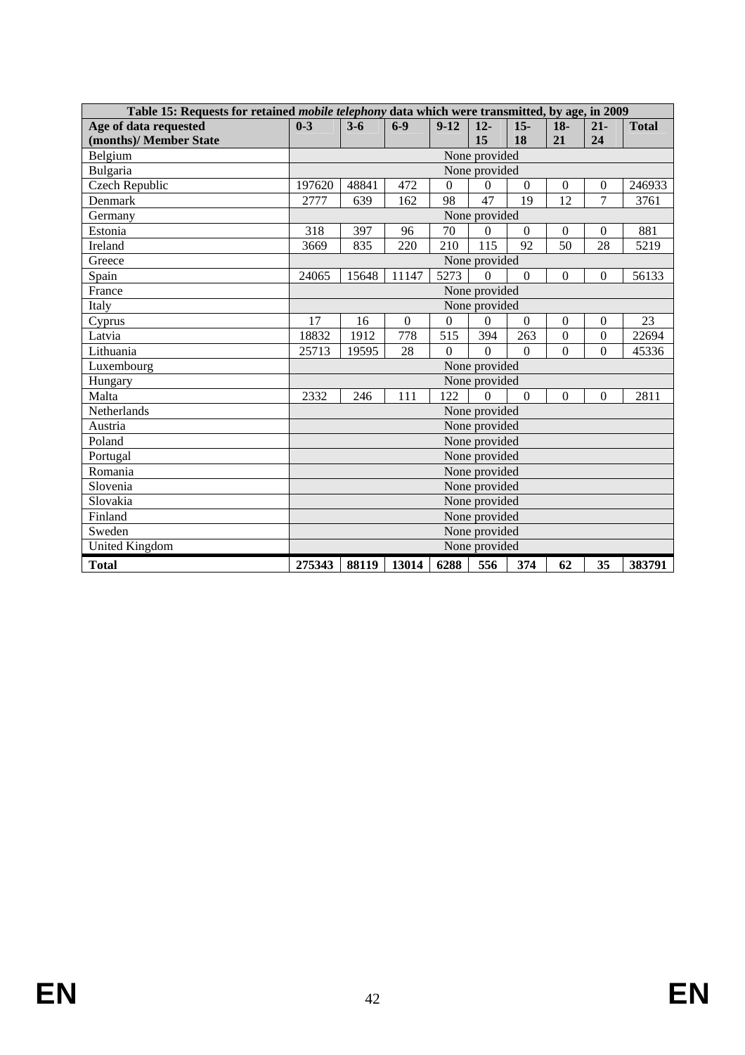| Table 15: Requests for retained *mobile telephony* data which were transmitted, by age, in 2009 | | | | | | | | | |
|---|---|---|---|---|---|---|---|---|---|
| **Age of data requested (months)/ Member State** | **0-3** | **3-6** | **6-9** | **9-12** | **12-15** | **15-18** | **18-21** | **21-24** | **Total** |
| Belgium | None provided | | | | | | | | |
| Bulgaria | None provided | | | | | | | | |
| Czech Republic | 197620 | 48841 | 472 | 0 | 0 | 0 | 0 | 0 | 246933 |
| Denmark | 2777 | 639 | 162 | 98 | 47 | 19 | 12 | 7 | 3761 |
| Germany | None provided | | | | | | | | |
| Estonia | 318 | 397 | 96 | 70 | 0 | 0 | 0 | 0 | 881 |
| Ireland | 3669 | 835 | 220 | 210 | 115 | 92 | 50 | 28 | 5219 |
| Greece | None provided | | | | | | | | |
| Spain | 24065 | 15648 | 11147 | 5273 | 0 | 0 | 0 | 0 | 56133 |
| France | None provided | | | | | | | | |
| Italy | None provided | | | | | | | | |
| Cyprus | 17 | 16 | 0 | 0 | 0 | 0 | 0 | 0 | 23 |
| Latvia | 18832 | 1912 | 778 | 515 | 394 | 263 | 0 | 0 | 22694 |
| Lithuania | 25713 | 19595 | 28 | 0 | 0 | 0 | 0 | 0 | 45336 |
| Luxembourg | None provided | | | | | | | | |
| Hungary | None provided | | | | | | | | |
| Malta | 2332 | 246 | 111 | 122 | 0 | 0 | 0 | 0 | 2811 |
| Netherlands | None provided | | | | | | | | |
| Austria | None provided | | | | | | | | |
| Poland | None provided | | | | | | | | |
| Portugal | None provided | | | | | | | | |
| Romania | None provided | | | | | | | | |
| Slovenia | None provided | | | | | | | | |
| Slovakia | None provided | | | | | | | | |
| Finland | None provided | | | | | | | | |
| Sweden | None provided | | | | | | | | |
| United Kingdom | None provided | | | | | | | | |
| **Total** | **275343** | **88119** | **13014** | **6288** | **556** | **374** | **62** | **35** | **383791** |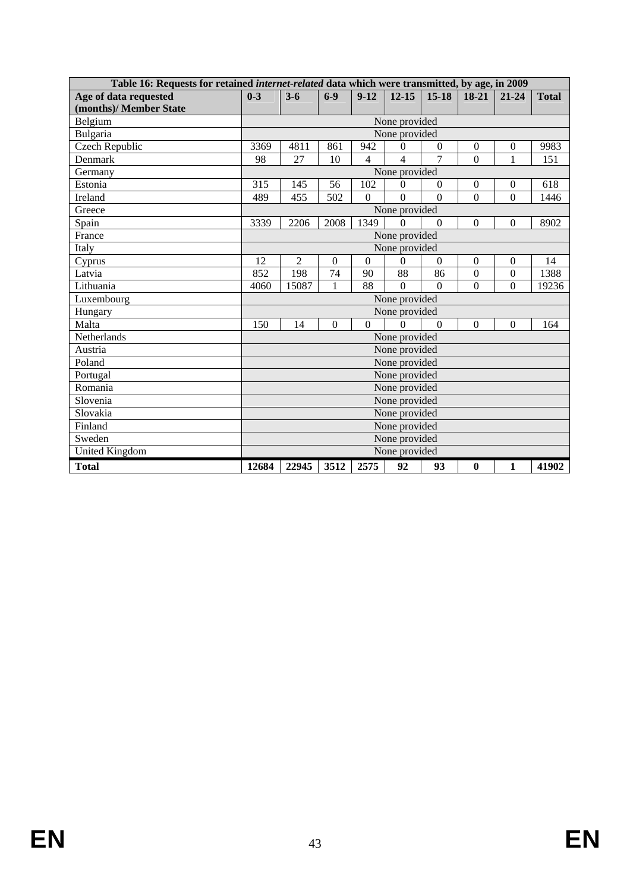| Table 16: Requests for retained *internet-related* data which were transmitted, by age, in 2009 | | | | | | | | | |
|---|---|---|---|---|---|---|---|---|---|
| **Age of data requested (months)/ Member State** | **0-3** | **3-6** | **6-9** | **9-12** | **12-15** | **15-18** | **18-21** | **21-24** | **Total** |
| Belgium | None provided | | | | | | | | |
| Bulgaria | None provided | | | | | | | | |
| Czech Republic | 3369 | 4811 | 861 | 942 | 0 | 0 | 0 | 0 | 9983 |
| Denmark | 98 | 27 | 10 | 4 | 4 | 7 | 0 | 1 | 151 |
| Germany | None provided | | | | | | | | |
| Estonia | 315 | 145 | 56 | 102 | 0 | 0 | 0 | 0 | 618 |
| Ireland | 489 | 455 | 502 | 0 | 0 | 0 | 0 | 0 | 1446 |
| Greece | None provided | | | | | | | | |
| Spain | 3339 | 2206 | 2008 | 1349 | 0 | 0 | 0 | 0 | 8902 |
| France | None provided | | | | | | | | |
| Italy | None provided | | | | | | | | |
| Cyprus | 12 | 2 | 0 | 0 | 0 | 0 | 0 | 0 | 14 |
| Latvia | 852 | 198 | 74 | 90 | 88 | 86 | 0 | 0 | 1388 |
| Lithuania | 4060 | 15087 | 1 | 88 | 0 | 0 | 0 | 0 | 19236 |
| Luxembourg | None provided | | | | | | | | |
| Hungary | None provided | | | | | | | | |
| Malta | 150 | 14 | 0 | 0 | 0 | 0 | 0 | 0 | 164 |
| Netherlands | None provided | | | | | | | | |
| Austria | None provided | | | | | | | | |
| Poland | None provided | | | | | | | | |
| Portugal | None provided | | | | | | | | |
| Romania | None provided | | | | | | | | |
| Slovenia | None provided | | | | | | | | |
| Slovakia | None provided | | | | | | | | |
| Finland | None provided | | | | | | | | |
| Sweden | None provided | | | | | | | | |
| United Kingdom | None provided | | | | | | | | |
| **Total** | **12684** | **22945** | **3512** | **2575** | **92** | **93** | **0** | **1** | **41902** |